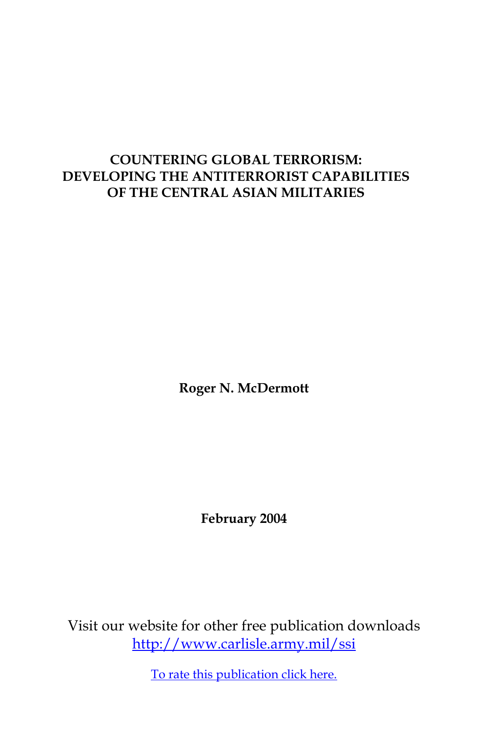# COUNTERING GLOBAL TERRORISM: DEVELOPING THE ANTITERRORIST CAPABILITIES OF THE CENTRAL ASIAN MILITARIES

**Roger N. McDermott**

**February 2004**

Visit our website for other free publication downloads
http://www.carlisle.army.mil/ssi

To rate this publication click here.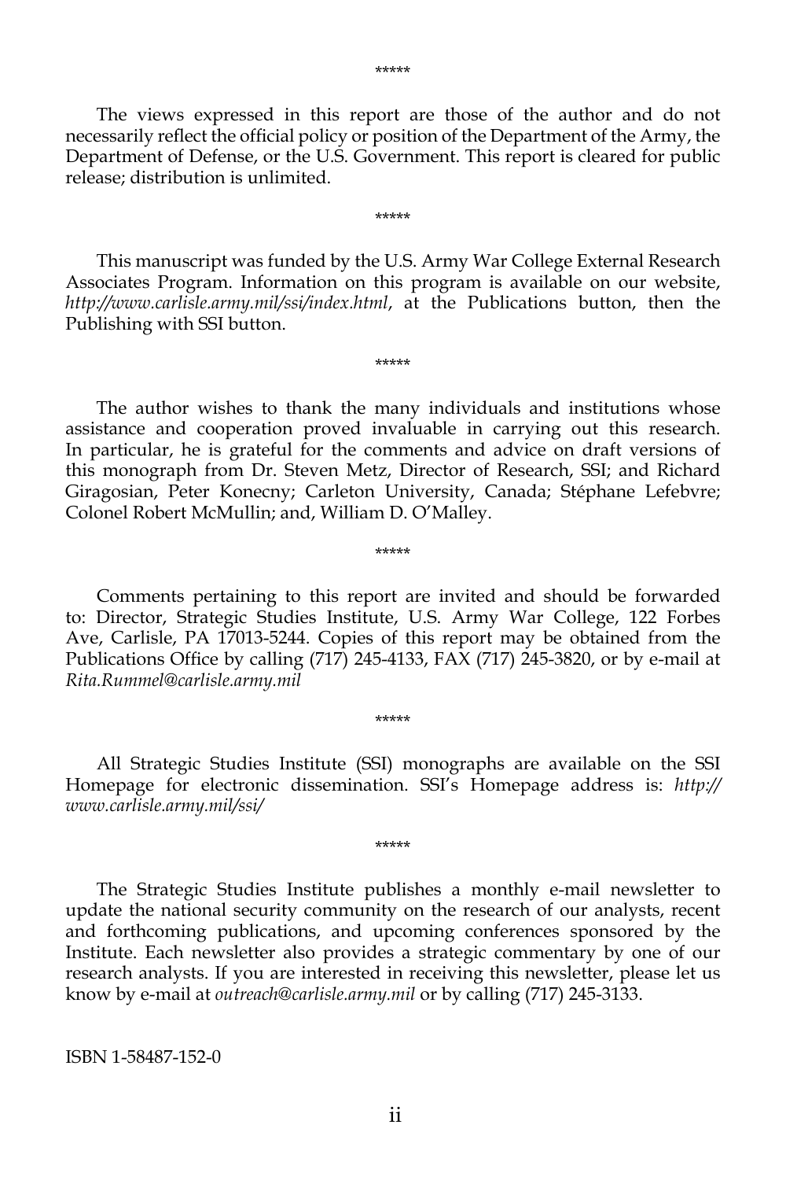*****

The views expressed in this report are those of the author and do not necessarily reflect the official policy or position of the Department of the Army, the Department of Defense, or the U.S. Government. This report is cleared for public release; distribution is unlimited.

*****

This manuscript was funded by the U.S. Army War College External Research Associates Program. Information on this program is available on our website, *http://www.carlisle.army.mil/ssi/index.html*, at the Publications button, then the Publishing with SSI button.

*****

The author wishes to thank the many individuals and institutions whose assistance and cooperation proved invaluable in carrying out this research. In particular, he is grateful for the comments and advice on draft versions of this monograph from Dr. Steven Metz, Director of Research, SSI; and Richard Giragosian, Peter Konecny; Carleton University, Canada; Stéphane Lefebvre; Colonel Robert McMullin; and, William D. O'Malley.

*****

Comments pertaining to this report are invited and should be forwarded to: Director, Strategic Studies Institute, U.S. Army War College, 122 Forbes Ave, Carlisle, PA 17013-5244. Copies of this report may be obtained from the Publications Office by calling (717) 245-4133, FAX (717) 245-3820, or by e-mail at *Rita.Rummel@carlisle.army.mil*

*****

All Strategic Studies Institute (SSI) monographs are available on the SSI Homepage for electronic dissemination. SSI's Homepage address is: *http://www.carlisle.army.mil/ssi/*

*****

The Strategic Studies Institute publishes a monthly e-mail newsletter to update the national security community on the research of our analysts, recent and forthcoming publications, and upcoming conferences sponsored by the Institute. Each newsletter also provides a strategic commentary by one of our research analysts. If you are interested in receiving this newsletter, please let us know by e-mail at *outreach@carlisle.army.mil* or by calling (717) 245-3133.

ISBN 1-58487-152-0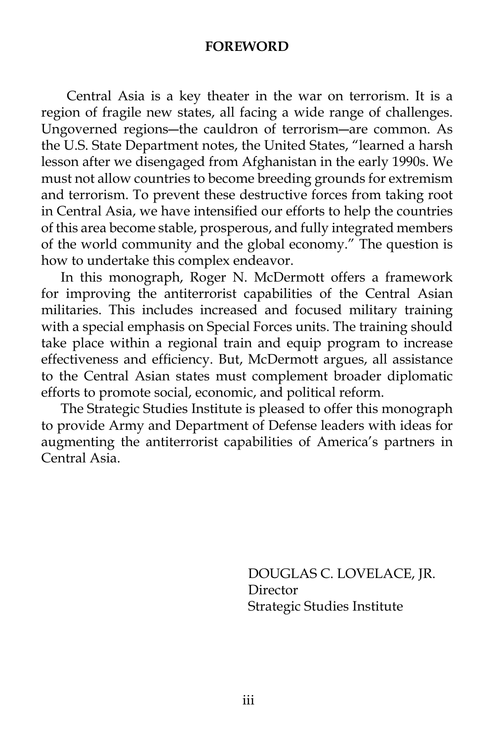# FOREWORD

Central Asia is a key theater in the war on terrorism. It is a region of fragile new states, all facing a wide range of challenges. Ungoverned regions—the cauldron of terrorism—are common. As the U.S. State Department notes, the United States, "learned a harsh lesson after we disengaged from Afghanistan in the early 1990s. We must not allow countries to become breeding grounds for extremism and terrorism. To prevent these destructive forces from taking root in Central Asia, we have intensified our efforts to help the countries of this area become stable, prosperous, and fully integrated members of the world community and the global economy." The question is how to undertake this complex endeavor.

In this monograph, Roger N. McDermott offers a framework for improving the antiterrorist capabilities of the Central Asian militaries. This includes increased and focused military training with a special emphasis on Special Forces units. The training should take place within a regional train and equip program to increase effectiveness and efficiency. But, McDermott argues, all assistance to the Central Asian states must complement broader diplomatic efforts to promote social, economic, and political reform.

The Strategic Studies Institute is pleased to offer this monograph to provide Army and Department of Defense leaders with ideas for augmenting the antiterrorist capabilities of America's partners in Central Asia.

DOUGLAS C. LOVELACE, JR.
Director
Strategic Studies Institute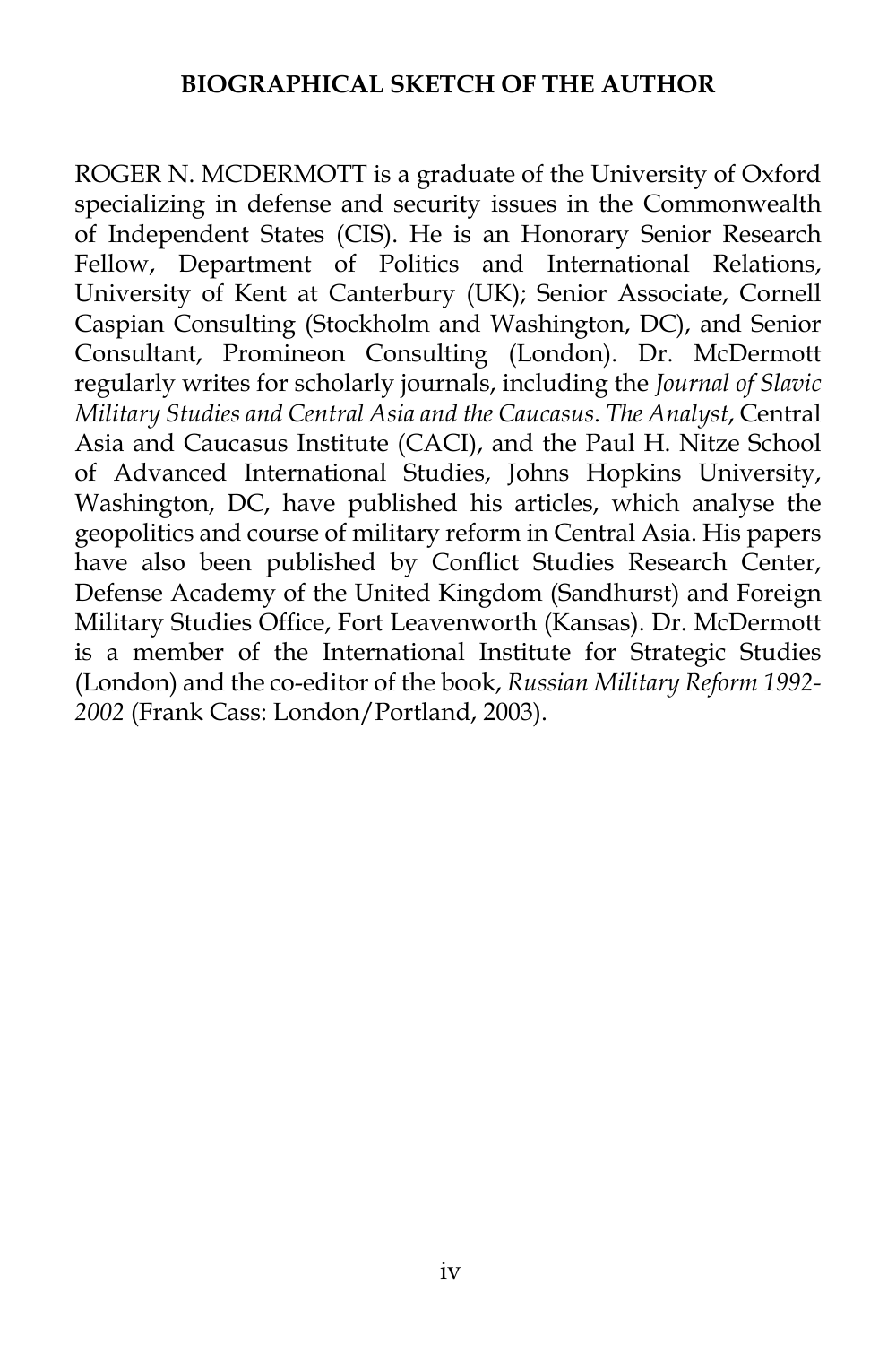## BIOGRAPHICAL SKETCH OF THE AUTHOR

ROGER N. MCDERMOTT is a graduate of the University of Oxford specializing in defense and security issues in the Commonwealth of Independent States (CIS). He is an Honorary Senior Research Fellow, Department of Politics and International Relations, University of Kent at Canterbury (UK); Senior Associate, Cornell Caspian Consulting (Stockholm and Washington, DC), and Senior Consultant, Promineon Consulting (London). Dr. McDermott regularly writes for scholarly journals, including the *Journal of Slavic Military Studies and Central Asia and the Caucasus*. *The Analyst*, Central Asia and Caucasus Institute (CACI), and the Paul H. Nitze School of Advanced International Studies, Johns Hopkins University, Washington, DC, have published his articles, which analyse the geopolitics and course of military reform in Central Asia. His papers have also been published by Conflict Studies Research Center, Defense Academy of the United Kingdom (Sandhurst) and Foreign Military Studies Office, Fort Leavenworth (Kansas). Dr. McDermott is a member of the International Institute for Strategic Studies (London) and the co-editor of the book, *Russian Military Reform 1992-2002* (Frank Cass: London/Portland, 2003).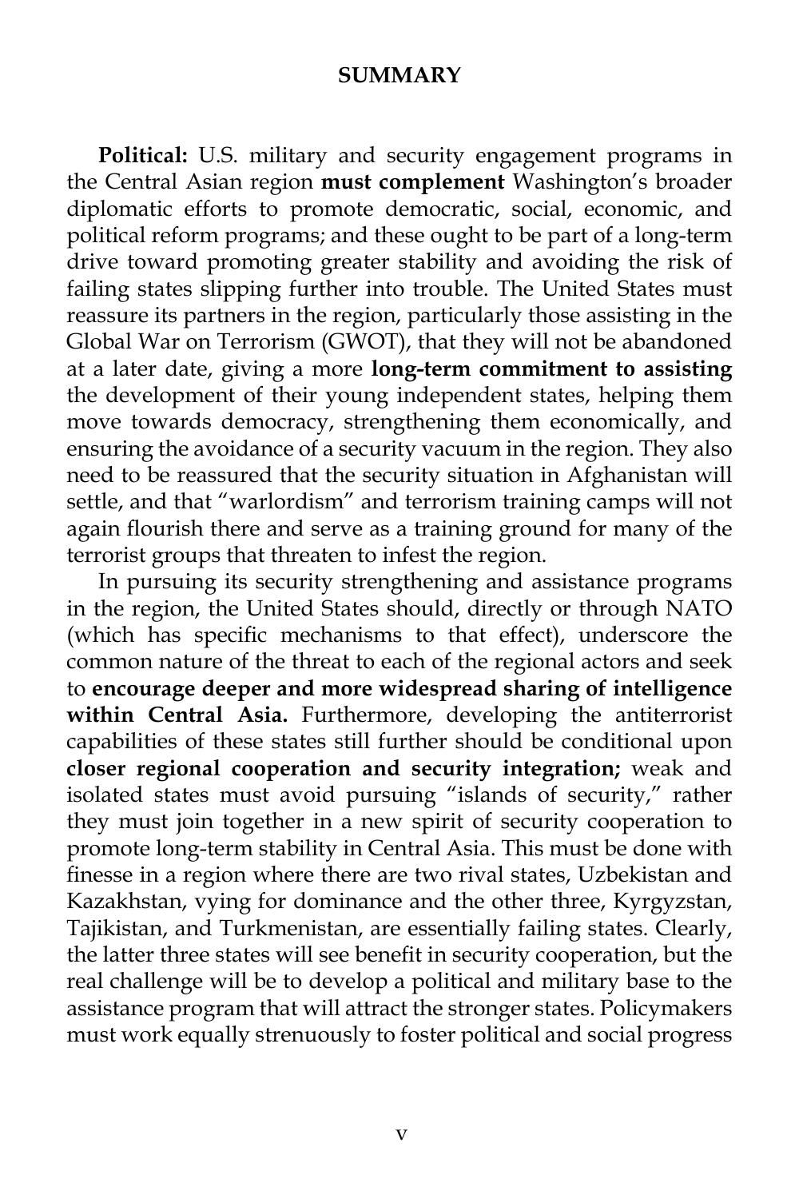## SUMMARY

**Political:** U.S. military and security engagement programs in the Central Asian region **must complement** Washington's broader diplomatic efforts to promote democratic, social, economic, and political reform programs; and these ought to be part of a long-term drive toward promoting greater stability and avoiding the risk of failing states slipping further into trouble. The United States must reassure its partners in the region, particularly those assisting in the Global War on Terrorism (GWOT), that they will not be abandoned at a later date, giving a more **long-term commitment to assisting** the development of their young independent states, helping them move towards democracy, strengthening them economically, and ensuring the avoidance of a security vacuum in the region. They also need to be reassured that the security situation in Afghanistan will settle, and that "warlordism" and terrorism training camps will not again flourish there and serve as a training ground for many of the terrorist groups that threaten to infest the region.

In pursuing its security strengthening and assistance programs in the region, the United States should, directly or through NATO (which has specific mechanisms to that effect), underscore the common nature of the threat to each of the regional actors and seek to **encourage deeper and more widespread sharing of intelligence within Central Asia.** Furthermore, developing the antiterrorist capabilities of these states still further should be conditional upon **closer regional cooperation and security integration;** weak and isolated states must avoid pursuing "islands of security," rather they must join together in a new spirit of security cooperation to promote long-term stability in Central Asia. This must be done with finesse in a region where there are two rival states, Uzbekistan and Kazakhstan, vying for dominance and the other three, Kyrgyzstan, Tajikistan, and Turkmenistan, are essentially failing states. Clearly, the latter three states will see benefit in security cooperation, but the real challenge will be to develop a political and military base to the assistance program that will attract the stronger states. Policymakers must work equally strenuously to foster political and social progress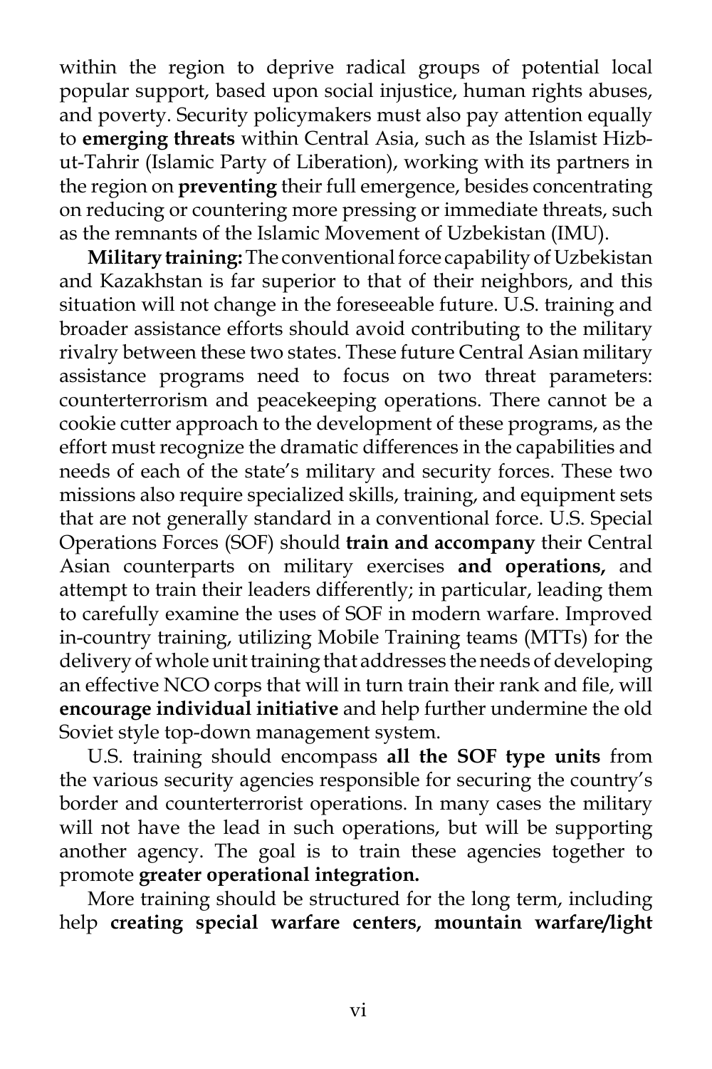within the region to deprive radical groups of potential local popular support, based upon social injustice, human rights abuses, and poverty. Security policymakers must also pay attention equally to **emerging threats** within Central Asia, such as the Islamist Hizb-ut-Tahrir (Islamic Party of Liberation), working with its partners in the region on **preventing** their full emergence, besides concentrating on reducing or countering more pressing or immediate threats, such as the remnants of the Islamic Movement of Uzbekistan (IMU).

**Military training:** The conventional force capability of Uzbekistan and Kazakhstan is far superior to that of their neighbors, and this situation will not change in the foreseeable future. U.S. training and broader assistance efforts should avoid contributing to the military rivalry between these two states. These future Central Asian military assistance programs need to focus on two threat parameters: counterterrorism and peacekeeping operations. There cannot be a cookie cutter approach to the development of these programs, as the effort must recognize the dramatic differences in the capabilities and needs of each of the state's military and security forces. These two missions also require specialized skills, training, and equipment sets that are not generally standard in a conventional force. U.S. Special Operations Forces (SOF) should **train and accompany** their Central Asian counterparts on military exercises **and operations,** and attempt to train their leaders differently; in particular, leading them to carefully examine the uses of SOF in modern warfare. Improved in-country training, utilizing Mobile Training teams (MTTs) for the delivery of whole unit training that addresses the needs of developing an effective NCO corps that will in turn train their rank and file, will **encourage individual initiative** and help further undermine the old Soviet style top-down management system.

U.S. training should encompass **all the SOF type units** from the various security agencies responsible for securing the country's border and counterterrorist operations. In many cases the military will not have the lead in such operations, but will be supporting another agency. The goal is to train these agencies together to promote **greater operational integration.**

More training should be structured for the long term, including help **creating special warfare centers, mountain warfare/light**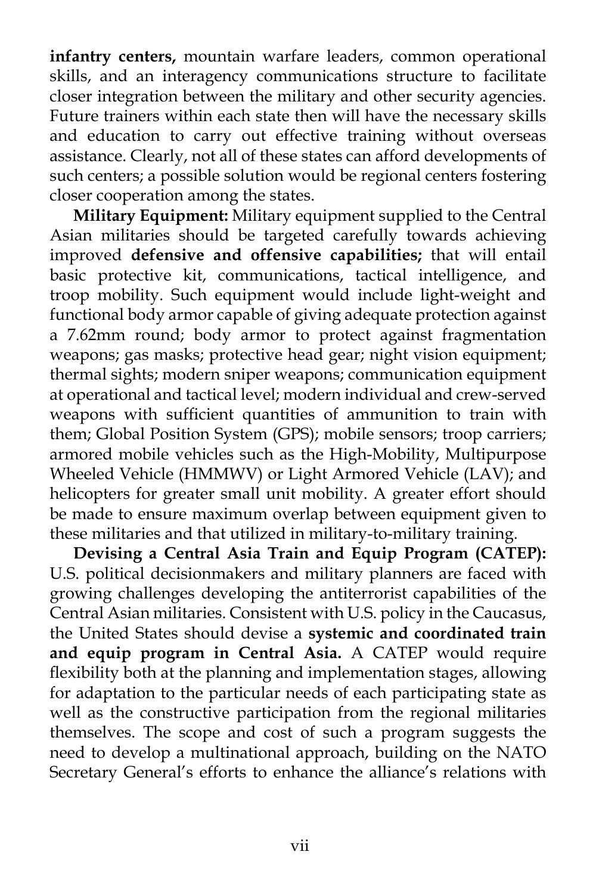**infantry centers,** mountain warfare leaders, common operational skills, and an interagency communications structure to facilitate closer integration between the military and other security agencies. Future trainers within each state then will have the necessary skills and education to carry out effective training without overseas assistance. Clearly, not all of these states can afford developments of such centers; a possible solution would be regional centers fostering closer cooperation among the states.

**Military Equipment:** Military equipment supplied to the Central Asian militaries should be targeted carefully towards achieving improved **defensive and offensive capabilities;** that will entail basic protective kit, communications, tactical intelligence, and troop mobility. Such equipment would include light-weight and functional body armor capable of giving adequate protection against a 7.62mm round; body armor to protect against fragmentation weapons; gas masks; protective head gear; night vision equipment; thermal sights; modern sniper weapons; communication equipment at operational and tactical level; modern individual and crew-served weapons with sufficient quantities of ammunition to train with them; Global Position System (GPS); mobile sensors; troop carriers; armored mobile vehicles such as the High-Mobility, Multipurpose Wheeled Vehicle (HMMWV) or Light Armored Vehicle (LAV); and helicopters for greater small unit mobility. A greater effort should be made to ensure maximum overlap between equipment given to these militaries and that utilized in military-to-military training.

**Devising a Central Asia Train and Equip Program (CATEP):** U.S. political decisionmakers and military planners are faced with growing challenges developing the antiterrorist capabilities of the Central Asian militaries. Consistent with U.S. policy in the Caucasus, the United States should devise a **systemic and coordinated train and equip program in Central Asia.** A CATEP would require flexibility both at the planning and implementation stages, allowing for adaptation to the particular needs of each participating state as well as the constructive participation from the regional militaries themselves. The scope and cost of such a program suggests the need to develop a multinational approach, building on the NATO Secretary General's efforts to enhance the alliance's relations with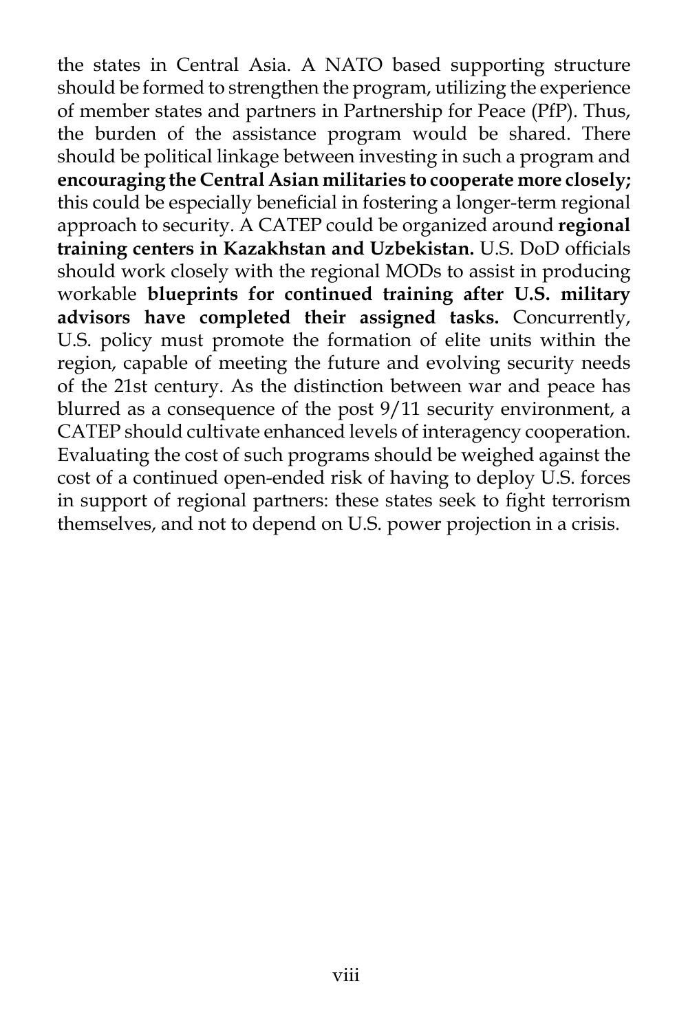the states in Central Asia. A NATO based supporting structure should be formed to strengthen the program, utilizing the experience of member states and partners in Partnership for Peace (PfP). Thus, the burden of the assistance program would be shared. There should be political linkage between investing in such a program and **encouraging the Central Asian militaries to cooperate more closely;** this could be especially beneficial in fostering a longer-term regional approach to security. A CATEP could be organized around **regional training centers in Kazakhstan and Uzbekistan.** U.S. DoD officials should work closely with the regional MODs to assist in producing workable **blueprints for continued training after U.S. military advisors have completed their assigned tasks.** Concurrently, U.S. policy must promote the formation of elite units within the region, capable of meeting the future and evolving security needs of the 21st century. As the distinction between war and peace has blurred as a consequence of the post 9/11 security environment, a CATEP should cultivate enhanced levels of interagency cooperation. Evaluating the cost of such programs should be weighed against the cost of a continued open-ended risk of having to deploy U.S. forces in support of regional partners: these states seek to fight terrorism themselves, and not to depend on U.S. power projection in a crisis.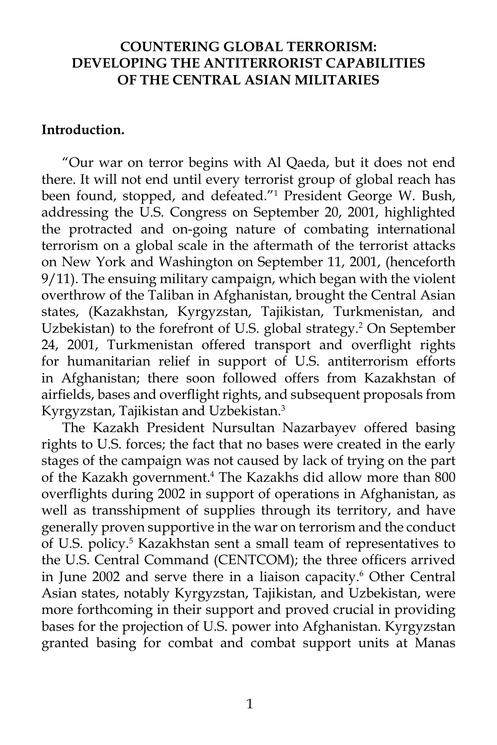# COUNTERING GLOBAL TERRORISM: DEVELOPING THE ANTITERRORIST CAPABILITIES OF THE CENTRAL ASIAN MILITARIES

**Introduction.**

"Our war on terror begins with Al Qaeda, but it does not end there. It will not end until every terrorist group of global reach has been found, stopped, and defeated."[1] President George W. Bush, addressing the U.S. Congress on September 20, 2001, highlighted the protracted and on-going nature of combating international terrorism on a global scale in the aftermath of the terrorist attacks on New York and Washington on September 11, 2001, (henceforth 9/11). The ensuing military campaign, which began with the violent overthrow of the Taliban in Afghanistan, brought the Central Asian states, (Kazakhstan, Kyrgyzstan, Tajikistan, Turkmenistan, and Uzbekistan) to the forefront of U.S. global strategy.[2] On September 24, 2001, Turkmenistan offered transport and overflight rights for humanitarian relief in support of U.S. antiterrorism efforts in Afghanistan; there soon followed offers from Kazakhstan of airfields, bases and overflight rights, and subsequent proposals from Kyrgyzstan, Tajikistan and Uzbekistan.[3]

The Kazakh President Nursultan Nazarbayev offered basing rights to U.S. forces; the fact that no bases were created in the early stages of the campaign was not caused by lack of trying on the part of the Kazakh government.[4] The Kazakhs did allow more than 800 overflights during 2002 in support of operations in Afghanistan, as well as transshipment of supplies through its territory, and have generally proven supportive in the war on terrorism and the conduct of U.S. policy.[5] Kazakhstan sent a small team of representatives to the U.S. Central Command (CENTCOM); the three officers arrived in June 2002 and serve there in a liaison capacity.[6] Other Central Asian states, notably Kyrgyzstan, Tajikistan, and Uzbekistan, were more forthcoming in their support and proved crucial in providing bases for the projection of U.S. power into Afghanistan. Kyrgyzstan granted basing for combat and combat support units at Manas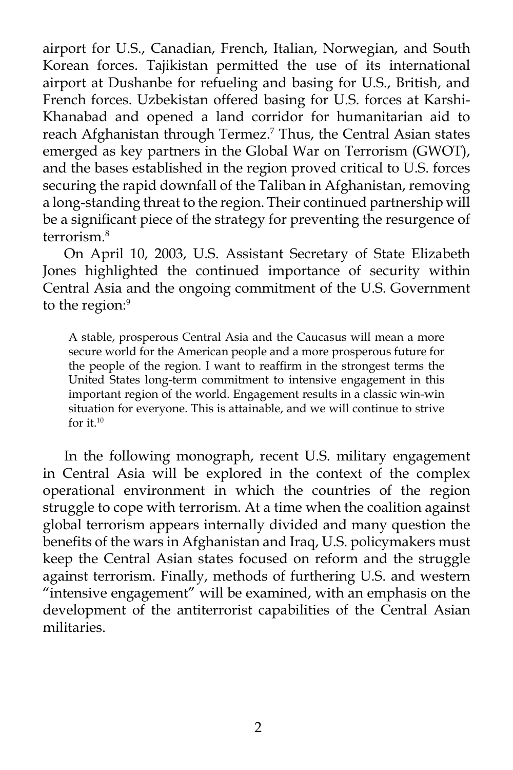airport for U.S., Canadian, French, Italian, Norwegian, and South Korean forces. Tajikistan permitted the use of its international airport at Dushanbe for refueling and basing for U.S., British, and French forces. Uzbekistan offered basing for U.S. forces at Karshi-Khanabad and opened a land corridor for humanitarian aid to reach Afghanistan through Termez.[7] Thus, the Central Asian states emerged as key partners in the Global War on Terrorism (GWOT), and the bases established in the region proved critical to U.S. forces securing the rapid downfall of the Taliban in Afghanistan, removing a long-standing threat to the region. Their continued partnership will be a significant piece of the strategy for preventing the resurgence of terrorism.[8]

On April 10, 2003, U.S. Assistant Secretary of State Elizabeth Jones highlighted the continued importance of security within Central Asia and the ongoing commitment of the U.S. Government to the region:[9]

> A stable, prosperous Central Asia and the Caucasus will mean a more secure world for the American people and a more prosperous future for the people of the region. I want to reaffirm in the strongest terms the United States long-term commitment to intensive engagement in this important region of the world. Engagement results in a classic win-win situation for everyone. This is attainable, and we will continue to strive for it.[10]

In the following monograph, recent U.S. military engagement in Central Asia will be explored in the context of the complex operational environment in which the countries of the region struggle to cope with terrorism. At a time when the coalition against global terrorism appears internally divided and many question the benefits of the wars in Afghanistan and Iraq, U.S. policymakers must keep the Central Asian states focused on reform and the struggle against terrorism. Finally, methods of furthering U.S. and western "intensive engagement" will be examined, with an emphasis on the development of the antiterrorist capabilities of the Central Asian militaries.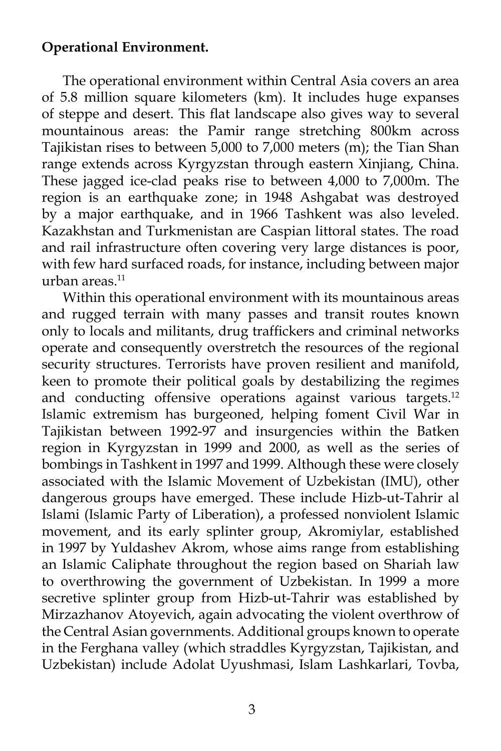**Operational Environment.**

The operational environment within Central Asia covers an area of 5.8 million square kilometers (km). It includes huge expanses of steppe and desert. This flat landscape also gives way to several mountainous areas: the Pamir range stretching 800km across Tajikistan rises to between 5,000 to 7,000 meters (m); the Tian Shan range extends across Kyrgyzstan through eastern Xinjiang, China. These jagged ice-clad peaks rise to between 4,000 to 7,000m. The region is an earthquake zone; in 1948 Ashgabat was destroyed by a major earthquake, and in 1966 Tashkent was also leveled. Kazakhstan and Turkmenistan are Caspian littoral states. The road and rail infrastructure often covering very large distances is poor, with few hard surfaced roads, for instance, including between major urban areas.[11]

Within this operational environment with its mountainous areas and rugged terrain with many passes and transit routes known only to locals and militants, drug traffickers and criminal networks operate and consequently overstretch the resources of the regional security structures. Terrorists have proven resilient and manifold, keen to promote their political goals by destabilizing the regimes and conducting offensive operations against various targets.[12] Islamic extremism has burgeoned, helping foment Civil War in Tajikistan between 1992-97 and insurgencies within the Batken region in Kyrgyzstan in 1999 and 2000, as well as the series of bombings in Tashkent in 1997 and 1999. Although these were closely associated with the Islamic Movement of Uzbekistan (IMU), other dangerous groups have emerged. These include Hizb-ut-Tahrir al Islami (Islamic Party of Liberation), a professed nonviolent Islamic movement, and its early splinter group, Akromiylar, established in 1997 by Yuldashev Akrom, whose aims range from establishing an Islamic Caliphate throughout the region based on Shariah law to overthrowing the government of Uzbekistan. In 1999 a more secretive splinter group from Hizb-ut-Tahrir was established by Mirzazhanov Atoyevich, again advocating the violent overthrow of the Central Asian governments. Additional groups known to operate in the Ferghana valley (which straddles Kyrgyzstan, Tajikistan, and Uzbekistan) include Adolat Uyushmasi, Islam Lashkarlari, Tovba,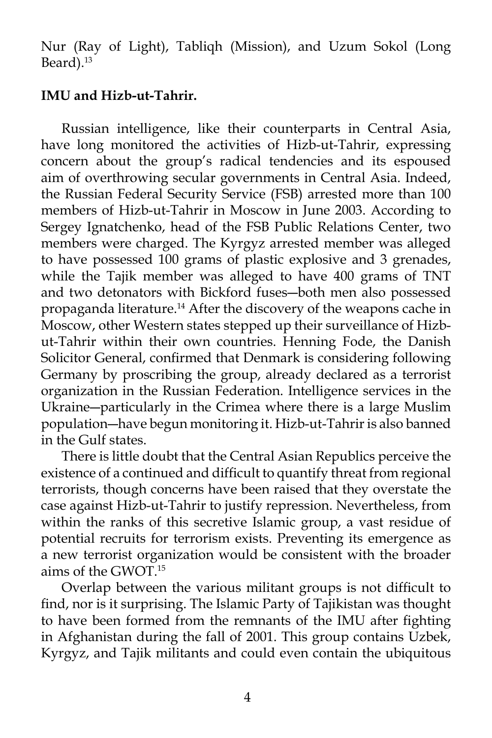Nur (Ray of Light), Tabliqh (Mission), and Uzum Sokol (Long Beard).[13]

**IMU and Hizb-ut-Tahrir.**

Russian intelligence, like their counterparts in Central Asia, have long monitored the activities of Hizb-ut-Tahrir, expressing concern about the group's radical tendencies and its espoused aim of overthrowing secular governments in Central Asia. Indeed, the Russian Federal Security Service (FSB) arrested more than 100 members of Hizb-ut-Tahrir in Moscow in June 2003. According to Sergey Ignatchenko, head of the FSB Public Relations Center, two members were charged. The Kyrgyz arrested member was alleged to have possessed 100 grams of plastic explosive and 3 grenades, while the Tajik member was alleged to have 400 grams of TNT and two detonators with Bickford fuses—both men also possessed propaganda literature.[14] After the discovery of the weapons cache in Moscow, other Western states stepped up their surveillance of Hizb-ut-Tahrir within their own countries. Henning Fode, the Danish Solicitor General, confirmed that Denmark is considering following Germany by proscribing the group, already declared as a terrorist organization in the Russian Federation. Intelligence services in the Ukraine—particularly in the Crimea where there is a large Muslim population—have begun monitoring it. Hizb-ut-Tahrir is also banned in the Gulf states.

There is little doubt that the Central Asian Republics perceive the existence of a continued and difficult to quantify threat from regional terrorists, though concerns have been raised that they overstate the case against Hizb-ut-Tahrir to justify repression. Nevertheless, from within the ranks of this secretive Islamic group, a vast residue of potential recruits for terrorism exists. Preventing its emergence as a new terrorist organization would be consistent with the broader aims of the GWOT.[15]

Overlap between the various militant groups is not difficult to find, nor is it surprising. The Islamic Party of Tajikistan was thought to have been formed from the remnants of the IMU after fighting in Afghanistan during the fall of 2001. This group contains Uzbek, Kyrgyz, and Tajik militants and could even contain the ubiquitous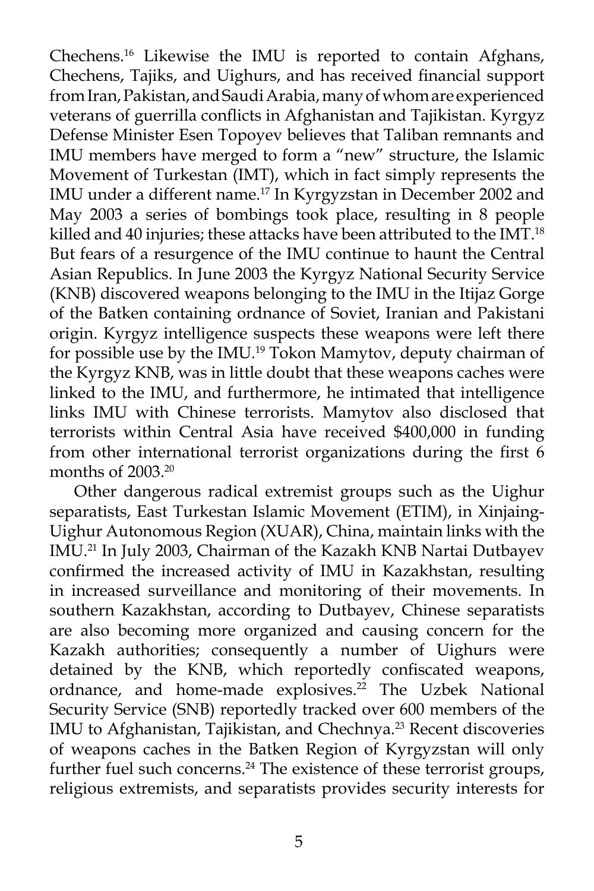Chechens.[16] Likewise the IMU is reported to contain Afghans, Chechens, Tajiks, and Uighurs, and has received financial support from Iran, Pakistan, and Saudi Arabia, many of whom are experienced veterans of guerrilla conflicts in Afghanistan and Tajikistan. Kyrgyz Defense Minister Esen Topoyev believes that Taliban remnants and IMU members have merged to form a "new" structure, the Islamic Movement of Turkestan (IMT), which in fact simply represents the IMU under a different name.[17] In Kyrgyzstan in December 2002 and May 2003 a series of bombings took place, resulting in 8 people killed and 40 injuries; these attacks have been attributed to the IMT.[18] But fears of a resurgence of the IMU continue to haunt the Central Asian Republics. In June 2003 the Kyrgyz National Security Service (KNB) discovered weapons belonging to the IMU in the Itijaz Gorge of the Batken containing ordnance of Soviet, Iranian and Pakistani origin. Kyrgyz intelligence suspects these weapons were left there for possible use by the IMU.[19] Tokon Mamytov, deputy chairman of the Kyrgyz KNB, was in little doubt that these weapons caches were linked to the IMU, and furthermore, he intimated that intelligence links IMU with Chinese terrorists. Mamytov also disclosed that terrorists within Central Asia have received $400,000 in funding from other international terrorist organizations during the first 6 months of 2003.[20]

Other dangerous radical extremist groups such as the Uighur separatists, East Turkestan Islamic Movement (ETIM), in Xinjaing-Uighur Autonomous Region (XUAR), China, maintain links with the IMU.[21] In July 2003, Chairman of the Kazakh KNB Nartai Dutbayev confirmed the increased activity of IMU in Kazakhstan, resulting in increased surveillance and monitoring of their movements. In southern Kazakhstan, according to Dutbayev, Chinese separatists are also becoming more organized and causing concern for the Kazakh authorities; consequently a number of Uighurs were detained by the KNB, which reportedly confiscated weapons, ordnance, and home-made explosives.[22] The Uzbek National Security Service (SNB) reportedly tracked over 600 members of the IMU to Afghanistan, Tajikistan, and Chechnya.[23] Recent discoveries of weapons caches in the Batken Region of Kyrgyzstan will only further fuel such concerns.[24] The existence of these terrorist groups, religious extremists, and separatists provides security interests for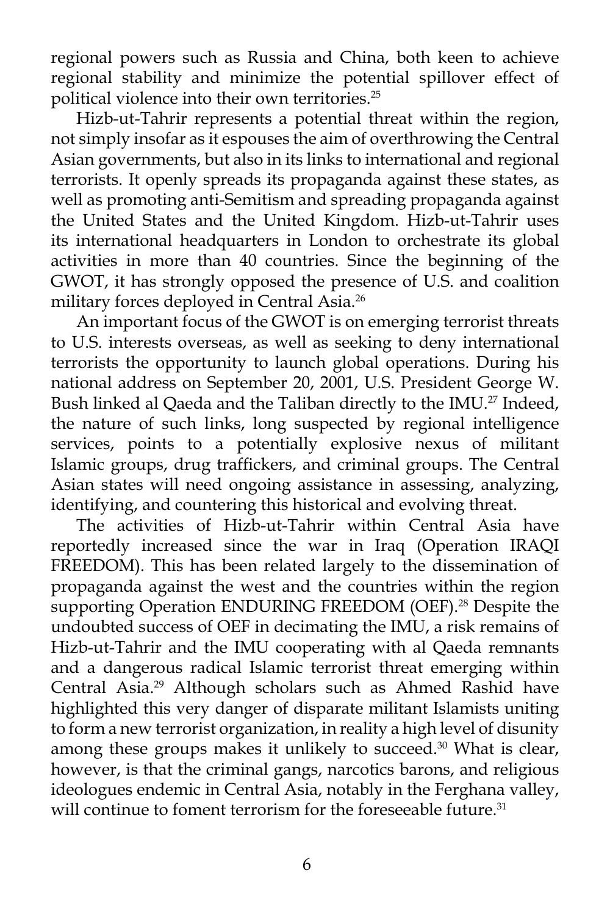regional powers such as Russia and China, both keen to achieve regional stability and minimize the potential spillover effect of political violence into their own territories.[25]

Hizb-ut-Tahrir represents a potential threat within the region, not simply insofar as it espouses the aim of overthrowing the Central Asian governments, but also in its links to international and regional terrorists. It openly spreads its propaganda against these states, as well as promoting anti-Semitism and spreading propaganda against the United States and the United Kingdom. Hizb-ut-Tahrir uses its international headquarters in London to orchestrate its global activities in more than 40 countries. Since the beginning of the GWOT, it has strongly opposed the presence of U.S. and coalition military forces deployed in Central Asia.[26]

An important focus of the GWOT is on emerging terrorist threats to U.S. interests overseas, as well as seeking to deny international terrorists the opportunity to launch global operations. During his national address on September 20, 2001, U.S. President George W. Bush linked al Qaeda and the Taliban directly to the IMU.[27] Indeed, the nature of such links, long suspected by regional intelligence services, points to a potentially explosive nexus of militant Islamic groups, drug traffickers, and criminal groups. The Central Asian states will need ongoing assistance in assessing, analyzing, identifying, and countering this historical and evolving threat.

The activities of Hizb-ut-Tahrir within Central Asia have reportedly increased since the war in Iraq (Operation IRAQI FREEDOM). This has been related largely to the dissemination of propaganda against the west and the countries within the region supporting Operation ENDURING FREEDOM (OEF).[28] Despite the undoubted success of OEF in decimating the IMU, a risk remains of Hizb-ut-Tahrir and the IMU cooperating with al Qaeda remnants and a dangerous radical Islamic terrorist threat emerging within Central Asia.[29] Although scholars such as Ahmed Rashid have highlighted this very danger of disparate militant Islamists uniting to form a new terrorist organization, in reality a high level of disunity among these groups makes it unlikely to succeed.[30] What is clear, however, is that the criminal gangs, narcotics barons, and religious ideologues endemic in Central Asia, notably in the Ferghana valley, will continue to foment terrorism for the foreseeable future.[31]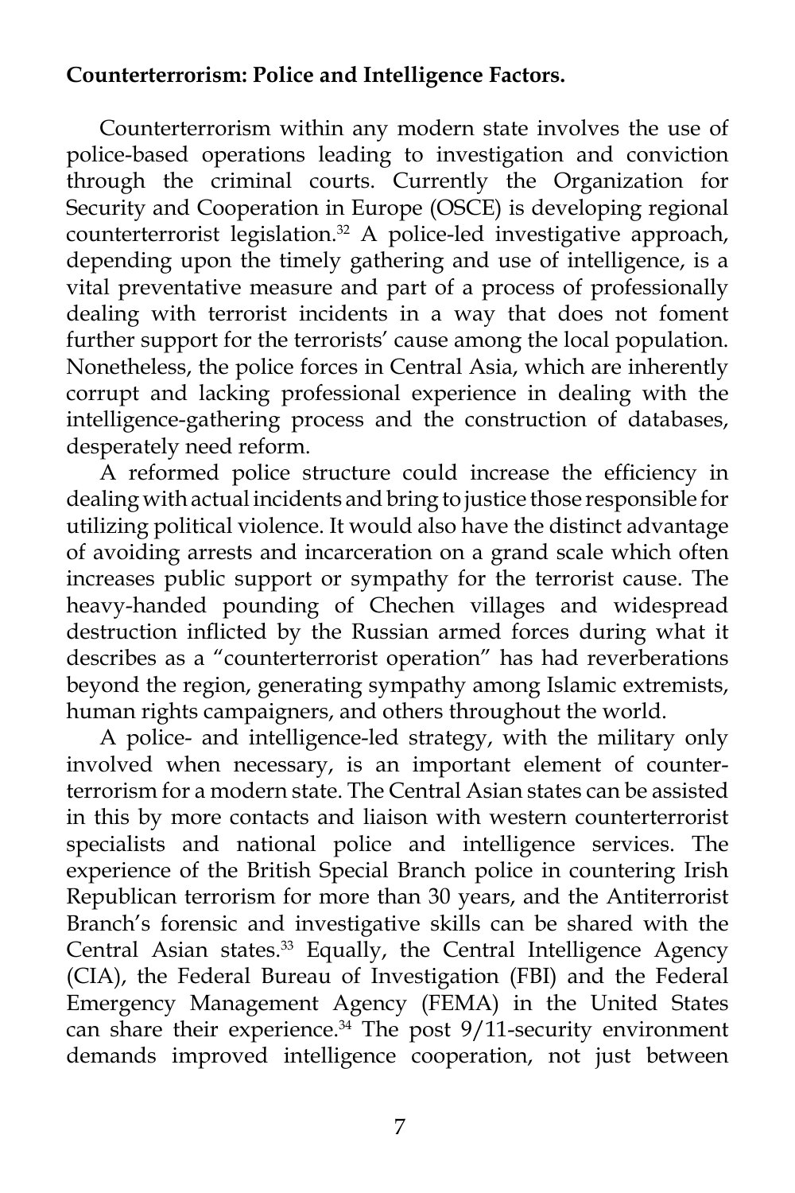**Counterterrorism: Police and Intelligence Factors.**

Counterterrorism within any modern state involves the use of police-based operations leading to investigation and conviction through the criminal courts. Currently the Organization for Security and Cooperation in Europe (OSCE) is developing regional counterterrorist legislation.[32] A police-led investigative approach, depending upon the timely gathering and use of intelligence, is a vital preventative measure and part of a process of professionally dealing with terrorist incidents in a way that does not foment further support for the terrorists' cause among the local population. Nonetheless, the police forces in Central Asia, which are inherently corrupt and lacking professional experience in dealing with the intelligence-gathering process and the construction of databases, desperately need reform.

A reformed police structure could increase the efficiency in dealing with actual incidents and bring to justice those responsible for utilizing political violence. It would also have the distinct advantage of avoiding arrests and incarceration on a grand scale which often increases public support or sympathy for the terrorist cause. The heavy-handed pounding of Chechen villages and widespread destruction inflicted by the Russian armed forces during what it describes as a "counterterrorist operation" has had reverberations beyond the region, generating sympathy among Islamic extremists, human rights campaigners, and others throughout the world.

A police- and intelligence-led strategy, with the military only involved when necessary, is an important element of counterterrorism for a modern state. The Central Asian states can be assisted in this by more contacts and liaison with western counterterrorist specialists and national police and intelligence services. The experience of the British Special Branch police in countering Irish Republican terrorism for more than 30 years, and the Antiterrorist Branch's forensic and investigative skills can be shared with the Central Asian states.[33] Equally, the Central Intelligence Agency (CIA), the Federal Bureau of Investigation (FBI) and the Federal Emergency Management Agency (FEMA) in the United States can share their experience.[34] The post 9/11-security environment demands improved intelligence cooperation, not just between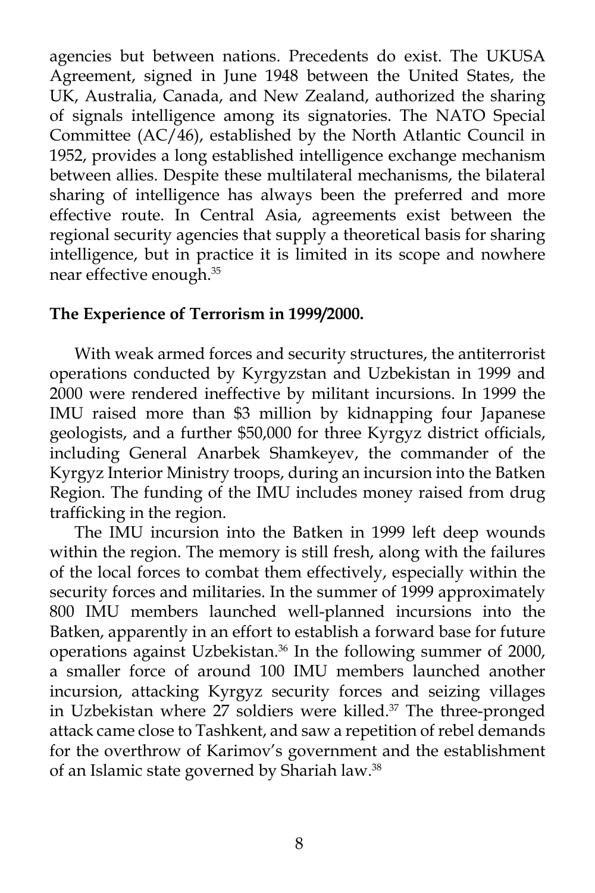agencies but between nations. Precedents do exist. The UKUSA Agreement, signed in June 1948 between the United States, the UK, Australia, Canada, and New Zealand, authorized the sharing of signals intelligence among its signatories. The NATO Special Committee (AC/46), established by the North Atlantic Council in 1952, provides a long established intelligence exchange mechanism between allies. Despite these multilateral mechanisms, the bilateral sharing of intelligence has always been the preferred and more effective route. In Central Asia, agreements exist between the regional security agencies that supply a theoretical basis for sharing intelligence, but in practice it is limited in its scope and nowhere near effective enough.[35]

**The Experience of Terrorism in 1999/2000.**

With weak armed forces and security structures, the antiterrorist operations conducted by Kyrgyzstan and Uzbekistan in 1999 and 2000 were rendered ineffective by militant incursions. In 1999 the IMU raised more than $3 million by kidnapping four Japanese geologists, and a further $50,000 for three Kyrgyz district officials, including General Anarbek Shamkeyev, the commander of the Kyrgyz Interior Ministry troops, during an incursion into the Batken Region. The funding of the IMU includes money raised from drug trafficking in the region.

The IMU incursion into the Batken in 1999 left deep wounds within the region. The memory is still fresh, along with the failures of the local forces to combat them effectively, especially within the security forces and militaries. In the summer of 1999 approximately 800 IMU members launched well-planned incursions into the Batken, apparently in an effort to establish a forward base for future operations against Uzbekistan.[36] In the following summer of 2000, a smaller force of around 100 IMU members launched another incursion, attacking Kyrgyz security forces and seizing villages in Uzbekistan where 27 soldiers were killed.[37] The three-pronged attack came close to Tashkent, and saw a repetition of rebel demands for the overthrow of Karimov's government and the establishment of an Islamic state governed by Shariah law.[38]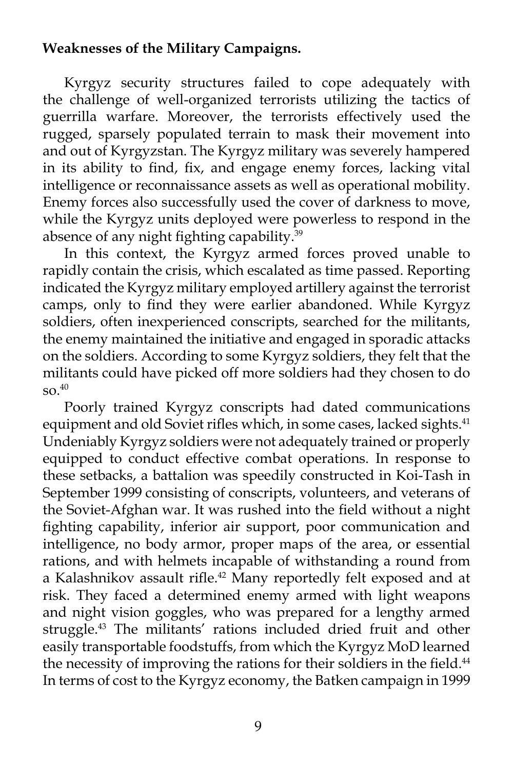**Weaknesses of the Military Campaigns.**

Kyrgyz security structures failed to cope adequately with the challenge of well-organized terrorists utilizing the tactics of guerrilla warfare. Moreover, the terrorists effectively used the rugged, sparsely populated terrain to mask their movement into and out of Kyrgyzstan. The Kyrgyz military was severely hampered in its ability to find, fix, and engage enemy forces, lacking vital intelligence or reconnaissance assets as well as operational mobility. Enemy forces also successfully used the cover of darkness to move, while the Kyrgyz units deployed were powerless to respond in the absence of any night fighting capability.[39]

In this context, the Kyrgyz armed forces proved unable to rapidly contain the crisis, which escalated as time passed. Reporting indicated the Kyrgyz military employed artillery against the terrorist camps, only to find they were earlier abandoned. While Kyrgyz soldiers, often inexperienced conscripts, searched for the militants, the enemy maintained the initiative and engaged in sporadic attacks on the soldiers. According to some Kyrgyz soldiers, they felt that the militants could have picked off more soldiers had they chosen to do so.[40]

Poorly trained Kyrgyz conscripts had dated communications equipment and old Soviet rifles which, in some cases, lacked sights.[41] Undeniably Kyrgyz soldiers were not adequately trained or properly equipped to conduct effective combat operations. In response to these setbacks, a battalion was speedily constructed in Koi-Tash in September 1999 consisting of conscripts, volunteers, and veterans of the Soviet-Afghan war. It was rushed into the field without a night fighting capability, inferior air support, poor communication and intelligence, no body armor, proper maps of the area, or essential rations, and with helmets incapable of withstanding a round from a Kalashnikov assault rifle.[42] Many reportedly felt exposed and at risk. They faced a determined enemy armed with light weapons and night vision goggles, who was prepared for a lengthy armed struggle.[43] The militants' rations included dried fruit and other easily transportable foodstuffs, from which the Kyrgyz MoD learned the necessity of improving the rations for their soldiers in the field.[44] In terms of cost to the Kyrgyz economy, the Batken campaign in 1999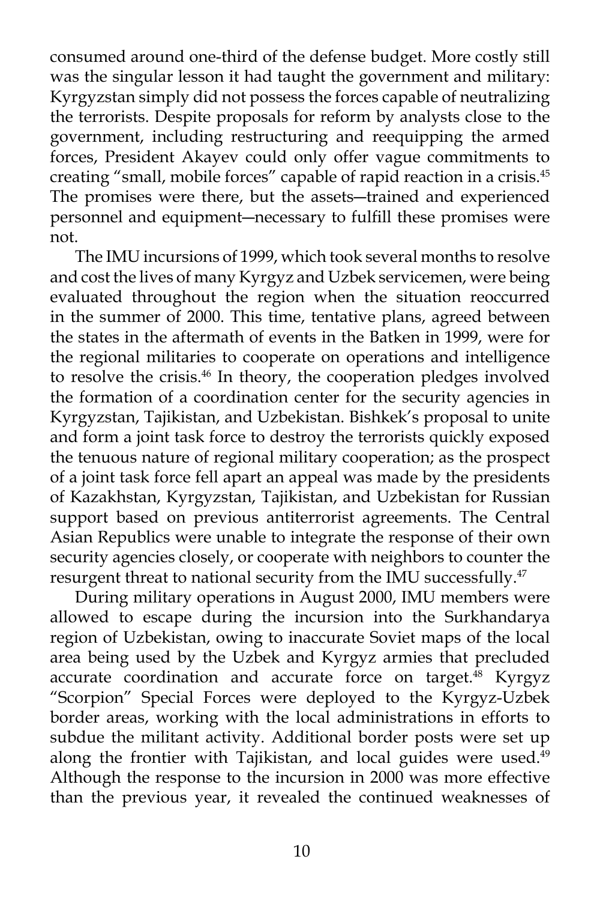consumed around one-third of the defense budget. More costly still was the singular lesson it had taught the government and military: Kyrgyzstan simply did not possess the forces capable of neutralizing the terrorists. Despite proposals for reform by analysts close to the government, including restructuring and reequipping the armed forces, President Akayev could only offer vague commitments to creating "small, mobile forces" capable of rapid reaction in a crisis.[45] The promises were there, but the assets—trained and experienced personnel and equipment—necessary to fulfill these promises were not.

The IMU incursions of 1999, which took several months to resolve and cost the lives of many Kyrgyz and Uzbek servicemen, were being evaluated throughout the region when the situation reoccurred in the summer of 2000. This time, tentative plans, agreed between the states in the aftermath of events in the Batken in 1999, were for the regional militaries to cooperate on operations and intelligence to resolve the crisis.[46] In theory, the cooperation pledges involved the formation of a coordination center for the security agencies in Kyrgyzstan, Tajikistan, and Uzbekistan. Bishkek's proposal to unite and form a joint task force to destroy the terrorists quickly exposed the tenuous nature of regional military cooperation; as the prospect of a joint task force fell apart an appeal was made by the presidents of Kazakhstan, Kyrgyzstan, Tajikistan, and Uzbekistan for Russian support based on previous antiterrorist agreements. The Central Asian Republics were unable to integrate the response of their own security agencies closely, or cooperate with neighbors to counter the resurgent threat to national security from the IMU successfully.[47]

During military operations in August 2000, IMU members were allowed to escape during the incursion into the Surkhandarya region of Uzbekistan, owing to inaccurate Soviet maps of the local area being used by the Uzbek and Kyrgyz armies that precluded accurate coordination and accurate force on target.[48] Kyrgyz "Scorpion" Special Forces were deployed to the Kyrgyz-Uzbek border areas, working with the local administrations in efforts to subdue the militant activity. Additional border posts were set up along the frontier with Tajikistan, and local guides were used.[49] Although the response to the incursion in 2000 was more effective than the previous year, it revealed the continued weaknesses of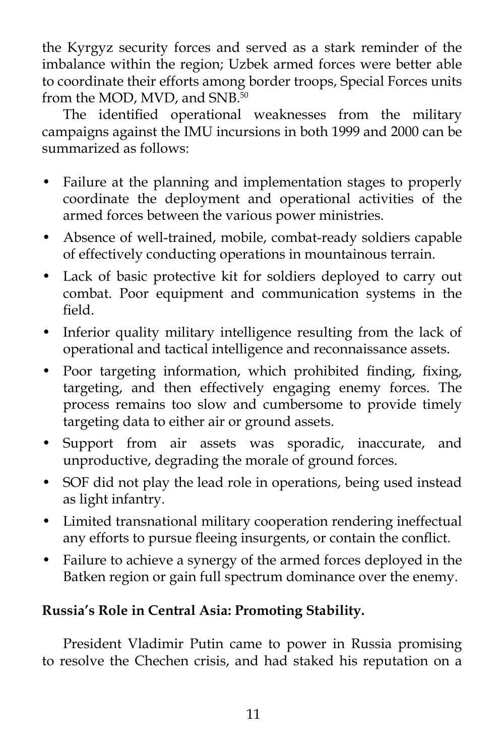the Kyrgyz security forces and served as a stark reminder of the imbalance within the region; Uzbek armed forces were better able to coordinate their efforts among border troops, Special Forces units from the MOD, MVD, and SNB.[50]

The identified operational weaknesses from the military campaigns against the IMU incursions in both 1999 and 2000 can be summarized as follows:

- Failure at the planning and implementation stages to properly coordinate the deployment and operational activities of the armed forces between the various power ministries.
- Absence of well-trained, mobile, combat-ready soldiers capable of effectively conducting operations in mountainous terrain.
- Lack of basic protective kit for soldiers deployed to carry out combat. Poor equipment and communication systems in the field.
- Inferior quality military intelligence resulting from the lack of operational and tactical intelligence and reconnaissance assets.
- Poor targeting information, which prohibited finding, fixing, targeting, and then effectively engaging enemy forces. The process remains too slow and cumbersome to provide timely targeting data to either air or ground assets.
- Support from air assets was sporadic, inaccurate, and unproductive, degrading the morale of ground forces.
- SOF did not play the lead role in operations, being used instead as light infantry.
- Limited transnational military cooperation rendering ineffectual any efforts to pursue fleeing insurgents, or contain the conflict.
- Failure to achieve a synergy of the armed forces deployed in the Batken region or gain full spectrum dominance over the enemy.

**Russia's Role in Central Asia: Promoting Stability.**

President Vladimir Putin came to power in Russia promising to resolve the Chechen crisis, and had staked his reputation on a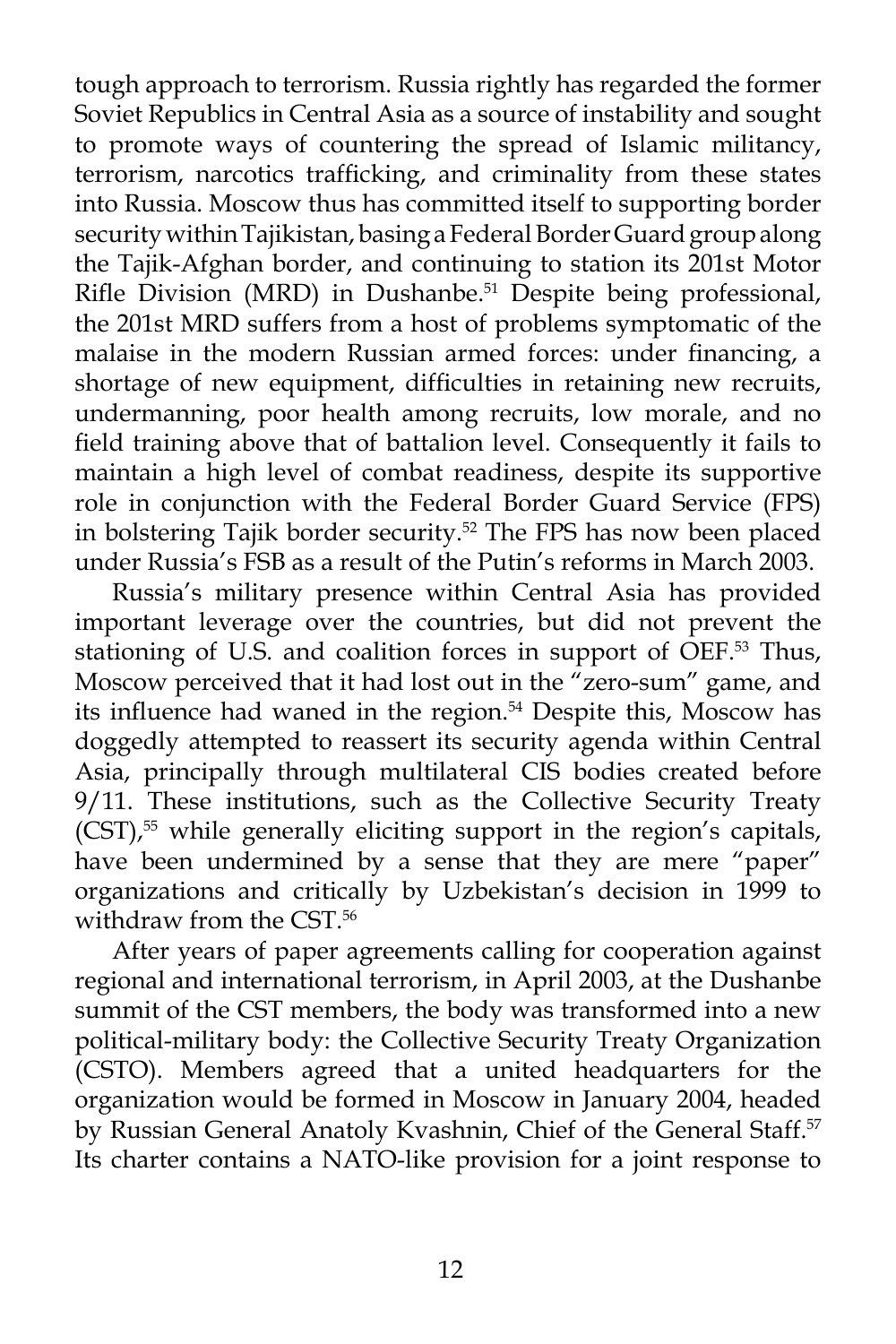tough approach to terrorism. Russia rightly has regarded the former Soviet Republics in Central Asia as a source of instability and sought to promote ways of countering the spread of Islamic militancy, terrorism, narcotics trafficking, and criminality from these states into Russia. Moscow thus has committed itself to supporting border security within Tajikistan, basing a Federal Border Guard group along the Tajik-Afghan border, and continuing to station its 201st Motor Rifle Division (MRD) in Dushanbe.[51] Despite being professional, the 201st MRD suffers from a host of problems symptomatic of the malaise in the modern Russian armed forces: under financing, a shortage of new equipment, difficulties in retaining new recruits, undermanning, poor health among recruits, low morale, and no field training above that of battalion level. Consequently it fails to maintain a high level of combat readiness, despite its supportive role in conjunction with the Federal Border Guard Service (FPS) in bolstering Tajik border security.[52] The FPS has now been placed under Russia's FSB as a result of the Putin's reforms in March 2003.

Russia's military presence within Central Asia has provided important leverage over the countries, but did not prevent the stationing of U.S. and coalition forces in support of OEF.[53] Thus, Moscow perceived that it had lost out in the "zero-sum" game, and its influence had waned in the region.[54] Despite this, Moscow has doggedly attempted to reassert its security agenda within Central Asia, principally through multilateral CIS bodies created before 9/11. These institutions, such as the Collective Security Treaty (CST),[55] while generally eliciting support in the region's capitals, have been undermined by a sense that they are mere "paper" organizations and critically by Uzbekistan's decision in 1999 to withdraw from the CST.[56]

After years of paper agreements calling for cooperation against regional and international terrorism, in April 2003, at the Dushanbe summit of the CST members, the body was transformed into a new political-military body: the Collective Security Treaty Organization (CSTO). Members agreed that a united headquarters for the organization would be formed in Moscow in January 2004, headed by Russian General Anatoly Kvashnin, Chief of the General Staff.[57] Its charter contains a NATO-like provision for a joint response to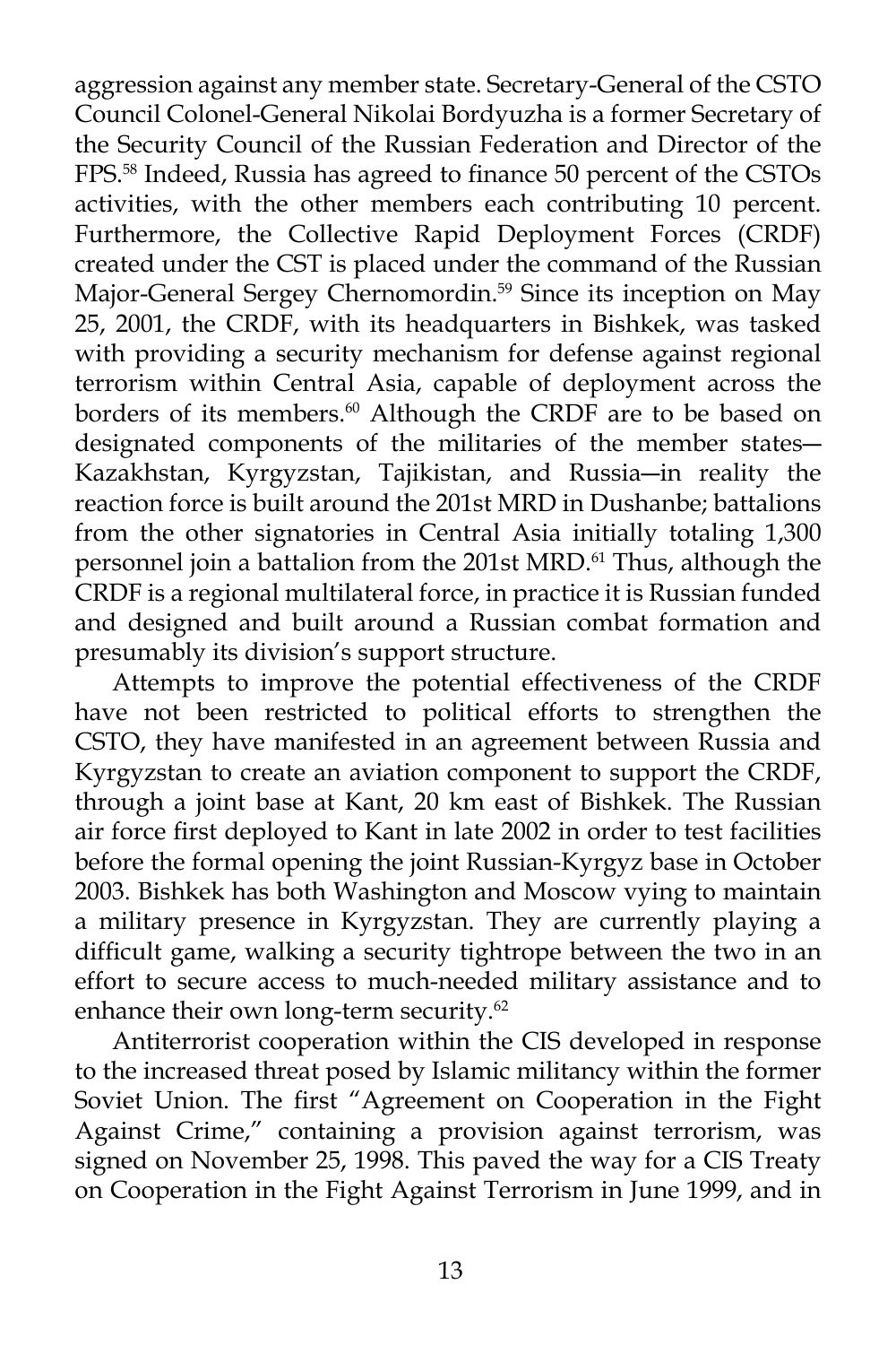aggression against any member state. Secretary-General of the CSTO Council Colonel-General Nikolai Bordyuzha is a former Secretary of the Security Council of the Russian Federation and Director of the FPS.[58] Indeed, Russia has agreed to finance 50 percent of the CSTOs activities, with the other members each contributing 10 percent. Furthermore, the Collective Rapid Deployment Forces (CRDF) created under the CST is placed under the command of the Russian Major-General Sergey Chernomordin.[59] Since its inception on May 25, 2001, the CRDF, with its headquarters in Bishkek, was tasked with providing a security mechanism for defense against regional terrorism within Central Asia, capable of deployment across the borders of its members.[60] Although the CRDF are to be based on designated components of the militaries of the member states—Kazakhstan, Kyrgyzstan, Tajikistan, and Russia—in reality the reaction force is built around the 201st MRD in Dushanbe; battalions from the other signatories in Central Asia initially totaling 1,300 personnel join a battalion from the 201st MRD.[61] Thus, although the CRDF is a regional multilateral force, in practice it is Russian funded and designed and built around a Russian combat formation and presumably its division's support structure.

Attempts to improve the potential effectiveness of the CRDF have not been restricted to political efforts to strengthen the CSTO, they have manifested in an agreement between Russia and Kyrgyzstan to create an aviation component to support the CRDF, through a joint base at Kant, 20 km east of Bishkek. The Russian air force first deployed to Kant in late 2002 in order to test facilities before the formal opening the joint Russian-Kyrgyz base in October 2003. Bishkek has both Washington and Moscow vying to maintain a military presence in Kyrgyzstan. They are currently playing a difficult game, walking a security tightrope between the two in an effort to secure access to much-needed military assistance and to enhance their own long-term security.[62]

Antiterrorist cooperation within the CIS developed in response to the increased threat posed by Islamic militancy within the former Soviet Union. The first "Agreement on Cooperation in the Fight Against Crime," containing a provision against terrorism, was signed on November 25, 1998. This paved the way for a CIS Treaty on Cooperation in the Fight Against Terrorism in June 1999, and in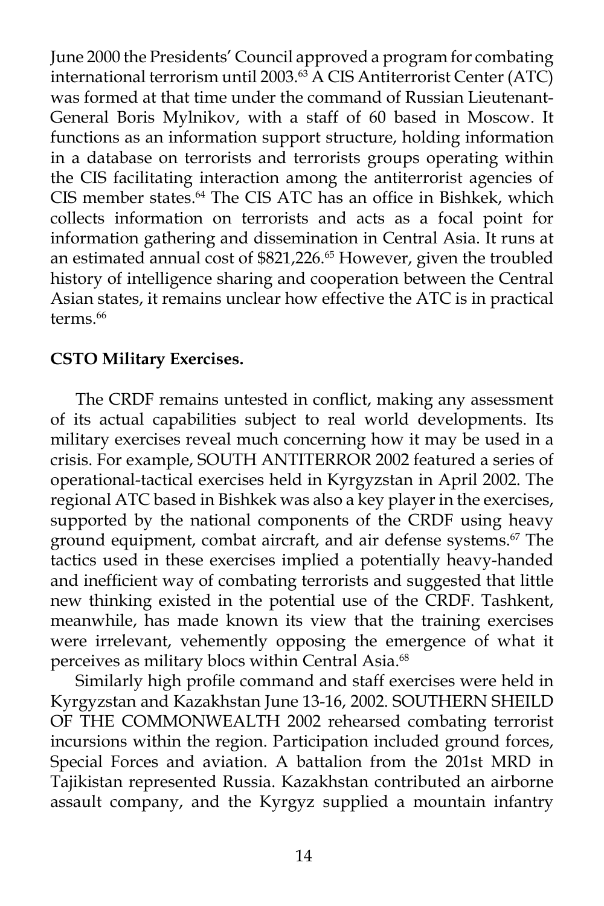June 2000 the Presidents' Council approved a program for combating international terrorism until 2003.[63] A CIS Antiterrorist Center (ATC) was formed at that time under the command of Russian Lieutenant-General Boris Mylnikov, with a staff of 60 based in Moscow. It functions as an information support structure, holding information in a database on terrorists and terrorists groups operating within the CIS facilitating interaction among the antiterrorist agencies of CIS member states.[64] The CIS ATC has an office in Bishkek, which collects information on terrorists and acts as a focal point for information gathering and dissemination in Central Asia. It runs at an estimated annual cost of $821,226.[65] However, given the troubled history of intelligence sharing and cooperation between the Central Asian states, it remains unclear how effective the ATC is in practical terms.[66]

**CSTO Military Exercises.**

The CRDF remains untested in conflict, making any assessment of its actual capabilities subject to real world developments. Its military exercises reveal much concerning how it may be used in a crisis. For example, SOUTH ANTITERROR 2002 featured a series of operational-tactical exercises held in Kyrgyzstan in April 2002. The regional ATC based in Bishkek was also a key player in the exercises, supported by the national components of the CRDF using heavy ground equipment, combat aircraft, and air defense systems.[67] The tactics used in these exercises implied a potentially heavy-handed and inefficient way of combating terrorists and suggested that little new thinking existed in the potential use of the CRDF. Tashkent, meanwhile, has made known its view that the training exercises were irrelevant, vehemently opposing the emergence of what it perceives as military blocs within Central Asia.[68]

Similarly high profile command and staff exercises were held in Kyrgyzstan and Kazakhstan June 13-16, 2002. SOUTHERN SHEILD OF THE COMMONWEALTH 2002 rehearsed combating terrorist incursions within the region. Participation included ground forces, Special Forces and aviation. A battalion from the 201st MRD in Tajikistan represented Russia. Kazakhstan contributed an airborne assault company, and the Kyrgyz supplied a mountain infantry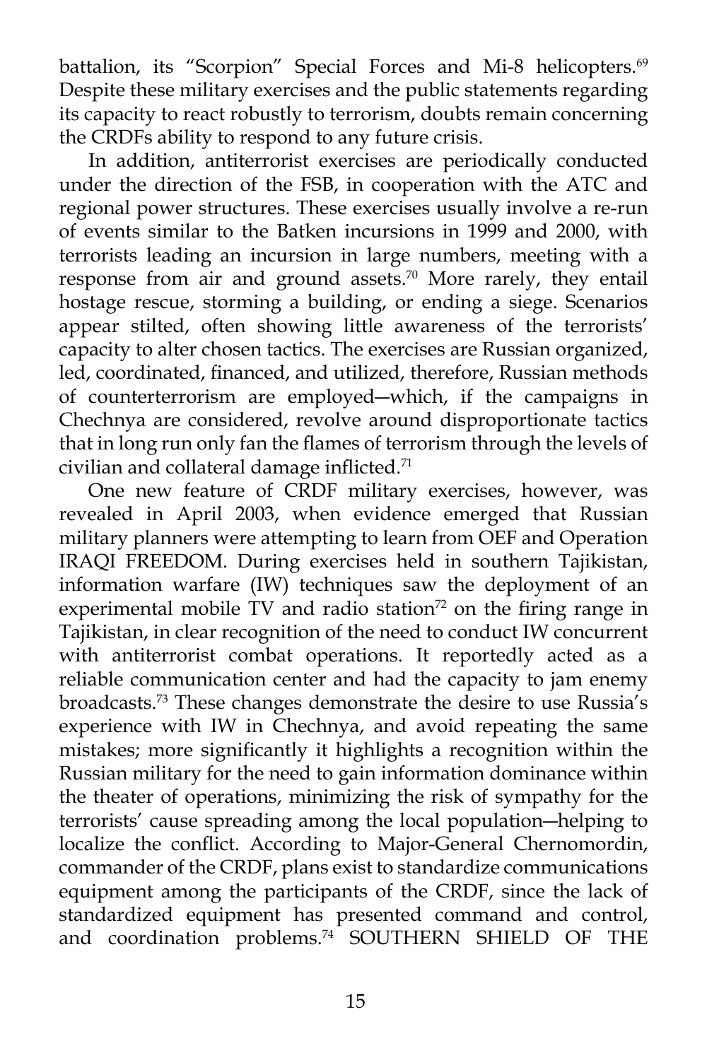battalion, its "Scorpion" Special Forces and Mi-8 helicopters.[69] Despite these military exercises and the public statements regarding its capacity to react robustly to terrorism, doubts remain concerning the CRDFs ability to respond to any future crisis.

In addition, antiterrorist exercises are periodically conducted under the direction of the FSB, in cooperation with the ATC and regional power structures. These exercises usually involve a re-run of events similar to the Batken incursions in 1999 and 2000, with terrorists leading an incursion in large numbers, meeting with a response from air and ground assets.[70] More rarely, they entail hostage rescue, storming a building, or ending a siege. Scenarios appear stilted, often showing little awareness of the terrorists' capacity to alter chosen tactics. The exercises are Russian organized, led, coordinated, financed, and utilized, therefore, Russian methods of counterterrorism are employed—which, if the campaigns in Chechnya are considered, revolve around disproportionate tactics that in long run only fan the flames of terrorism through the levels of civilian and collateral damage inflicted.[71]

One new feature of CRDF military exercises, however, was revealed in April 2003, when evidence emerged that Russian military planners were attempting to learn from OEF and Operation IRAQI FREEDOM. During exercises held in southern Tajikistan, information warfare (IW) techniques saw the deployment of an experimental mobile TV and radio station[72] on the firing range in Tajikistan, in clear recognition of the need to conduct IW concurrent with antiterrorist combat operations. It reportedly acted as a reliable communication center and had the capacity to jam enemy broadcasts.[73] These changes demonstrate the desire to use Russia's experience with IW in Chechnya, and avoid repeating the same mistakes; more significantly it highlights a recognition within the Russian military for the need to gain information dominance within the theater of operations, minimizing the risk of sympathy for the terrorists' cause spreading among the local population—helping to localize the conflict. According to Major-General Chernomordin, commander of the CRDF, plans exist to standardize communications equipment among the participants of the CRDF, since the lack of standardized equipment has presented command and control, and coordination problems.[74] SOUTHERN SHIELD OF THE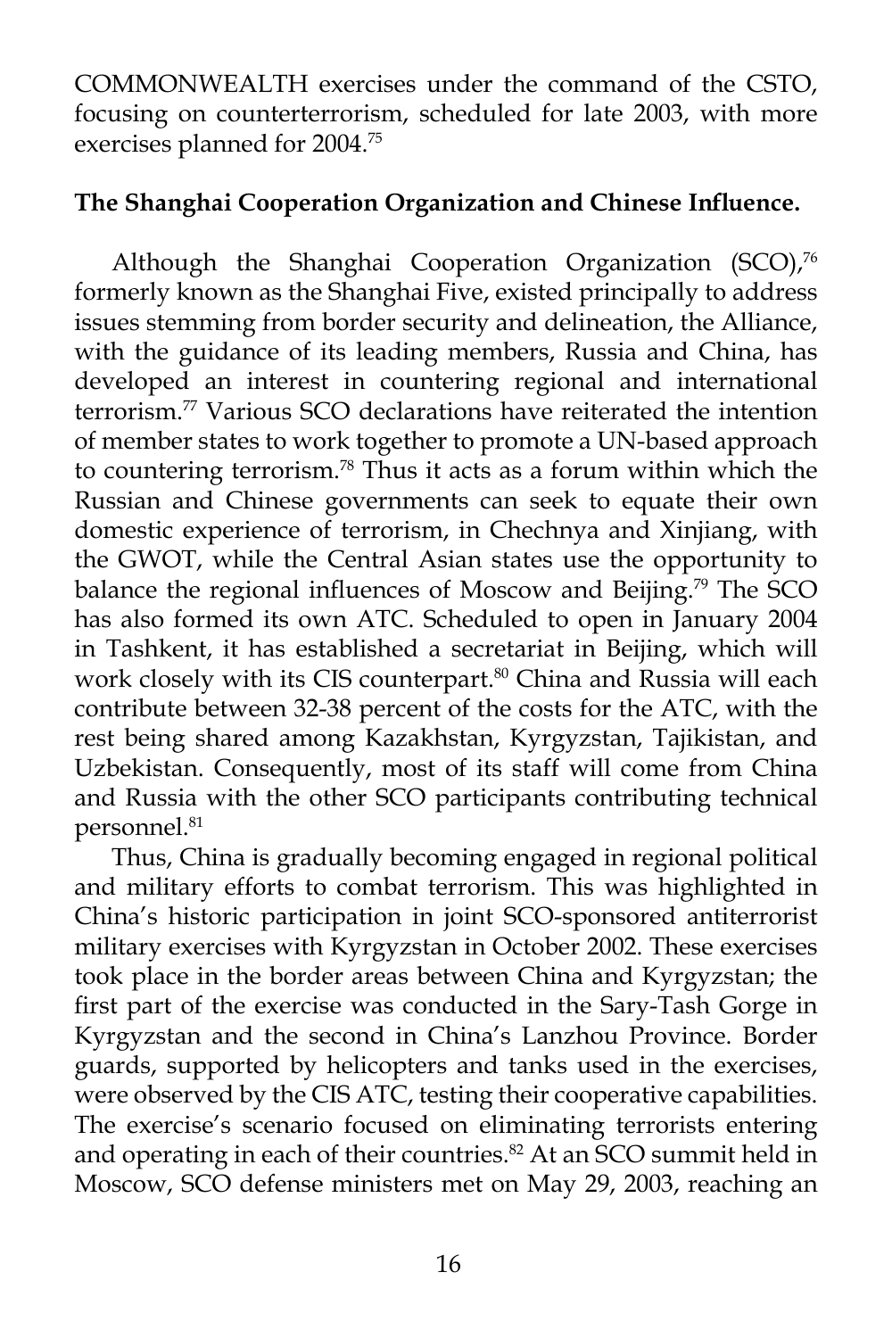COMMONWEALTH exercises under the command of the CSTO, focusing on counterterrorism, scheduled for late 2003, with more exercises planned for 2004.[75]

**The Shanghai Cooperation Organization and Chinese Influence.**

Although the Shanghai Cooperation Organization (SCO),[76] formerly known as the Shanghai Five, existed principally to address issues stemming from border security and delineation, the Alliance, with the guidance of its leading members, Russia and China, has developed an interest in countering regional and international terrorism.[77] Various SCO declarations have reiterated the intention of member states to work together to promote a UN-based approach to countering terrorism.[78] Thus it acts as a forum within which the Russian and Chinese governments can seek to equate their own domestic experience of terrorism, in Chechnya and Xinjiang, with the GWOT, while the Central Asian states use the opportunity to balance the regional influences of Moscow and Beijing.[79] The SCO has also formed its own ATC. Scheduled to open in January 2004 in Tashkent, it has established a secretariat in Beijing, which will work closely with its CIS counterpart.[80] China and Russia will each contribute between 32-38 percent of the costs for the ATC, with the rest being shared among Kazakhstan, Kyrgyzstan, Tajikistan, and Uzbekistan. Consequently, most of its staff will come from China and Russia with the other SCO participants contributing technical personnel.[81]

Thus, China is gradually becoming engaged in regional political and military efforts to combat terrorism. This was highlighted in China's historic participation in joint SCO-sponsored antiterrorist military exercises with Kyrgyzstan in October 2002. These exercises took place in the border areas between China and Kyrgyzstan; the first part of the exercise was conducted in the Sary-Tash Gorge in Kyrgyzstan and the second in China's Lanzhou Province. Border guards, supported by helicopters and tanks used in the exercises, were observed by the CIS ATC, testing their cooperative capabilities. The exercise's scenario focused on eliminating terrorists entering and operating in each of their countries.[82] At an SCO summit held in Moscow, SCO defense ministers met on May 29, 2003, reaching an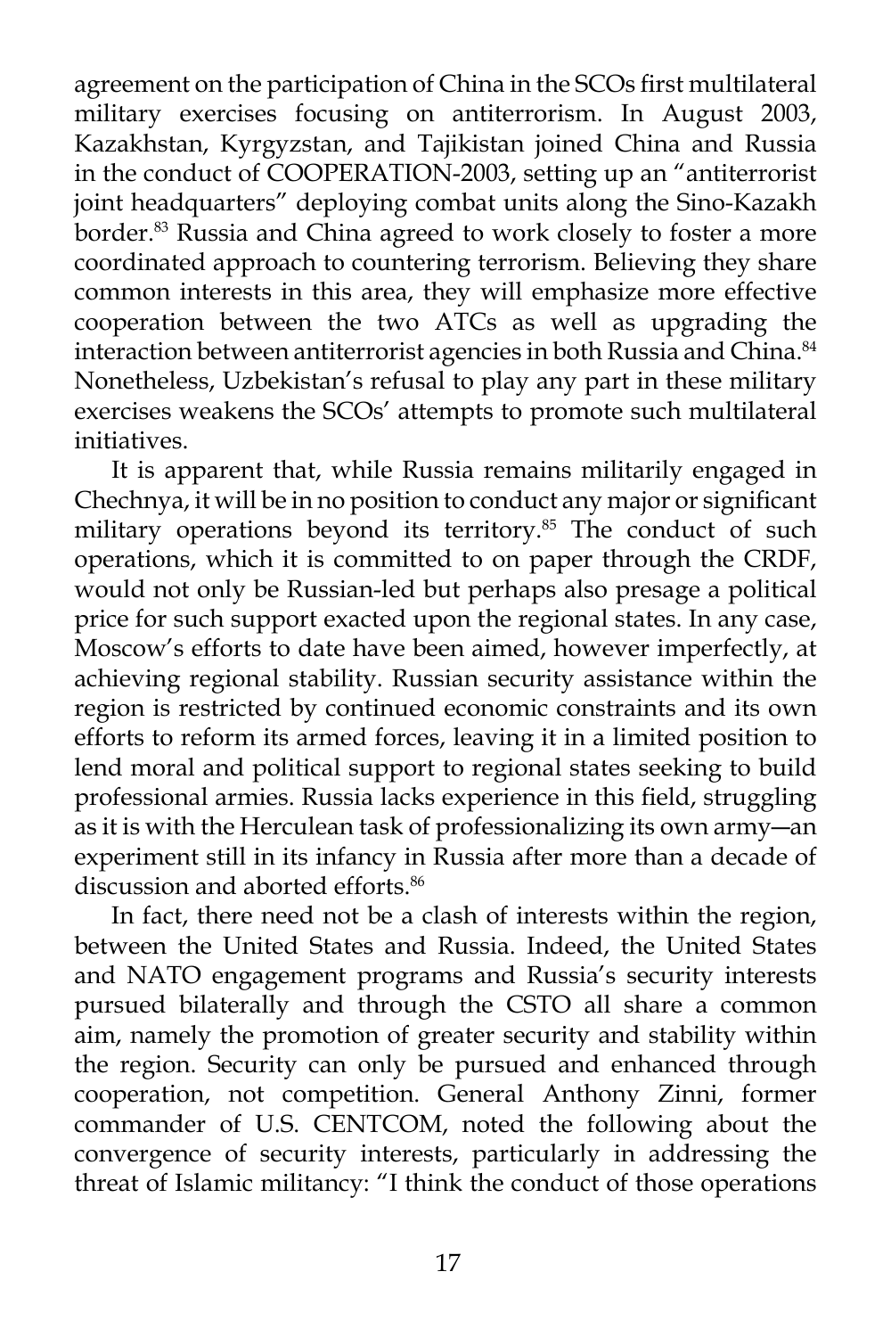agreement on the participation of China in the SCOs first multilateral military exercises focusing on antiterrorism. In August 2003, Kazakhstan, Kyrgyzstan, and Tajikistan joined China and Russia in the conduct of COOPERATION-2003, setting up an "antiterrorist joint headquarters" deploying combat units along the Sino-Kazakh border.[83] Russia and China agreed to work closely to foster a more coordinated approach to countering terrorism. Believing they share common interests in this area, they will emphasize more effective cooperation between the two ATCs as well as upgrading the interaction between antiterrorist agencies in both Russia and China.[84] Nonetheless, Uzbekistan's refusal to play any part in these military exercises weakens the SCOs' attempts to promote such multilateral initiatives.

It is apparent that, while Russia remains militarily engaged in Chechnya, it will be in no position to conduct any major or significant military operations beyond its territory.[85] The conduct of such operations, which it is committed to on paper through the CRDF, would not only be Russian-led but perhaps also presage a political price for such support exacted upon the regional states. In any case, Moscow's efforts to date have been aimed, however imperfectly, at achieving regional stability. Russian security assistance within the region is restricted by continued economic constraints and its own efforts to reform its armed forces, leaving it in a limited position to lend moral and political support to regional states seeking to build professional armies. Russia lacks experience in this field, struggling as it is with the Herculean task of professionalizing its own army—an experiment still in its infancy in Russia after more than a decade of discussion and aborted efforts.[86]

In fact, there need not be a clash of interests within the region, between the United States and Russia. Indeed, the United States and NATO engagement programs and Russia's security interests pursued bilaterally and through the CSTO all share a common aim, namely the promotion of greater security and stability within the region. Security can only be pursued and enhanced through cooperation, not competition. General Anthony Zinni, former commander of U.S. CENTCOM, noted the following about the convergence of security interests, particularly in addressing the threat of Islamic militancy: "I think the conduct of those operations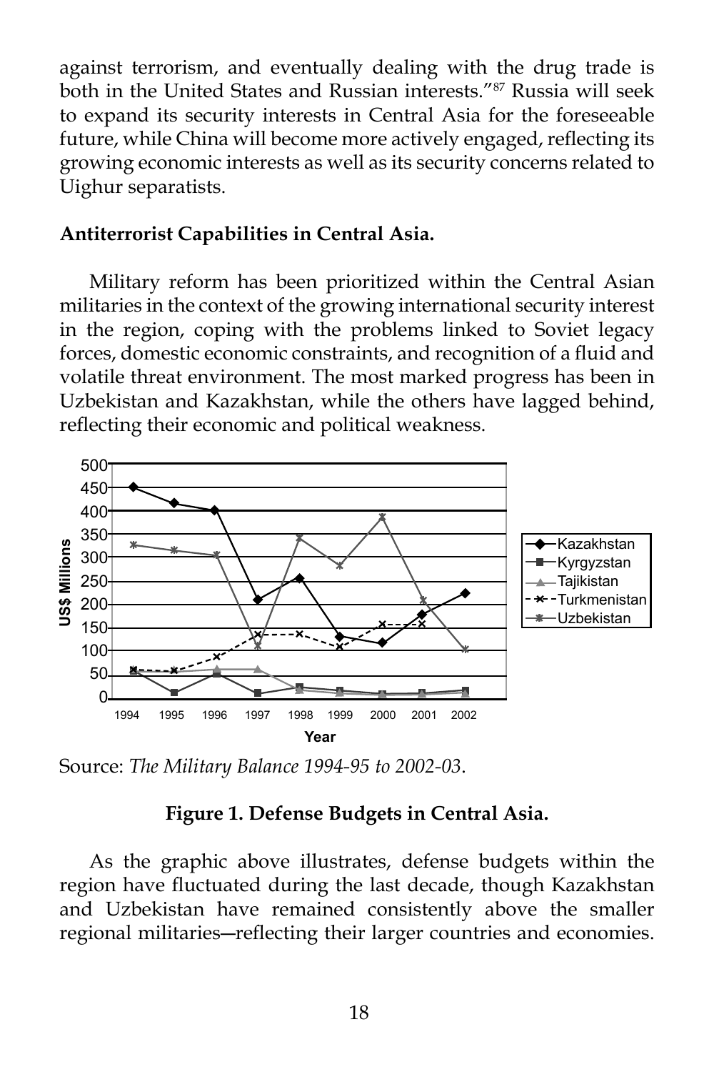against terrorism, and eventually dealing with the drug trade is both in the United States and Russian interests."[87] Russia will seek to expand its security interests in Central Asia for the foreseeable future, while China will become more actively engaged, reflecting its growing economic interests as well as its security concerns related to Uighur separatists.

**Antiterrorist Capabilities in Central Asia.**

Military reform has been prioritized within the Central Asian militaries in the context of the growing international security interest in the region, coping with the problems linked to Soviet legacy forces, domestic economic constraints, and recognition of a fluid and volatile threat environment. The most marked progress has been in Uzbekistan and Kazakhstan, while the others have lagged behind, reflecting their economic and political weakness.

Source: *The Military Balance 1994-95 to 2002-03*.

**Figure 1. Defense Budgets in Central Asia.**

As the graphic above illustrates, defense budgets within the region have fluctuated during the last decade, though Kazakhstan and Uzbekistan have remained consistently above the smaller regional militaries—reflecting their larger countries and economies.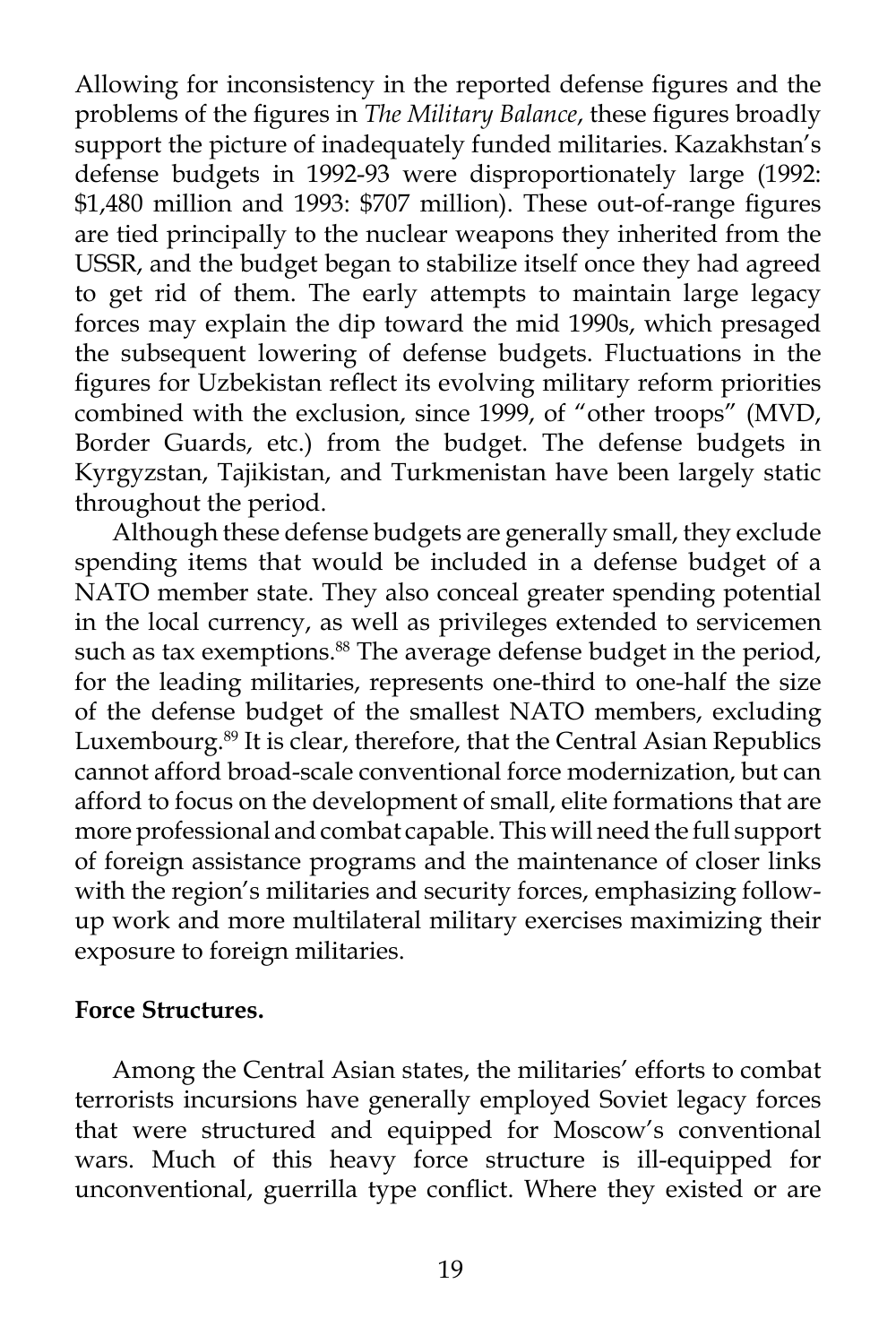Allowing for inconsistency in the reported defense figures and the problems of the figures in *The Military Balance*, these figures broadly support the picture of inadequately funded militaries. Kazakhstan's defense budgets in 1992-93 were disproportionately large (1992: $1,480 million and 1993: $707 million). These out-of-range figures are tied principally to the nuclear weapons they inherited from the USSR, and the budget began to stabilize itself once they had agreed to get rid of them. The early attempts to maintain large legacy forces may explain the dip toward the mid 1990s, which presaged the subsequent lowering of defense budgets. Fluctuations in the figures for Uzbekistan reflect its evolving military reform priorities combined with the exclusion, since 1999, of "other troops" (MVD, Border Guards, etc.) from the budget. The defense budgets in Kyrgyzstan, Tajikistan, and Turkmenistan have been largely static throughout the period.

Although these defense budgets are generally small, they exclude spending items that would be included in a defense budget of a NATO member state. They also conceal greater spending potential in the local currency, as well as privileges extended to servicemen such as tax exemptions.[88] The average defense budget in the period, for the leading militaries, represents one-third to one-half the size of the defense budget of the smallest NATO members, excluding Luxembourg.[89] It is clear, therefore, that the Central Asian Republics cannot afford broad-scale conventional force modernization, but can afford to focus on the development of small, elite formations that are more professional and combat capable. This will need the full support of foreign assistance programs and the maintenance of closer links with the region's militaries and security forces, emphasizing follow-up work and more multilateral military exercises maximizing their exposure to foreign militaries.

**Force Structures.**

Among the Central Asian states, the militaries' efforts to combat terrorists incursions have generally employed Soviet legacy forces that were structured and equipped for Moscow's conventional wars. Much of this heavy force structure is ill-equipped for unconventional, guerrilla type conflict. Where they existed or are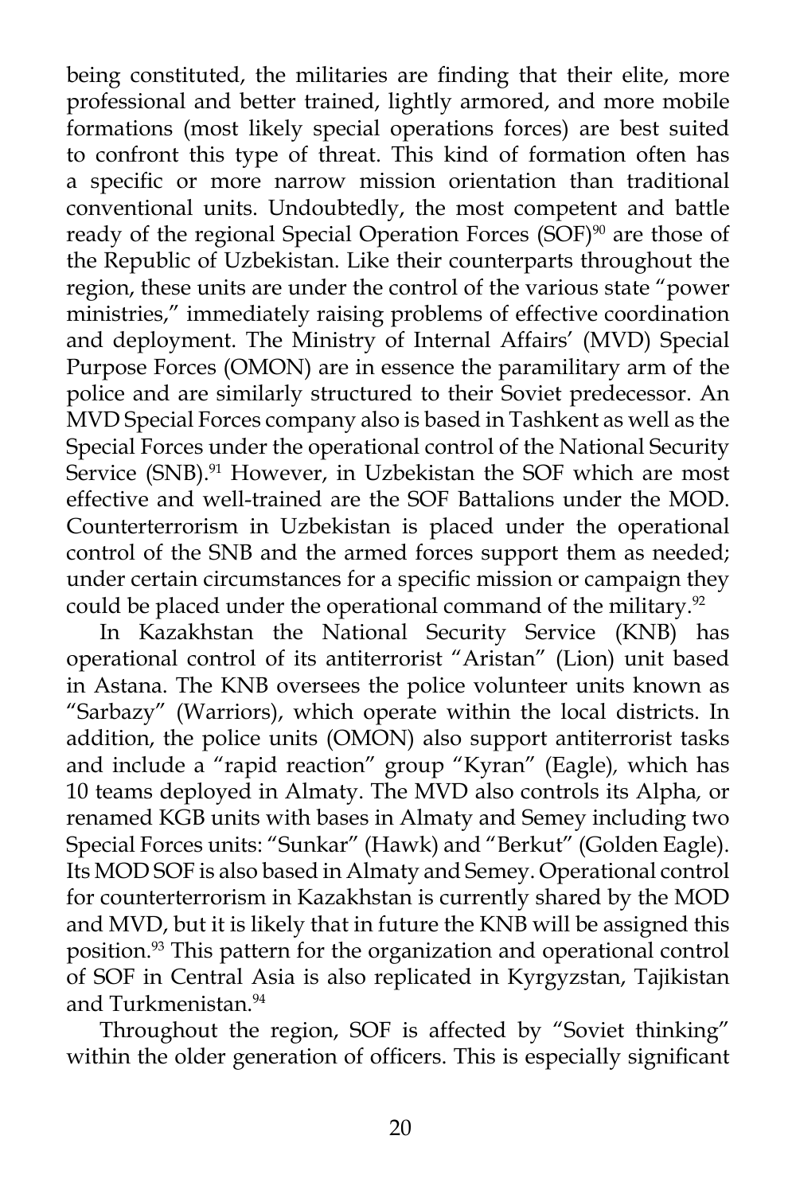being constituted, the militaries are finding that their elite, more professional and better trained, lightly armored, and more mobile formations (most likely special operations forces) are best suited to confront this type of threat. This kind of formation often has a specific or more narrow mission orientation than traditional conventional units. Undoubtedly, the most competent and battle ready of the regional Special Operation Forces (SOF)[90] are those of the Republic of Uzbekistan. Like their counterparts throughout the region, these units are under the control of the various state "power ministries," immediately raising problems of effective coordination and deployment. The Ministry of Internal Affairs' (MVD) Special Purpose Forces (OMON) are in essence the paramilitary arm of the police and are similarly structured to their Soviet predecessor. An MVD Special Forces company also is based in Tashkent as well as the Special Forces under the operational control of the National Security Service (SNB).[91] However, in Uzbekistan the SOF which are most effective and well-trained are the SOF Battalions under the MOD. Counterterrorism in Uzbekistan is placed under the operational control of the SNB and the armed forces support them as needed; under certain circumstances for a specific mission or campaign they could be placed under the operational command of the military.[92]

In Kazakhstan the National Security Service (KNB) has operational control of its antiterrorist "Aristan" (Lion) unit based in Astana. The KNB oversees the police volunteer units known as "Sarbazy" (Warriors), which operate within the local districts. In addition, the police units (OMON) also support antiterrorist tasks and include a "rapid reaction" group "Kyran" (Eagle), which has 10 teams deployed in Almaty. The MVD also controls its Alpha, or renamed KGB units with bases in Almaty and Semey including two Special Forces units: "Sunkar" (Hawk) and "Berkut" (Golden Eagle). Its MOD SOF is also based in Almaty and Semey. Operational control for counterterrorism in Kazakhstan is currently shared by the MOD and MVD, but it is likely that in future the KNB will be assigned this position.[93] This pattern for the organization and operational control of SOF in Central Asia is also replicated in Kyrgyzstan, Tajikistan and Turkmenistan.[94]

Throughout the region, SOF is affected by "Soviet thinking" within the older generation of officers. This is especially significant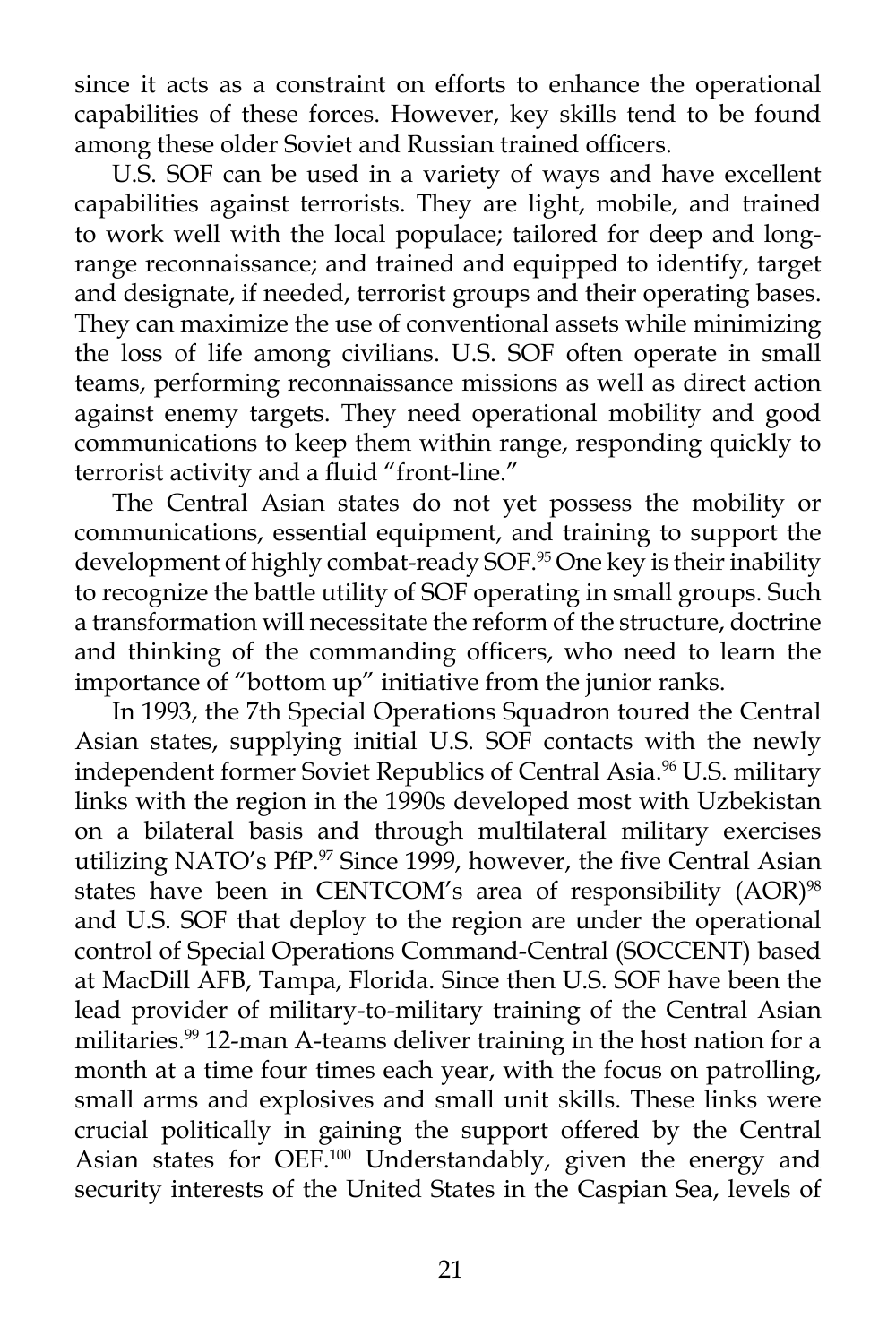since it acts as a constraint on efforts to enhance the operational capabilities of these forces. However, key skills tend to be found among these older Soviet and Russian trained officers.

U.S. SOF can be used in a variety of ways and have excellent capabilities against terrorists. They are light, mobile, and trained to work well with the local populace; tailored for deep and long-range reconnaissance; and trained and equipped to identify, target and designate, if needed, terrorist groups and their operating bases. They can maximize the use of conventional assets while minimizing the loss of life among civilians. U.S. SOF often operate in small teams, performing reconnaissance missions as well as direct action against enemy targets. They need operational mobility and good communications to keep them within range, responding quickly to terrorist activity and a fluid "front-line."

The Central Asian states do not yet possess the mobility or communications, essential equipment, and training to support the development of highly combat-ready SOF.[95] One key is their inability to recognize the battle utility of SOF operating in small groups. Such a transformation will necessitate the reform of the structure, doctrine and thinking of the commanding officers, who need to learn the importance of "bottom up" initiative from the junior ranks.

In 1993, the 7th Special Operations Squadron toured the Central Asian states, supplying initial U.S. SOF contacts with the newly independent former Soviet Republics of Central Asia.[96] U.S. military links with the region in the 1990s developed most with Uzbekistan on a bilateral basis and through multilateral military exercises utilizing NATO's PfP.[97] Since 1999, however, the five Central Asian states have been in CENTCOM's area of responsibility (AOR)[98] and U.S. SOF that deploy to the region are under the operational control of Special Operations Command-Central (SOCCENT) based at MacDill AFB, Tampa, Florida. Since then U.S. SOF have been the lead provider of military-to-military training of the Central Asian militaries.[99] 12-man A-teams deliver training in the host nation for a month at a time four times each year, with the focus on patrolling, small arms and explosives and small unit skills. These links were crucial politically in gaining the support offered by the Central Asian states for OEF.[100] Understandably, given the energy and security interests of the United States in the Caspian Sea, levels of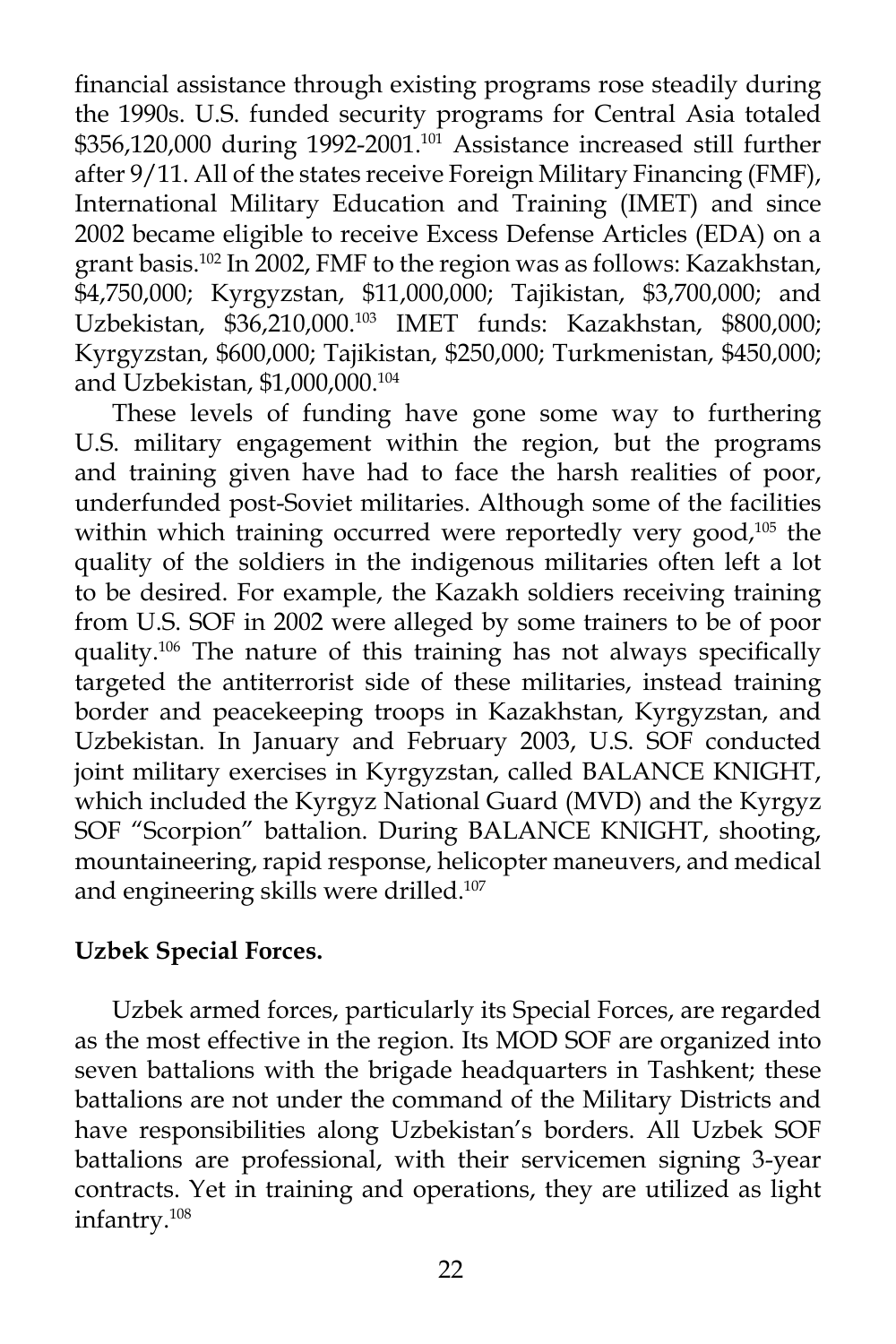financial assistance through existing programs rose steadily during the 1990s. U.S. funded security programs for Central Asia totaled $356,120,000 during 1992-2001.[101] Assistance increased still further after 9/11. All of the states receive Foreign Military Financing (FMF), International Military Education and Training (IMET) and since 2002 became eligible to receive Excess Defense Articles (EDA) on a grant basis.[102] In 2002, FMF to the region was as follows: Kazakhstan, $4,750,000; Kyrgyzstan, $11,000,000; Tajikistan, $3,700,000; and Uzbekistan, $36,210,000.[103] IMET funds: Kazakhstan, $800,000; Kyrgyzstan, $600,000; Tajikistan, $250,000; Turkmenistan, $450,000; and Uzbekistan, $1,000,000.[104]

These levels of funding have gone some way to furthering U.S. military engagement within the region, but the programs and training given have had to face the harsh realities of poor, underfunded post-Soviet militaries. Although some of the facilities within which training occurred were reportedly very good,[105] the quality of the soldiers in the indigenous militaries often left a lot to be desired. For example, the Kazakh soldiers receiving training from U.S. SOF in 2002 were alleged by some trainers to be of poor quality.[106] The nature of this training has not always specifically targeted the antiterrorist side of these militaries, instead training border and peacekeeping troops in Kazakhstan, Kyrgyzstan, and Uzbekistan. In January and February 2003, U.S. SOF conducted joint military exercises in Kyrgyzstan, called BALANCE KNIGHT, which included the Kyrgyz National Guard (MVD) and the Kyrgyz SOF "Scorpion" battalion. During BALANCE KNIGHT, shooting, mountaineering, rapid response, helicopter maneuvers, and medical and engineering skills were drilled.[107]

**Uzbek Special Forces.**

Uzbek armed forces, particularly its Special Forces, are regarded as the most effective in the region. Its MOD SOF are organized into seven battalions with the brigade headquarters in Tashkent; these battalions are not under the command of the Military Districts and have responsibilities along Uzbekistan's borders. All Uzbek SOF battalions are professional, with their servicemen signing 3-year contracts. Yet in training and operations, they are utilized as light infantry.[108]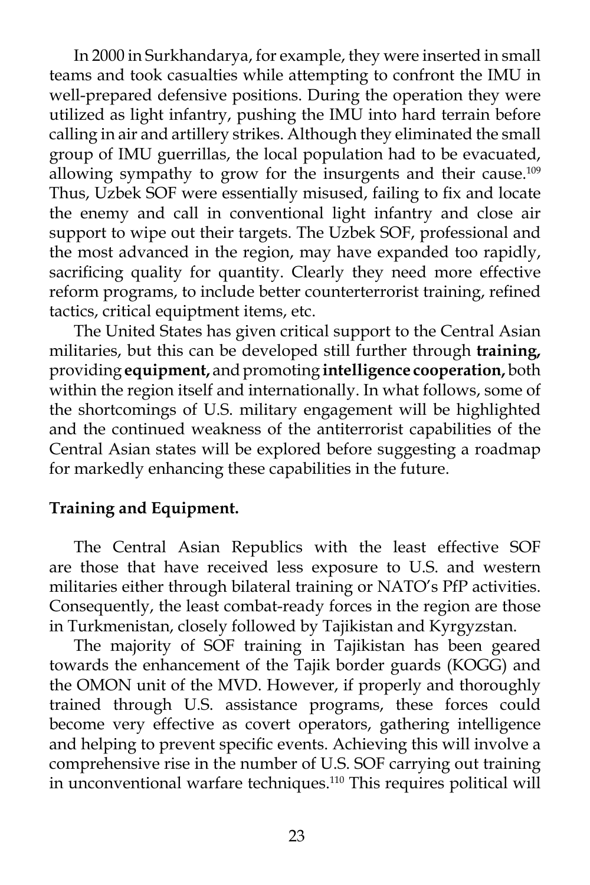In 2000 in Surkhandarya, for example, they were inserted in small teams and took casualties while attempting to confront the IMU in well-prepared defensive positions. During the operation they were utilized as light infantry, pushing the IMU into hard terrain before calling in air and artillery strikes. Although they eliminated the small group of IMU guerrillas, the local population had to be evacuated, allowing sympathy to grow for the insurgents and their cause.[109] Thus, Uzbek SOF were essentially misused, failing to fix and locate the enemy and call in conventional light infantry and close air support to wipe out their targets. The Uzbek SOF, professional and the most advanced in the region, may have expanded too rapidly, sacrificing quality for quantity. Clearly they need more effective reform programs, to include better counterterrorist training, refined tactics, critical equiptment items, etc.

The United States has given critical support to the Central Asian militaries, but this can be developed still further through **training,** providing **equipment,** and promoting **intelligence cooperation,** both within the region itself and internationally. In what follows, some of the shortcomings of U.S. military engagement will be highlighted and the continued weakness of the antiterrorist capabilities of the Central Asian states will be explored before suggesting a roadmap for markedly enhancing these capabilities in the future.

**Training and Equipment.**

The Central Asian Republics with the least effective SOF are those that have received less exposure to U.S. and western militaries either through bilateral training or NATO's PfP activities. Consequently, the least combat-ready forces in the region are those in Turkmenistan, closely followed by Tajikistan and Kyrgyzstan.

The majority of SOF training in Tajikistan has been geared towards the enhancement of the Tajik border guards (KOGG) and the OMON unit of the MVD. However, if properly and thoroughly trained through U.S. assistance programs, these forces could become very effective as covert operators, gathering intelligence and helping to prevent specific events. Achieving this will involve a comprehensive rise in the number of U.S. SOF carrying out training in unconventional warfare techniques.[110] This requires political will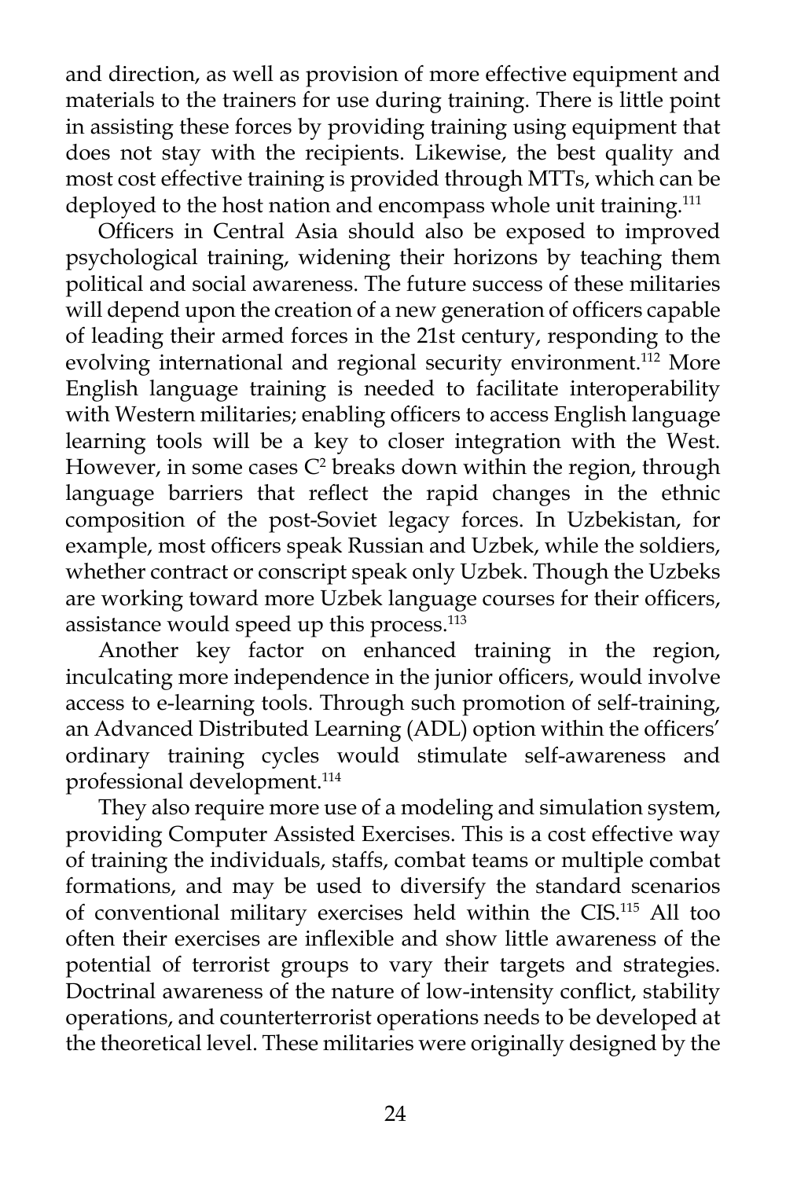and direction, as well as provision of more effective equipment and materials to the trainers for use during training. There is little point in assisting these forces by providing training using equipment that does not stay with the recipients. Likewise, the best quality and most cost effective training is provided through MTTs, which can be deployed to the host nation and encompass whole unit training.[111]

Officers in Central Asia should also be exposed to improved psychological training, widening their horizons by teaching them political and social awareness. The future success of these militaries will depend upon the creation of a new generation of officers capable of leading their armed forces in the 21st century, responding to the evolving international and regional security environment.[112] More English language training is needed to facilitate interoperability with Western militaries; enabling officers to access English language learning tools will be a key to closer integration with the West. However, in some cases $C^2$ breaks down within the region, through language barriers that reflect the rapid changes in the ethnic composition of the post-Soviet legacy forces. In Uzbekistan, for example, most officers speak Russian and Uzbek, while the soldiers, whether contract or conscript speak only Uzbek. Though the Uzbeks are working toward more Uzbek language courses for their officers, assistance would speed up this process.[113]

Another key factor on enhanced training in the region, inculcating more independence in the junior officers, would involve access to e-learning tools. Through such promotion of self-training, an Advanced Distributed Learning (ADL) option within the officers' ordinary training cycles would stimulate self-awareness and professional development.[114]

They also require more use of a modeling and simulation system, providing Computer Assisted Exercises. This is a cost effective way of training the individuals, staffs, combat teams or multiple combat formations, and may be used to diversify the standard scenarios of conventional military exercises held within the CIS.[115] All too often their exercises are inflexible and show little awareness of the potential of terrorist groups to vary their targets and strategies. Doctrinal awareness of the nature of low-intensity conflict, stability operations, and counterterrorist operations needs to be developed at the theoretical level. These militaries were originally designed by the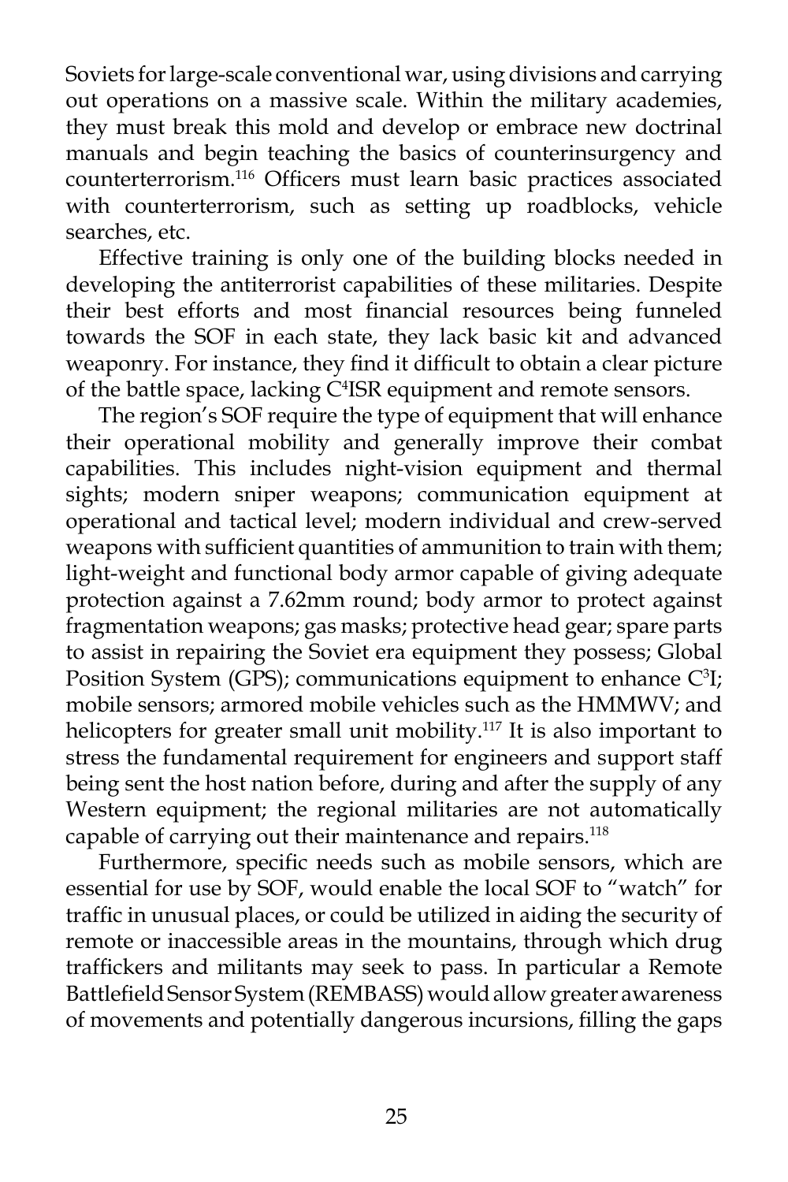Soviets for large-scale conventional war, using divisions and carrying out operations on a massive scale. Within the military academies, they must break this mold and develop or embrace new doctrinal manuals and begin teaching the basics of counterinsurgency and counterterrorism.[116] Officers must learn basic practices associated with counterterrorism, such as setting up roadblocks, vehicle searches, etc.

Effective training is only one of the building blocks needed in developing the antiterrorist capabilities of these militaries. Despite their best efforts and most financial resources being funneled towards the SOF in each state, they lack basic kit and advanced weaponry. For instance, they find it difficult to obtain a clear picture of the battle space, lacking $C^4$ISR equipment and remote sensors.

The region's SOF require the type of equipment that will enhance their operational mobility and generally improve their combat capabilities. This includes night-vision equipment and thermal sights; modern sniper weapons; communication equipment at operational and tactical level; modern individual and crew-served weapons with sufficient quantities of ammunition to train with them; light-weight and functional body armor capable of giving adequate protection against a 7.62mm round; body armor to protect against fragmentation weapons; gas masks; protective head gear; spare parts to assist in repairing the Soviet era equipment they possess; Global Position System (GPS); communications equipment to enhance $C^3$I; mobile sensors; armored mobile vehicles such as the HMMWV; and helicopters for greater small unit mobility.[117] It is also important to stress the fundamental requirement for engineers and support staff being sent the host nation before, during and after the supply of any Western equipment; the regional militaries are not automatically capable of carrying out their maintenance and repairs.[118]

Furthermore, specific needs such as mobile sensors, which are essential for use by SOF, would enable the local SOF to "watch" for traffic in unusual places, or could be utilized in aiding the security of remote or inaccessible areas in the mountains, through which drug traffickers and militants may seek to pass. In particular a Remote Battlefield Sensor System (REMBASS) would allow greater awareness of movements and potentially dangerous incursions, filling the gaps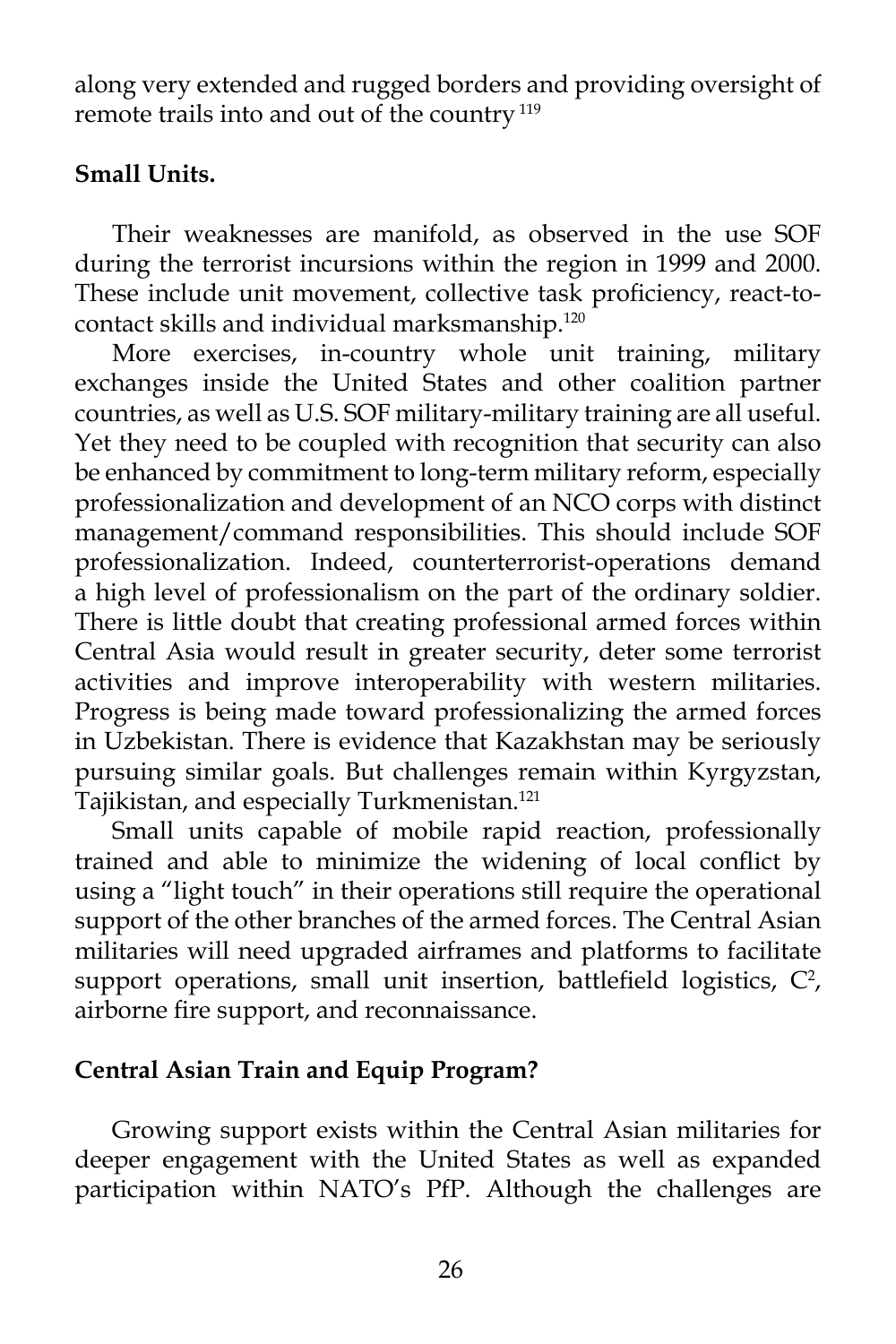along very extended and rugged borders and providing oversight of remote trails into and out of the country [119]

**Small Units.**

Their weaknesses are manifold, as observed in the use SOF during the terrorist incursions within the region in 1999 and 2000. These include unit movement, collective task proficiency, react-to-contact skills and individual marksmanship.[120]

More exercises, in-country whole unit training, military exchanges inside the United States and other coalition partner countries, as well as U.S. SOF military-military training are all useful. Yet they need to be coupled with recognition that security can also be enhanced by commitment to long-term military reform, especially professionalization and development of an NCO corps with distinct management/command responsibilities. This should include SOF professionalization. Indeed, counterterrorist-operations demand a high level of professionalism on the part of the ordinary soldier. There is little doubt that creating professional armed forces within Central Asia would result in greater security, deter some terrorist activities and improve interoperability with western militaries. Progress is being made toward professionalizing the armed forces in Uzbekistan. There is evidence that Kazakhstan may be seriously pursuing similar goals. But challenges remain within Kyrgyzstan, Tajikistan, and especially Turkmenistan.[121]

Small units capable of mobile rapid reaction, professionally trained and able to minimize the widening of local conflict by using a "light touch" in their operations still require the operational support of the other branches of the armed forces. The Central Asian militaries will need upgraded airframes and platforms to facilitate support operations, small unit insertion, battlefield logistics, $C^2$, airborne fire support, and reconnaissance.

**Central Asian Train and Equip Program?**

Growing support exists within the Central Asian militaries for deeper engagement with the United States as well as expanded participation within NATO's PfP. Although the challenges are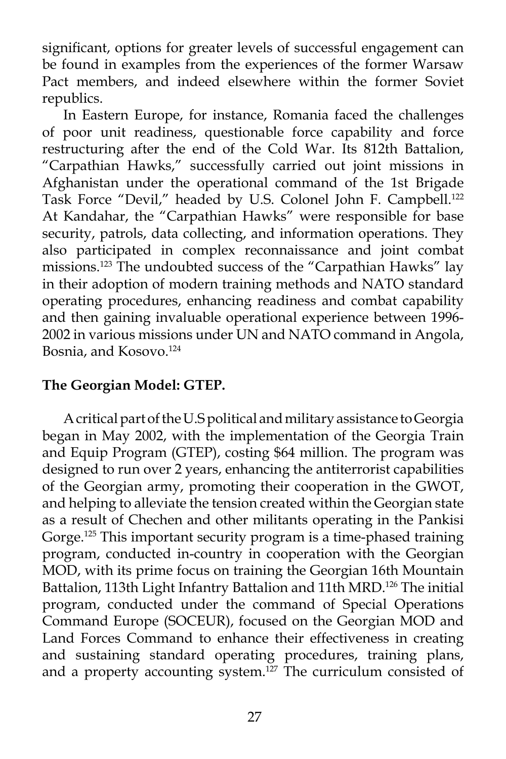significant, options for greater levels of successful engagement can be found in examples from the experiences of the former Warsaw Pact members, and indeed elsewhere within the former Soviet republics.

In Eastern Europe, for instance, Romania faced the challenges of poor unit readiness, questionable force capability and force restructuring after the end of the Cold War. Its 812th Battalion, "Carpathian Hawks," successfully carried out joint missions in Afghanistan under the operational command of the 1st Brigade Task Force "Devil," headed by U.S. Colonel John F. Campbell.[122] At Kandahar, the "Carpathian Hawks" were responsible for base security, patrols, data collecting, and information operations. They also participated in complex reconnaissance and joint combat missions.[123] The undoubted success of the "Carpathian Hawks" lay in their adoption of modern training methods and NATO standard operating procedures, enhancing readiness and combat capability and then gaining invaluable operational experience between 1996-2002 in various missions under UN and NATO command in Angola, Bosnia, and Kosovo.[124]

**The Georgian Model: GTEP.**

A critical part of the U.S political and military assistance to Georgia began in May 2002, with the implementation of the Georgia Train and Equip Program (GTEP), costing $64 million. The program was designed to run over 2 years, enhancing the antiterrorist capabilities of the Georgian army, promoting their cooperation in the GWOT, and helping to alleviate the tension created within the Georgian state as a result of Chechen and other militants operating in the Pankisi Gorge.[125] This important security program is a time-phased training program, conducted in-country in cooperation with the Georgian MOD, with its prime focus on training the Georgian 16th Mountain Battalion, 113th Light Infantry Battalion and 11th MRD.[126] The initial program, conducted under the command of Special Operations Command Europe (SOCEUR), focused on the Georgian MOD and Land Forces Command to enhance their effectiveness in creating and sustaining standard operating procedures, training plans, and a property accounting system.[127] The curriculum consisted of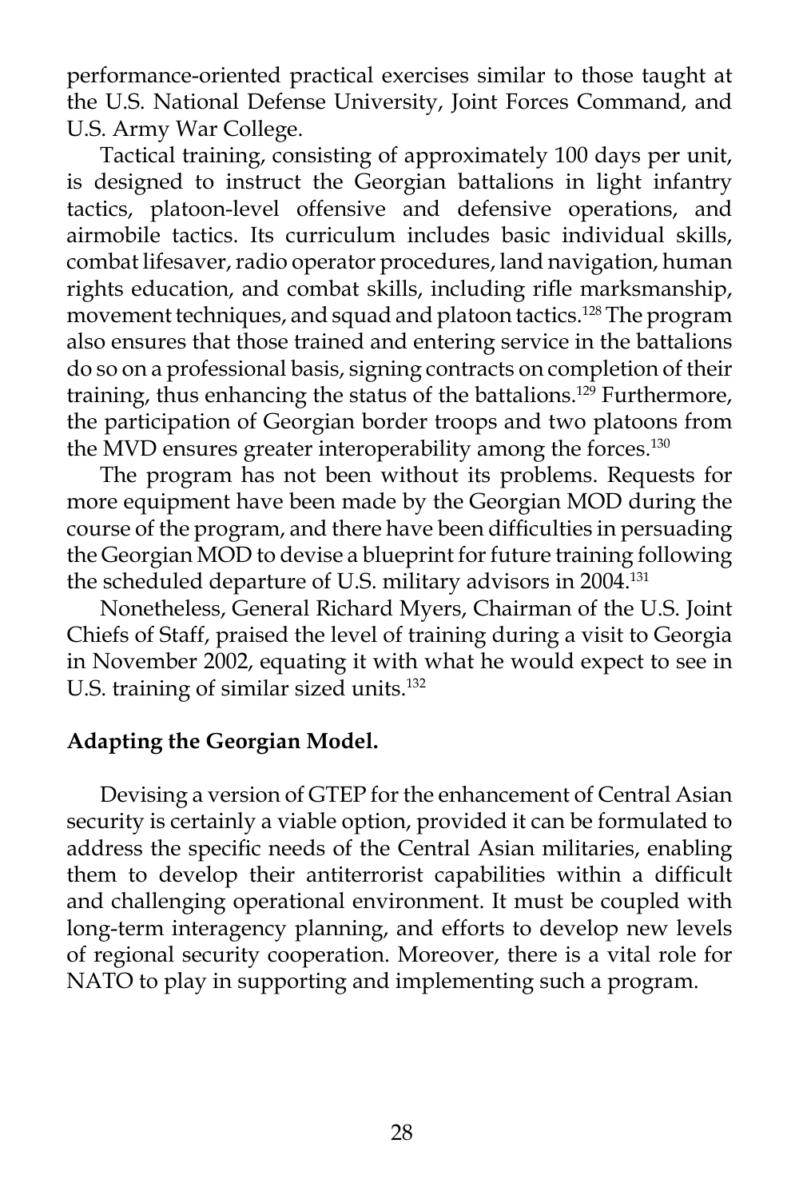performance-oriented practical exercises similar to those taught at the U.S. National Defense University, Joint Forces Command, and U.S. Army War College.

Tactical training, consisting of approximately 100 days per unit, is designed to instruct the Georgian battalions in light infantry tactics, platoon-level offensive and defensive operations, and airmobile tactics. Its curriculum includes basic individual skills, combat lifesaver, radio operator procedures, land navigation, human rights education, and combat skills, including rifle marksmanship, movement techniques, and squad and platoon tactics.[128] The program also ensures that those trained and entering service in the battalions do so on a professional basis, signing contracts on completion of their training, thus enhancing the status of the battalions.[129] Furthermore, the participation of Georgian border troops and two platoons from the MVD ensures greater interoperability among the forces.[130]

The program has not been without its problems. Requests for more equipment have been made by the Georgian MOD during the course of the program, and there have been difficulties in persuading the Georgian MOD to devise a blueprint for future training following the scheduled departure of U.S. military advisors in 2004.[131]

Nonetheless, General Richard Myers, Chairman of the U.S. Joint Chiefs of Staff, praised the level of training during a visit to Georgia in November 2002, equating it with what he would expect to see in U.S. training of similar sized units.[132]

**Adapting the Georgian Model.**

Devising a version of GTEP for the enhancement of Central Asian security is certainly a viable option, provided it can be formulated to address the specific needs of the Central Asian militaries, enabling them to develop their antiterrorist capabilities within a difficult and challenging operational environment. It must be coupled with long-term interagency planning, and efforts to develop new levels of regional security cooperation. Moreover, there is a vital role for NATO to play in supporting and implementing such a program.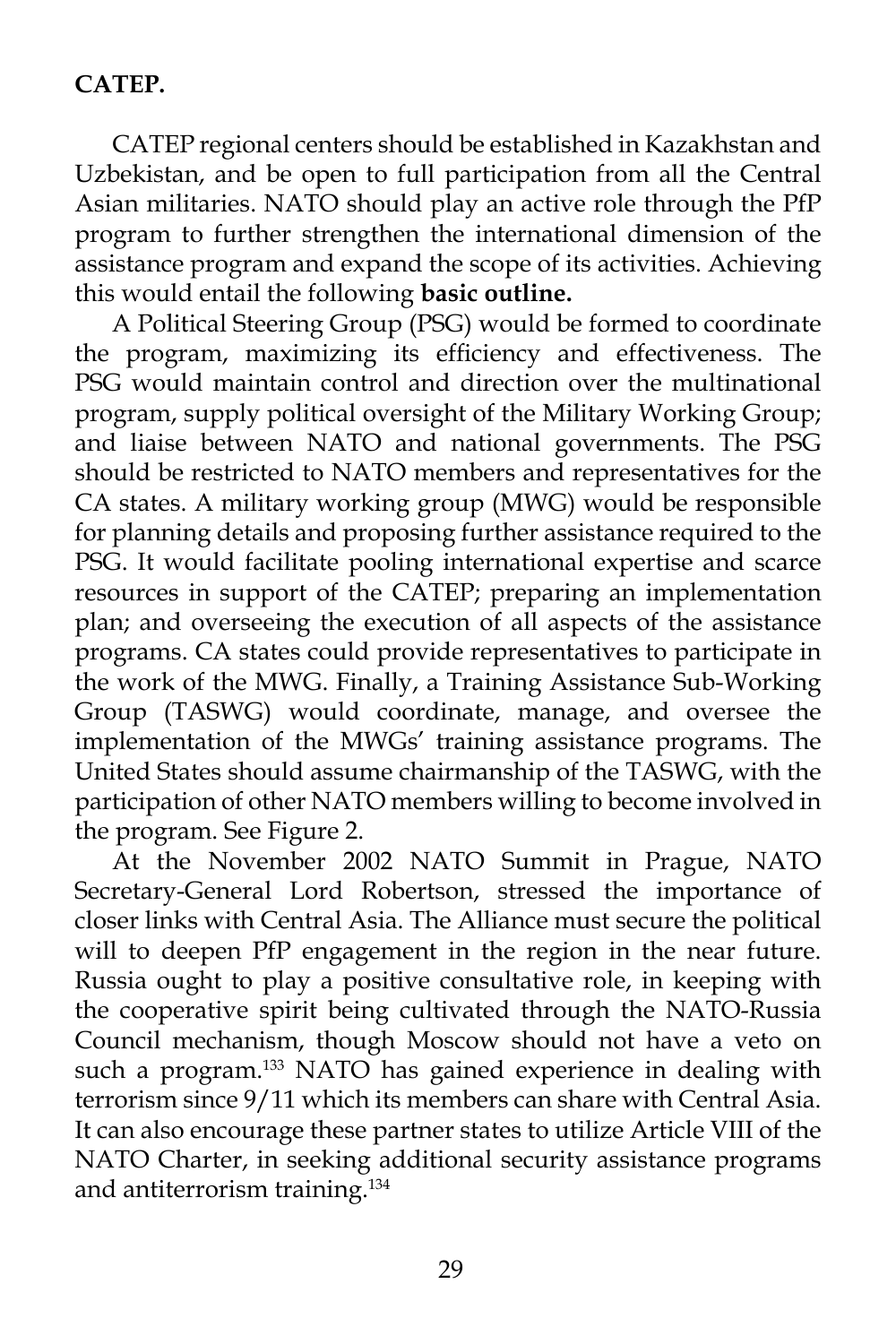**CATEP.**

CATEP regional centers should be established in Kazakhstan and Uzbekistan, and be open to full participation from all the Central Asian militaries. NATO should play an active role through the PfP program to further strengthen the international dimension of the assistance program and expand the scope of its activities. Achieving this would entail the following **basic outline.**

A Political Steering Group (PSG) would be formed to coordinate the program, maximizing its efficiency and effectiveness. The PSG would maintain control and direction over the multinational program, supply political oversight of the Military Working Group; and liaise between NATO and national governments. The PSG should be restricted to NATO members and representatives for the CA states. A military working group (MWG) would be responsible for planning details and proposing further assistance required to the PSG. It would facilitate pooling international expertise and scarce resources in support of the CATEP; preparing an implementation plan; and overseeing the execution of all aspects of the assistance programs. CA states could provide representatives to participate in the work of the MWG. Finally, a Training Assistance Sub-Working Group (TASWG) would coordinate, manage, and oversee the implementation of the MWGs' training assistance programs. The United States should assume chairmanship of the TASWG, with the participation of other NATO members willing to become involved in the program. See Figure 2.

At the November 2002 NATO Summit in Prague, NATO Secretary-General Lord Robertson, stressed the importance of closer links with Central Asia. The Alliance must secure the political will to deepen PfP engagement in the region in the near future. Russia ought to play a positive consultative role, in keeping with the cooperative spirit being cultivated through the NATO-Russia Council mechanism, though Moscow should not have a veto on such a program.[133] NATO has gained experience in dealing with terrorism since 9/11 which its members can share with Central Asia. It can also encourage these partner states to utilize Article VIII of the NATO Charter, in seeking additional security assistance programs and antiterrorism training.[134]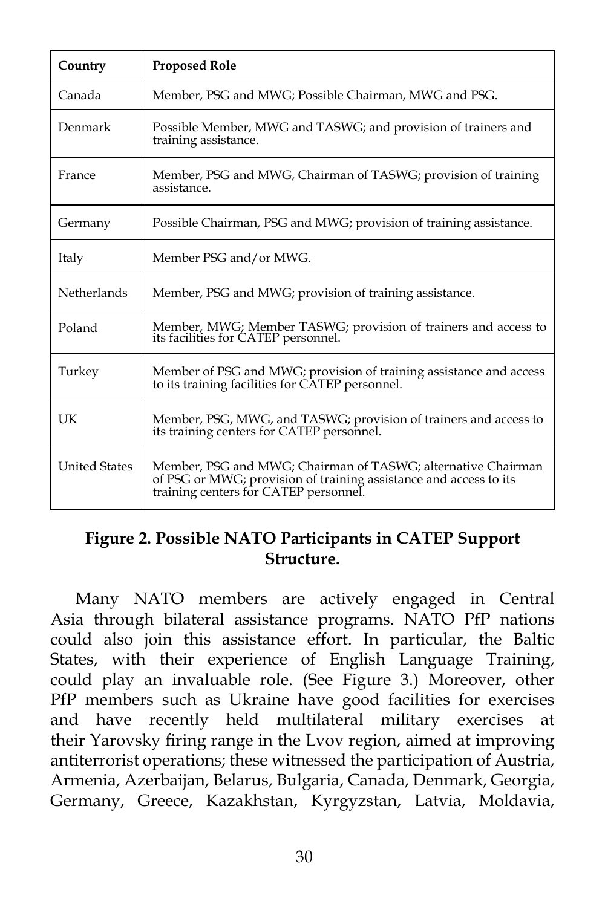| Country | Proposed Role |
|---|---|
| Canada | Member, PSG and MWG; Possible Chairman, MWG and PSG. |
| Denmark | Possible Member, MWG and TASWG; and provision of trainers and training assistance. |
| France | Member, PSG and MWG, Chairman of TASWG; provision of training assistance. |
| Germany | Possible Chairman, PSG and MWG; provision of training assistance. |
| Italy | Member PSG and/or MWG. |
| Netherlands | Member, PSG and MWG; provision of training assistance. |
| Poland | Member, MWG; Member TASWG; provision of trainers and access to its facilities for CATEP personnel. |
| Turkey | Member of PSG and MWG; provision of training assistance and access to its training facilities for CATEP personnel. |
| UK | Member, PSG, MWG, and TASWG; provision of trainers and access to its training centers for CATEP personnel. |
| United States | Member, PSG and MWG; Chairman of TASWG; alternative Chairman of PSG or MWG; provision of training assistance and access to its training centers for CATEP personnel. |

**Figure 2. Possible NATO Participants in CATEP Support Structure.**

Many NATO members are actively engaged in Central Asia through bilateral assistance programs. NATO PfP nations could also join this assistance effort. In particular, the Baltic States, with their experience of English Language Training, could play an invaluable role. (See Figure 3.) Moreover, other PfP members such as Ukraine have good facilities for exercises and have recently held multilateral military exercises at their Yarovsky firing range in the Lvov region, aimed at improving antiterrorist operations; these witnessed the participation of Austria, Armenia, Azerbaijan, Belarus, Bulgaria, Canada, Denmark, Georgia, Germany, Greece, Kazakhstan, Kyrgyzstan, Latvia, Moldavia,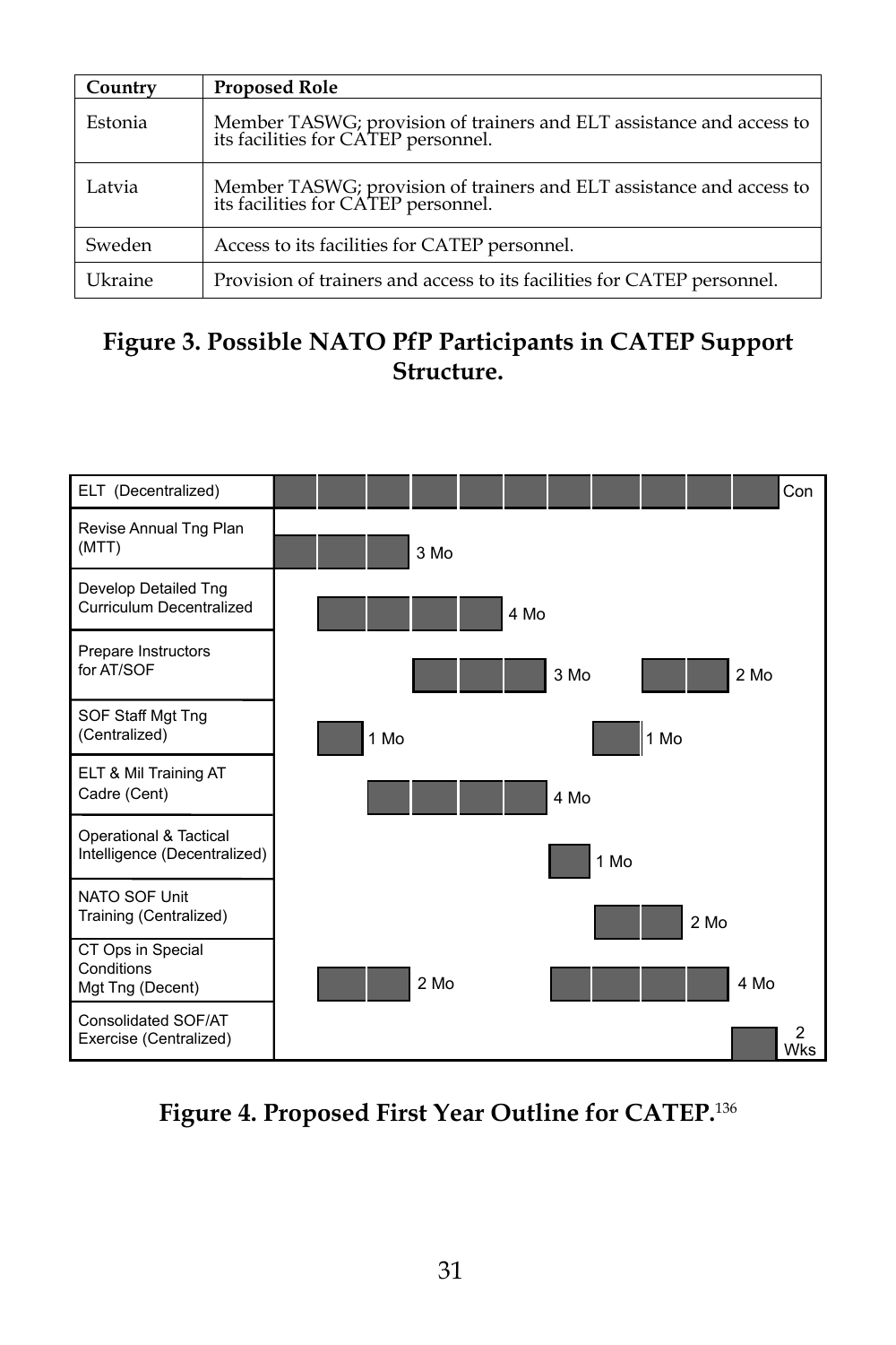| Country | Proposed Role |
|---|---|
| Estonia | Member TASWG; provision of trainers and ELT assistance and access to its facilities for CATEP personnel. |
| Latvia | Member TASWG; provision of trainers and ELT assistance and access to its facilities for CATEP personnel. |
| Sweden | Access to its facilities for CATEP personnel. |
| Ukraine | Provision of trainers and access to its facilities for CATEP personnel. |

**Figure 3. Possible NATO PfP Participants in CATEP Support Structure.**

| Activity | Duration |
|---|---|
| ELT (Decentralized) | Con |
| Revise Annual Tng Plan (MTT) | 3 Mo |
| Develop Detailed Tng Curriculum Decentralized | 4 Mo |
| Prepare Instructors for AT/SOF | 3 Mo; 2 Mo |
| SOF Staff Mgt Tng (Centralized) | 1 Mo; 1 Mo |
| ELT & Mil Training AT Cadre (Cent) | 4 Mo |
| Operational & Tactical Intelligence (Decentralized) | 1 Mo |
| NATO SOF Unit Training (Centralized) | 2 Mo |
| CT Ops in Special Conditions Mgt Tng (Decent) | 2 Mo; 4 Mo |
| Consolidated SOF/AT Exercise (Centralized) | 2 Wks |

**Figure 4. Proposed First Year Outline for CATEP.**[136]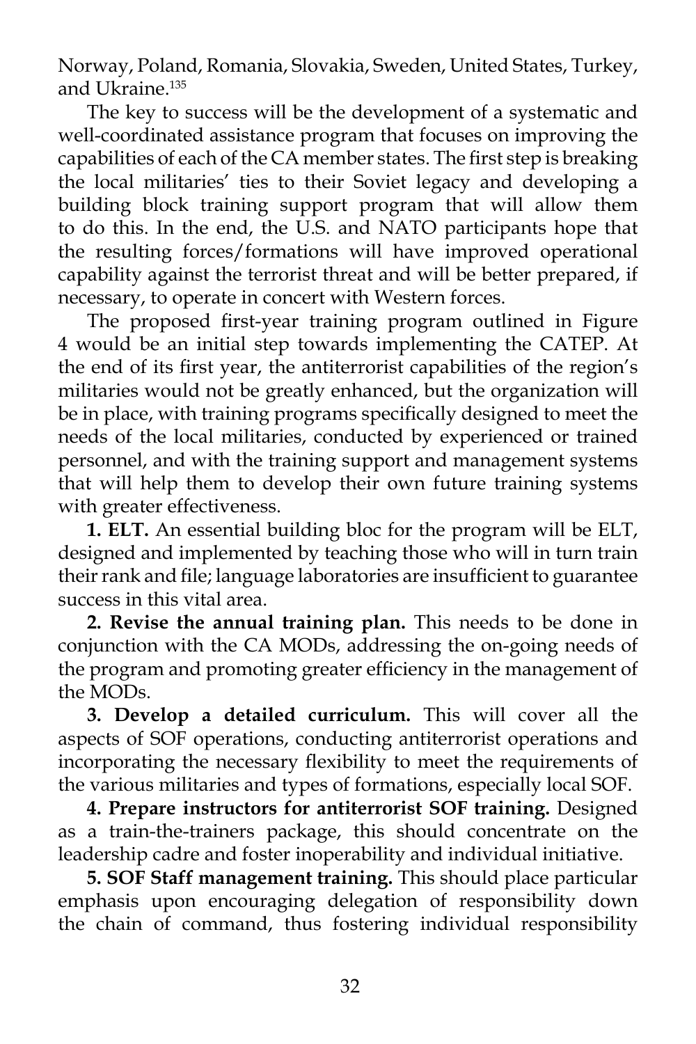Norway, Poland, Romania, Slovakia, Sweden, United States, Turkey, and Ukraine.[135]

The key to success will be the development of a systematic and well-coordinated assistance program that focuses on improving the capabilities of each of the CA member states. The first step is breaking the local militaries' ties to their Soviet legacy and developing a building block training support program that will allow them to do this. In the end, the U.S. and NATO participants hope that the resulting forces/formations will have improved operational capability against the terrorist threat and will be better prepared, if necessary, to operate in concert with Western forces.

The proposed first-year training program outlined in Figure 4 would be an initial step towards implementing the CATEP. At the end of its first year, the antiterrorist capabilities of the region's militaries would not be greatly enhanced, but the organization will be in place, with training programs specifically designed to meet the needs of the local militaries, conducted by experienced or trained personnel, and with the training support and management systems that will help them to develop their own future training systems with greater effectiveness.

**1. ELT.** An essential building bloc for the program will be ELT, designed and implemented by teaching those who will in turn train their rank and file; language laboratories are insufficient to guarantee success in this vital area.

**2. Revise the annual training plan.** This needs to be done in conjunction with the CA MODs, addressing the on-going needs of the program and promoting greater efficiency in the management of the MODs.

**3. Develop a detailed curriculum.** This will cover all the aspects of SOF operations, conducting antiterrorist operations and incorporating the necessary flexibility to meet the requirements of the various militaries and types of formations, especially local SOF.

**4. Prepare instructors for antiterrorist SOF training.** Designed as a train-the-trainers package, this should concentrate on the leadership cadre and foster inoperability and individual initiative.

**5. SOF Staff management training.** This should place particular emphasis upon encouraging delegation of responsibility down the chain of command, thus fostering individual responsibility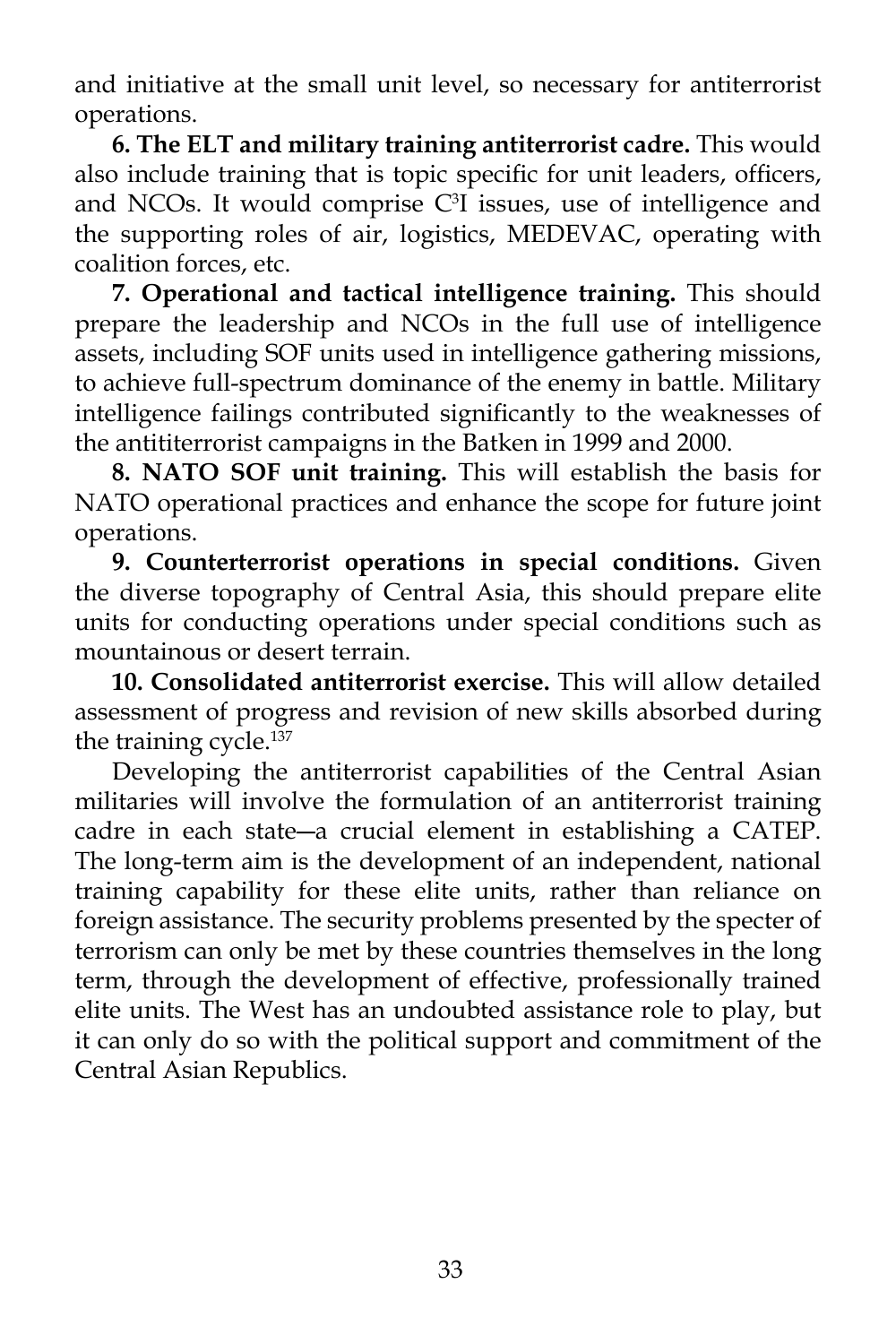and initiative at the small unit level, so necessary for antiterrorist operations.

**6. The ELT and military training antiterrorist cadre.** This would also include training that is topic specific for unit leaders, officers, and NCOs. It would comprise $C^3I$ issues, use of intelligence and the supporting roles of air, logistics, MEDEVAC, operating with coalition forces, etc.

**7. Operational and tactical intelligence training.** This should prepare the leadership and NCOs in the full use of intelligence assets, including SOF units used in intelligence gathering missions, to achieve full-spectrum dominance of the enemy in battle. Military intelligence failings contributed significantly to the weaknesses of the antititerrorist campaigns in the Batken in 1999 and 2000.

**8. NATO SOF unit training.** This will establish the basis for NATO operational practices and enhance the scope for future joint operations.

**9. Counterterrorist operations in special conditions.** Given the diverse topography of Central Asia, this should prepare elite units for conducting operations under special conditions such as mountainous or desert terrain.

**10. Consolidated antiterrorist exercise.** This will allow detailed assessment of progress and revision of new skills absorbed during the training cycle.[137]

Developing the antiterrorist capabilities of the Central Asian militaries will involve the formulation of an antiterrorist training cadre in each state—a crucial element in establishing a CATEP. The long-term aim is the development of an independent, national training capability for these elite units, rather than reliance on foreign assistance. The security problems presented by the specter of terrorism can only be met by these countries themselves in the long term, through the development of effective, professionally trained elite units. The West has an undoubted assistance role to play, but it can only do so with the political support and commitment of the Central Asian Republics.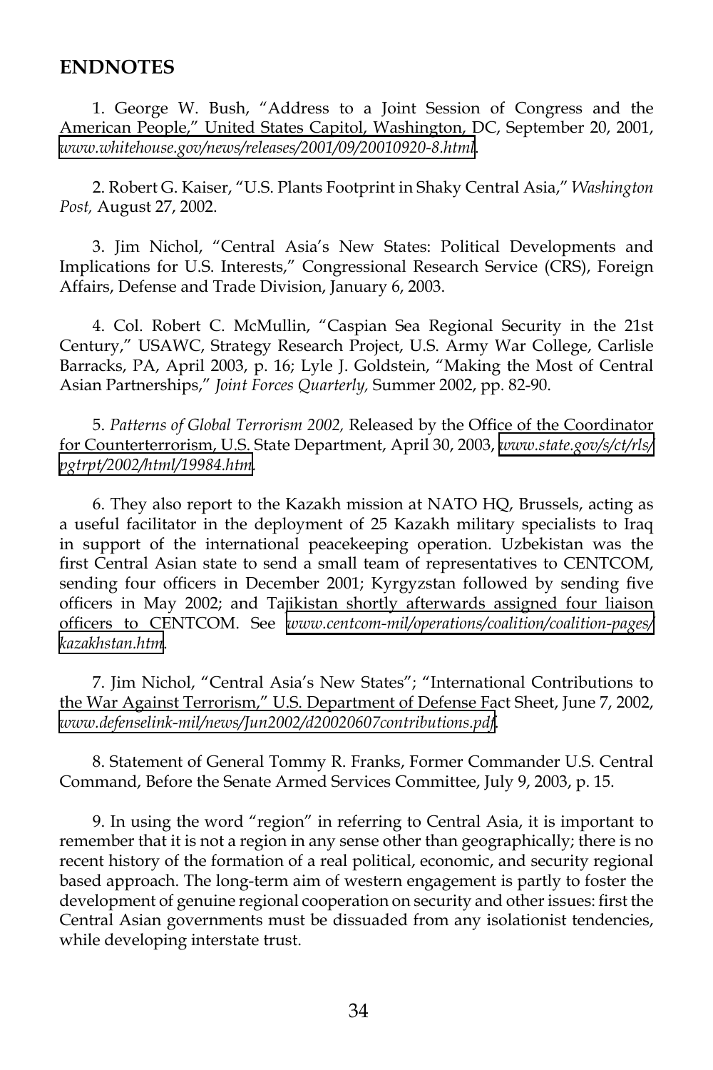## ENDNOTES

1. George W. Bush, "Address to a Joint Session of Congress and the American People," United States Capitol, Washington, DC, September 20, 2001, *www.whitehouse.gov/news/releases/2001/09/20010920-8.html*.

2. Robert G. Kaiser, "U.S. Plants Footprint in Shaky Central Asia," *Washington Post,* August 27, 2002.

3. Jim Nichol, "Central Asia's New States: Political Developments and Implications for U.S. Interests," Congressional Research Service (CRS), Foreign Affairs, Defense and Trade Division, January 6, 2003.

4. Col. Robert C. McMullin, "Caspian Sea Regional Security in the 21st Century," USAWC, Strategy Research Project, U.S. Army War College, Carlisle Barracks, PA, April 2003, p. 16; Lyle J. Goldstein, "Making the Most of Central Asian Partnerships," *Joint Forces Quarterly,* Summer 2002, pp. 82-90.

5. *Patterns of Global Terrorism 2002,* Released by the Office of the Coordinator for Counterterrorism, U.S. State Department, April 30, 2003, *www.state.gov/s/ct/rls/pgtrpt/2002/html/19984.htm*.

6. They also report to the Kazakh mission at NATO HQ, Brussels, acting as a useful facilitator in the deployment of 25 Kazakh military specialists to Iraq in support of the international peacekeeping operation. Uzbekistan was the first Central Asian state to send a small team of representatives to CENTCOM, sending four officers in December 2001; Kyrgyzstan followed by sending five officers in May 2002; and Tajikistan shortly afterwards assigned four liaison officers to CENTCOM. See *www.centcom-mil/operations/coalition/coalition-pages/kazakhstan.htm*.

7. Jim Nichol, "Central Asia's New States"; "International Contributions to the War Against Terrorism," U.S. Department of Defense Fact Sheet, June 7, 2002, *www.defenselink-mil/news/Jun2002/d20020607contributions.pdf*.

8. Statement of General Tommy R. Franks, Former Commander U.S. Central Command, Before the Senate Armed Services Committee, July 9, 2003, p. 15.

9. In using the word "region" in referring to Central Asia, it is important to remember that it is not a region in any sense other than geographically; there is no recent history of the formation of a real political, economic, and security regional based approach. The long-term aim of western engagement is partly to foster the development of genuine regional cooperation on security and other issues: first the Central Asian governments must be dissuaded from any isolationist tendencies, while developing interstate trust.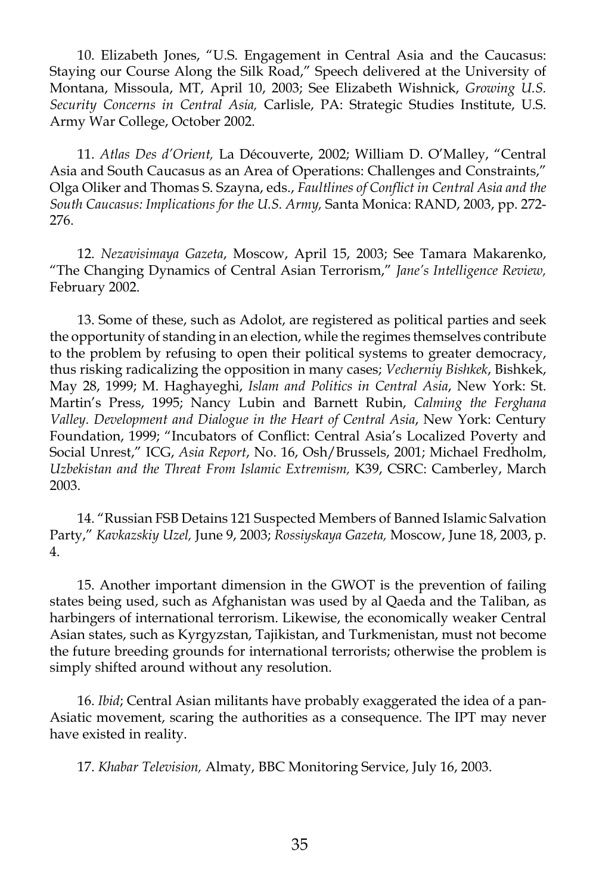10. Elizabeth Jones, "U.S. Engagement in Central Asia and the Caucasus: Staying our Course Along the Silk Road," Speech delivered at the University of Montana, Missoula, MT, April 10, 2003; See Elizabeth Wishnick, *Growing U.S. Security Concerns in Central Asia,* Carlisle, PA: Strategic Studies Institute, U.S. Army War College, October 2002.

11. *Atlas Des d'Orient,* La Découverte, 2002; William D. O'Malley, "Central Asia and South Caucasus as an Area of Operations: Challenges and Constraints," Olga Oliker and Thomas S. Szayna, eds., *Faultlines of Conflict in Central Asia and the South Caucasus: Implications for the U.S. Army,* Santa Monica: RAND, 2003, pp. 272-276.

12. *Nezavisimaya Gazeta*, Moscow, April 15, 2003; See Tamara Makarenko, "The Changing Dynamics of Central Asian Terrorism," *Jane's Intelligence Review,* February 2002.

13. Some of these, such as Adolot, are registered as political parties and seek the opportunity of standing in an election, while the regimes themselves contribute to the problem by refusing to open their political systems to greater democracy, thus risking radicalizing the opposition in many cases; *Vecherniy Bishkek*, Bishkek, May 28, 1999; M. Haghayeghi, *Islam and Politics in Central Asia*, New York: St. Martin's Press, 1995; Nancy Lubin and Barnett Rubin, *Calming the Ferghana Valley. Development and Dialogue in the Heart of Central Asia*, New York: Century Foundation, 1999; "Incubators of Conflict: Central Asia's Localized Poverty and Social Unrest," ICG, *Asia Report*, No. 16, Osh/Brussels, 2001; Michael Fredholm, *Uzbekistan and the Threat From Islamic Extremism,* K39, CSRC: Camberley, March 2003.

14. "Russian FSB Detains 121 Suspected Members of Banned Islamic Salvation Party," *Kavkazskiy Uzel,* June 9, 2003; *Rossiyskaya Gazeta,* Moscow, June 18, 2003, p. 4.

15. Another important dimension in the GWOT is the prevention of failing states being used, such as Afghanistan was used by al Qaeda and the Taliban, as harbingers of international terrorism. Likewise, the economically weaker Central Asian states, such as Kyrgyzstan, Tajikistan, and Turkmenistan, must not become the future breeding grounds for international terrorists; otherwise the problem is simply shifted around without any resolution.

16. *Ibid*; Central Asian militants have probably exaggerated the idea of a pan-Asiatic movement, scaring the authorities as a consequence. The IPT may never have existed in reality.

17. *Khabar Television,* Almaty, BBC Monitoring Service, July 16, 2003.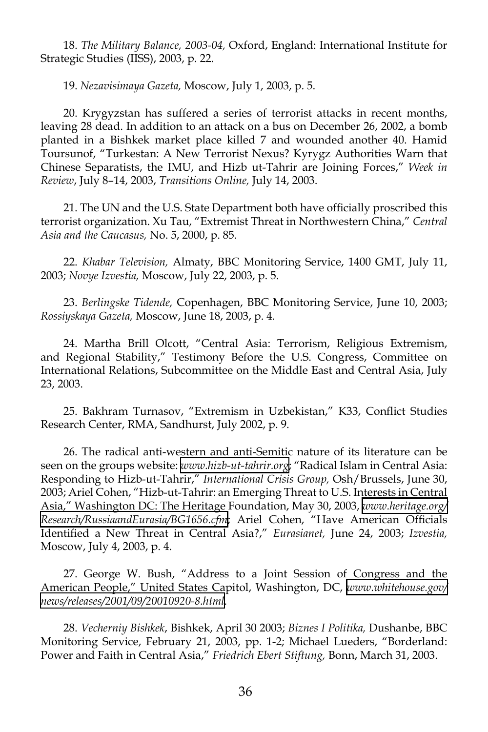18. *The Military Balance, 2003-04,* Oxford, England: International Institute for Strategic Studies (IISS), 2003, p. 22.

19. *Nezavisimaya Gazeta,* Moscow, July 1, 2003, p. 5.

20. Krygyzstan has suffered a series of terrorist attacks in recent months, leaving 28 dead. In addition to an attack on a bus on December 26, 2002, a bomb planted in a Bishkek market place killed 7 and wounded another 40. Hamid Toursunof, "Turkestan: A New Terrorist Nexus? Kyrygz Authorities Warn that Chinese Separatists, the IMU, and Hizb ut-Tahrir are Joining Forces," *Week in Review*, July 8–14, 2003, *Transitions Online,* July 14, 2003.

21. The UN and the U.S. State Department both have officially proscribed this terrorist organization. Xu Tau, "Extremist Threat in Northwestern China," *Central Asia and the Caucasus,* No. 5, 2000, p. 85.

22. *Khabar Television,* Almaty, BBC Monitoring Service, 1400 GMT, July 11, 2003; *Novye Izvestia,* Moscow, July 22, 2003, p. 5.

23. *Berlingske Tidende,* Copenhagen, BBC Monitoring Service, June 10, 2003; *Rossiyskaya Gazeta,* Moscow, June 18, 2003, p. 4.

24. Martha Brill Olcott, "Central Asia: Terrorism, Religious Extremism, and Regional Stability," Testimony Before the U.S. Congress, Committee on International Relations, Subcommittee on the Middle East and Central Asia, July 23, 2003.

25. Bakhram Turnasov, "Extremism in Uzbekistan," K33, Conflict Studies Research Center, RMA, Sandhurst, July 2002, p. 9.

26. The radical anti-western and anti-Semitic nature of its literature can be seen on the groups website: *www.hizb-ut-tahrir.org*; "Radical Islam in Central Asia: Responding to Hizb-ut-Tahrir," *International Crisis Group,* Osh/Brussels, June 30, 2003; Ariel Cohen, "Hizb-ut-Tahrir: an Emerging Threat to U.S. Interests in Central Asia," Washington DC: The Heritage Foundation, May 30, 2003, *www.heritage.org/Research/RussiaandEurasia/BG1656.cfm*; Ariel Cohen, "Have American Officials Identified a New Threat in Central Asia?," *Eurasianet,* June 24, 2003; *Izvestia,* Moscow, July 4, 2003, p. 4.

27. George W. Bush, "Address to a Joint Session of Congress and the American People," United States Capitol, Washington, DC, *www.whitehouse.gov/news/releases/2001/09/20010920-8.html*.

28. *Vecherniy Bishkek*, Bishkek, April 30 2003; *Biznes I Politika,* Dushanbe, BBC Monitoring Service, February 21, 2003, pp. 1-2; Michael Lueders, "Borderland: Power and Faith in Central Asia," *Friedrich Ebert Stiftung,* Bonn, March 31, 2003.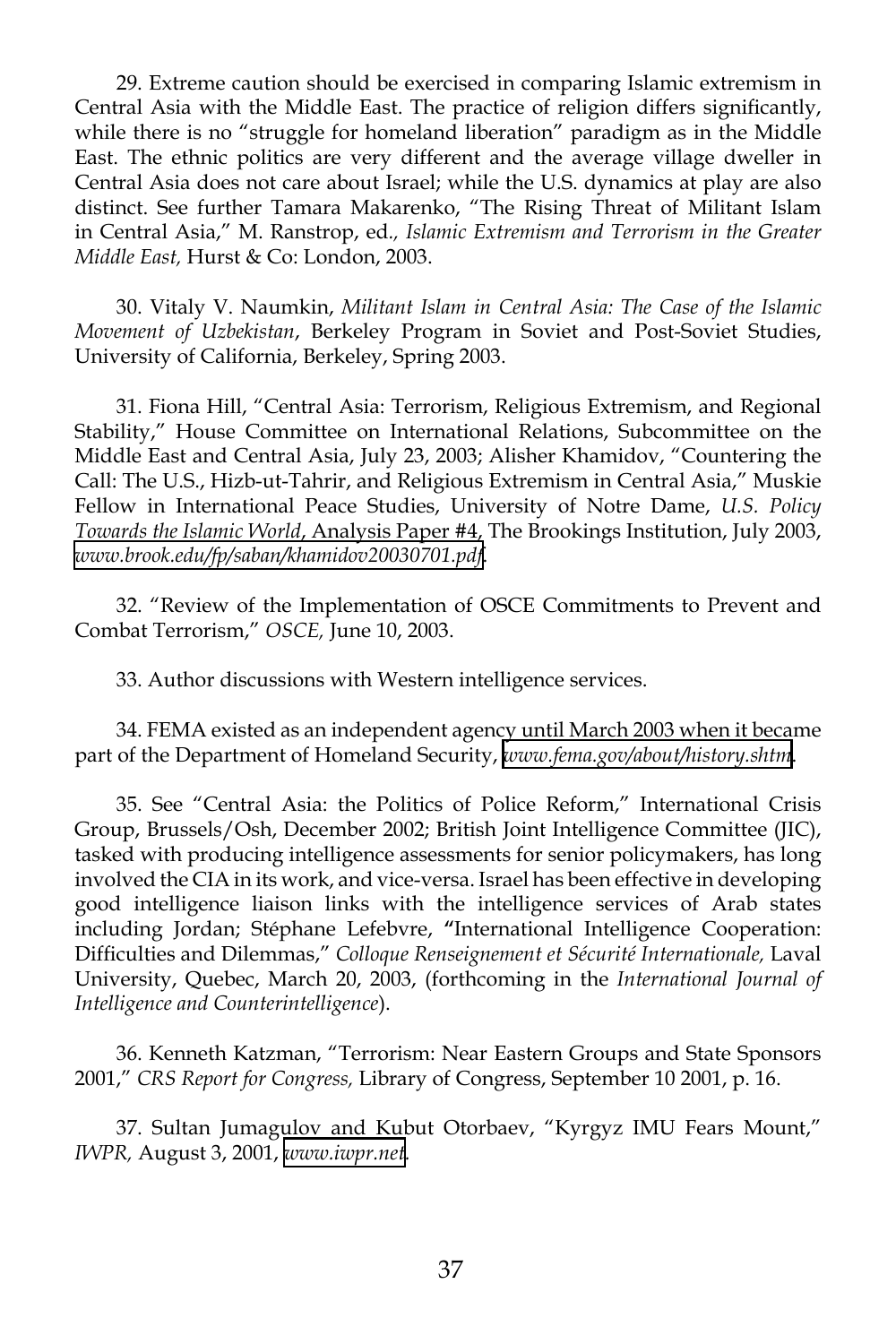29. Extreme caution should be exercised in comparing Islamic extremism in Central Asia with the Middle East. The practice of religion differs significantly, while there is no "struggle for homeland liberation" paradigm as in the Middle East. The ethnic politics are very different and the average village dweller in Central Asia does not care about Israel; while the U.S. dynamics at play are also distinct. See further Tamara Makarenko, "The Rising Threat of Militant Islam in Central Asia," M. Ranstrop, ed., *Islamic Extremism and Terrorism in the Greater Middle East,* Hurst & Co: London, 2003.

30. Vitaly V. Naumkin, *Militant Islam in Central Asia: The Case of the Islamic Movement of Uzbekistan*, Berkeley Program in Soviet and Post-Soviet Studies, University of California, Berkeley, Spring 2003.

31. Fiona Hill, "Central Asia: Terrorism, Religious Extremism, and Regional Stability," House Committee on International Relations, Subcommittee on the Middle East and Central Asia, July 23, 2003; Alisher Khamidov, "Countering the Call: The U.S., Hizb-ut-Tahrir, and Religious Extremism in Central Asia," Muskie Fellow in International Peace Studies, University of Notre Dame, *U.S. Policy Towards the Islamic World*, Analysis Paper #4, The Brookings Institution, July 2003, *www.brook.edu/fp/saban/khamidov20030701.pdf*.

32. "Review of the Implementation of OSCE Commitments to Prevent and Combat Terrorism," *OSCE,* June 10, 2003.

33. Author discussions with Western intelligence services.

34. FEMA existed as an independent agency until March 2003 when it became part of the Department of Homeland Security, *www.fema.gov/about/history.shtm*.

35. See "Central Asia: the Politics of Police Reform," International Crisis Group, Brussels/Osh, December 2002; British Joint Intelligence Committee (JIC), tasked with producing intelligence assessments for senior policymakers, has long involved the CIA in its work, and vice-versa. Israel has been effective in developing good intelligence liaison links with the intelligence services of Arab states including Jordan; Stéphane Lefebvre, **"**International Intelligence Cooperation: Difficulties and Dilemmas," *Colloque Renseignement et Sécurité Internationale,* Laval University, Quebec, March 20, 2003, (forthcoming in the *International Journal of Intelligence and Counterintelligence*).

36. Kenneth Katzman, "Terrorism: Near Eastern Groups and State Sponsors 2001," *CRS Report for Congress,* Library of Congress, September 10 2001, p. 16.

37. Sultan Jumagulov and Kubut Otorbaev, "Kyrgyz IMU Fears Mount," *IWPR,* August 3, 2001, *www.iwpr.net*.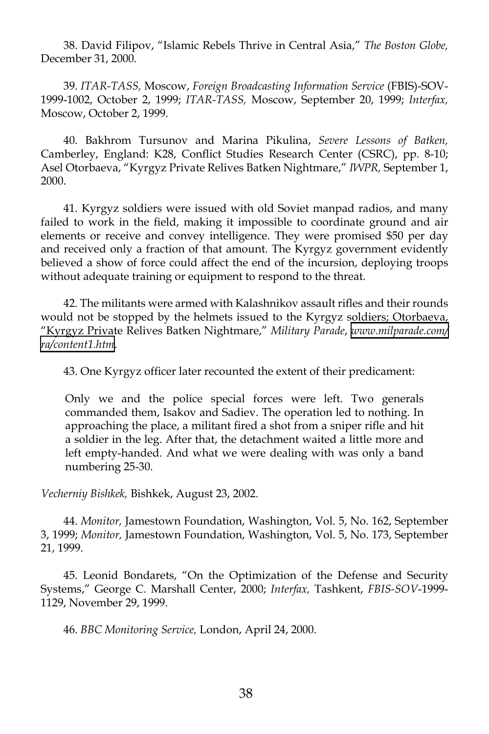38. David Filipov, "Islamic Rebels Thrive in Central Asia," *The Boston Globe,* December 31, 2000.

39. *ITAR-TASS,* Moscow, *Foreign Broadcasting Information Service* (FBIS)-SOV-1999-1002, October 2, 1999; *ITAR-TASS,* Moscow, September 20, 1999; *Interfax,* Moscow, October 2, 1999.

40. Bakhrom Tursunov and Marina Pikulina, *Severe Lessons of Batken,* Camberley, England: K28, Conflict Studies Research Center (CSRC), pp. 8-10; Asel Otorbaeva, "Kyrgyz Private Relives Batken Nightmare," *IWPR,* September 1, 2000.

41. Kyrgyz soldiers were issued with old Soviet manpad radios, and many failed to work in the field, making it impossible to coordinate ground and air elements or receive and convey intelligence. They were promised $50 per day and received only a fraction of that amount. The Kyrgyz government evidently believed a show of force could affect the end of the incursion, deploying troops without adequate training or equipment to respond to the threat.

42. The militants were armed with Kalashnikov assault rifles and their rounds would not be stopped by the helmets issued to the Kyrgyz soldiers; Otorbaeva, "Kyrgyz Private Relives Batken Nightmare," *Military Parade*, www.milparade.com/ra/content1.htm.

43. One Kyrgyz officer later recounted the extent of their predicament:

> Only we and the police special forces were left. Two generals commanded them, Isakov and Sadiev. The operation led to nothing. In approaching the place, a militant fired a shot from a sniper rifle and hit a soldier in the leg. After that, the detachment waited a little more and left empty-handed. And what we were dealing with was only a band numbering 25-30.

*Vecherniy Bishkek,* Bishkek, August 23, 2002.

44. *Monitor,* Jamestown Foundation, Washington, Vol. 5, No. 162, September 3, 1999; *Monitor,* Jamestown Foundation, Washington, Vol. 5, No. 173, September 21, 1999.

45. Leonid Bondarets, "On the Optimization of the Defense and Security Systems," George C. Marshall Center, 2000; *Interfax,* Tashkent, *FBIS-SOV*-1999-1129, November 29, 1999.

46. *BBC Monitoring Service,* London, April 24, 2000.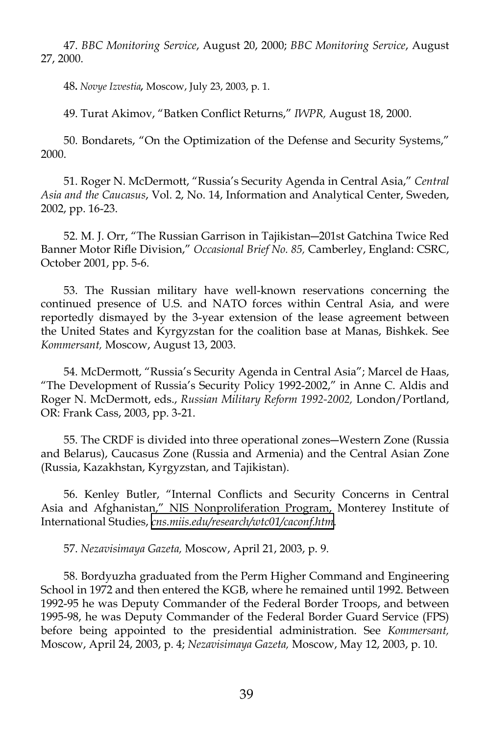47. *BBC Monitoring Service*, August 20, 2000; *BBC Monitoring Service*, August 27, 2000.

48. *Novye Izvestia*, Moscow, July 23, 2003, p. 1.

49. Turat Akimov, "Batken Conflict Returns," *IWPR,* August 18, 2000.

50. Bondarets, "On the Optimization of the Defense and Security Systems," 2000.

51. Roger N. McDermott, "Russia's Security Agenda in Central Asia," *Central Asia and the Caucasus*, Vol. 2, No. 14, Information and Analytical Center, Sweden, 2002, pp. 16-23.

52. M. J. Orr, "The Russian Garrison in Tajikistan—201st Gatchina Twice Red Banner Motor Rifle Division," *Occasional Brief No. 85,* Camberley, England: CSRC, October 2001, pp. 5-6.

53. The Russian military have well-known reservations concerning the continued presence of U.S. and NATO forces within Central Asia, and were reportedly dismayed by the 3-year extension of the lease agreement between the United States and Kyrgyzstan for the coalition base at Manas, Bishkek. See *Kommersant,* Moscow, August 13, 2003.

54. McDermott, "Russia's Security Agenda in Central Asia"; Marcel de Haas, "The Development of Russia's Security Policy 1992-2002," in Anne C. Aldis and Roger N. McDermott, eds., *Russian Military Reform 1992-2002,* London/Portland, OR: Frank Cass, 2003, pp. 3-21.

55. The CRDF is divided into three operational zones—Western Zone (Russia and Belarus), Caucasus Zone (Russia and Armenia) and the Central Asian Zone (Russia, Kazakhstan, Kyrgyzstan, and Tajikistan).

56. Kenley Butler, "Internal Conflicts and Security Concerns in Central Asia and Afghanistan," NIS Nonproliferation Program, Monterey Institute of International Studies, *cns.miis.edu/research/wtc01/caconf.htm*.

57. *Nezavisimaya Gazeta,* Moscow, April 21, 2003, p. 9.

58. Bordyuzha graduated from the Perm Higher Command and Engineering School in 1972 and then entered the KGB, where he remained until 1992. Between 1992-95 he was Deputy Commander of the Federal Border Troops, and between 1995-98, he was Deputy Commander of the Federal Border Guard Service (FPS) before being appointed to the presidential administration. See *Kommersant,* Moscow, April 24, 2003, p. 4; *Nezavisimaya Gazeta,* Moscow, May 12, 2003, p. 10.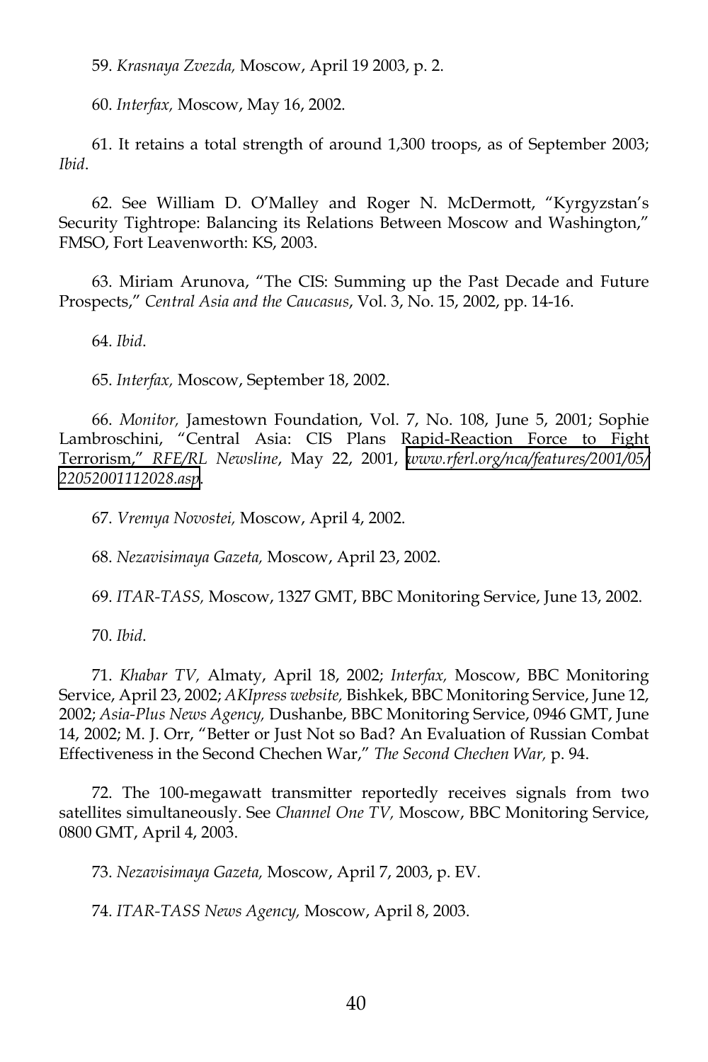59. *Krasnaya Zvezda,* Moscow, April 19 2003, p. 2.

60. *Interfax,* Moscow, May 16, 2002.

61. It retains a total strength of around 1,300 troops, as of September 2003; *Ibid*.

62. See William D. O'Malley and Roger N. McDermott, "Kyrgyzstan's Security Tightrope: Balancing its Relations Between Moscow and Washington," FMSO, Fort Leavenworth: KS, 2003.

63. Miriam Arunova, "The CIS: Summing up the Past Decade and Future Prospects," *Central Asia and the Caucasus*, Vol. 3, No. 15, 2002, pp. 14-16.

64. *Ibid*.

65. *Interfax,* Moscow, September 18, 2002.

66. *Monitor,* Jamestown Foundation, Vol. 7, No. 108, June 5, 2001; Sophie Lambroschini, "Central Asia: CIS Plans Rapid-Reaction Force to Fight Terrorism," *RFE/RL Newsline*, May 22, 2001, *www.rferl.org/nca/features/2001/05/22052001112028.asp*.

67. *Vremya Novostei,* Moscow, April 4, 2002.

68. *Nezavisimaya Gazeta,* Moscow, April 23, 2002.

69. *ITAR-TASS,* Moscow, 1327 GMT, BBC Monitoring Service, June 13, 2002.

70. *Ibid*.

71. *Khabar TV,* Almaty, April 18, 2002; *Interfax,* Moscow, BBC Monitoring Service, April 23, 2002; *AKIpress website,* Bishkek, BBC Monitoring Service, June 12, 2002; *Asia-Plus News Agency,* Dushanbe, BBC Monitoring Service, 0946 GMT, June 14, 2002; M. J. Orr, "Better or Just Not so Bad? An Evaluation of Russian Combat Effectiveness in the Second Chechen War," *The Second Chechen War,* p. 94.

72. The 100-megawatt transmitter reportedly receives signals from two satellites simultaneously. See *Channel One TV,* Moscow, BBC Monitoring Service, 0800 GMT, April 4, 2003.

73. *Nezavisimaya Gazeta,* Moscow, April 7, 2003, p. EV.

74. *ITAR-TASS News Agency,* Moscow, April 8, 2003.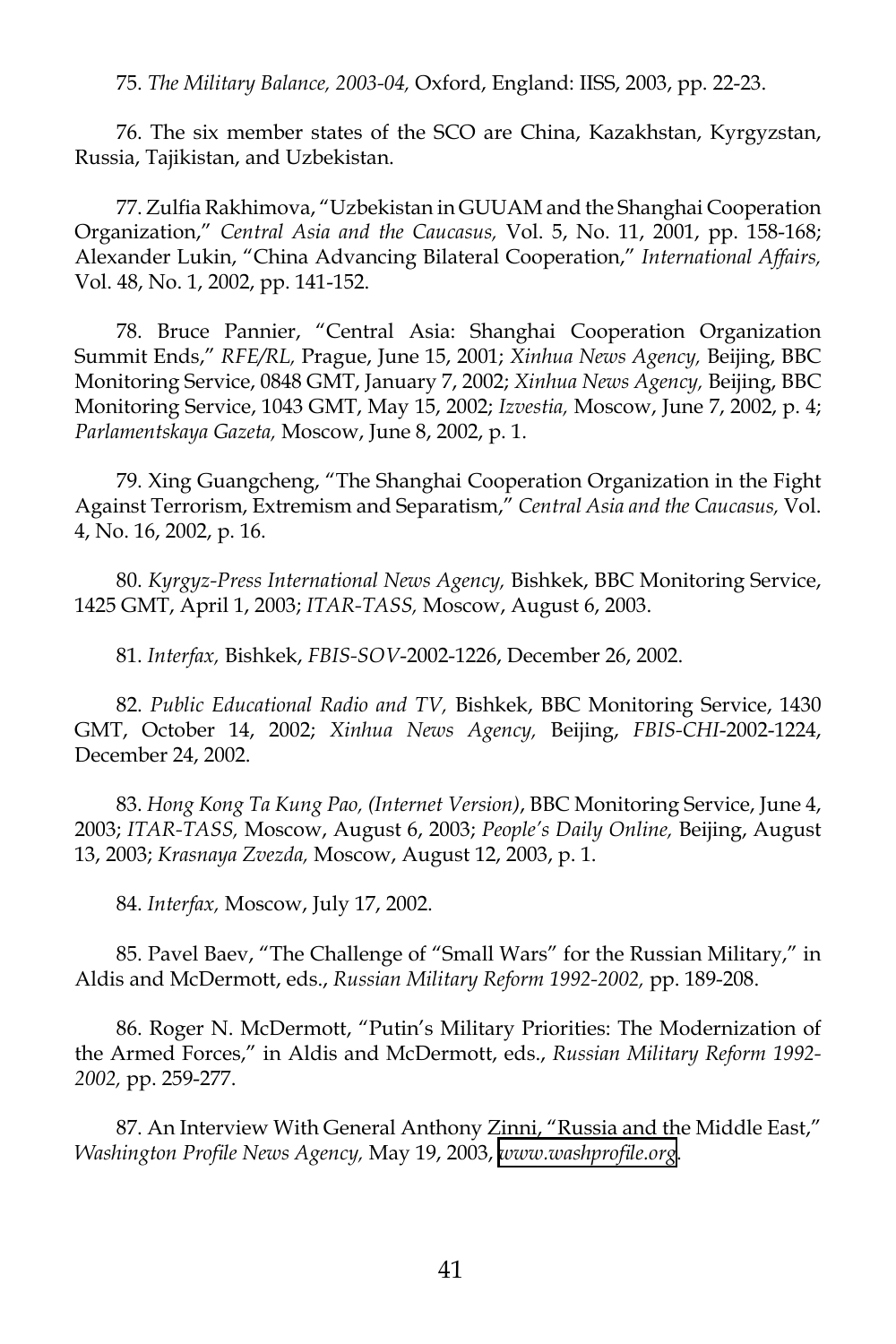75. *The Military Balance, 2003-04,* Oxford, England: IISS, 2003, pp. 22-23.

76. The six member states of the SCO are China, Kazakhstan, Kyrgyzstan, Russia, Tajikistan, and Uzbekistan.

77. Zulfia Rakhimova, "Uzbekistan in GUUAM and the Shanghai Cooperation Organization," *Central Asia and the Caucasus,* Vol. 5, No. 11, 2001, pp. 158-168; Alexander Lukin, "China Advancing Bilateral Cooperation," *International Affairs,* Vol. 48, No. 1, 2002, pp. 141-152.

78. Bruce Pannier, "Central Asia: Shanghai Cooperation Organization Summit Ends," *RFE/RL,* Prague, June 15, 2001; *Xinhua News Agency,* Beijing, BBC Monitoring Service, 0848 GMT, January 7, 2002; *Xinhua News Agency,* Beijing, BBC Monitoring Service, 1043 GMT, May 15, 2002; *Izvestia,* Moscow, June 7, 2002, p. 4; *Parlamentskaya Gazeta,* Moscow, June 8, 2002, p. 1.

79. Xing Guangcheng, "The Shanghai Cooperation Organization in the Fight Against Terrorism, Extremism and Separatism," *Central Asia and the Caucasus,* Vol. 4, No. 16, 2002, p. 16.

80. *Kyrgyz-Press International News Agency,* Bishkek, BBC Monitoring Service, 1425 GMT, April 1, 2003; *ITAR-TASS,* Moscow, August 6, 2003.

81. *Interfax,* Bishkek, *FBIS-SOV*-2002-1226, December 26, 2002.

82. *Public Educational Radio and TV,* Bishkek, BBC Monitoring Service, 1430 GMT, October 14, 2002; *Xinhua News Agency,* Beijing, *FBIS-CHI*-2002-1224, December 24, 2002.

83. *Hong Kong Ta Kung Pao, (Internet Version)*, BBC Monitoring Service, June 4, 2003; *ITAR-TASS,* Moscow, August 6, 2003; *People's Daily Online,* Beijing, August 13, 2003; *Krasnaya Zvezda,* Moscow, August 12, 2003, p. 1.

84. *Interfax,* Moscow, July 17, 2002.

85. Pavel Baev, "The Challenge of "Small Wars" for the Russian Military," in Aldis and McDermott, eds., *Russian Military Reform 1992-2002,* pp. 189-208.

86. Roger N. McDermott, "Putin's Military Priorities: The Modernization of the Armed Forces," in Aldis and McDermott, eds., *Russian Military Reform 1992-2002,* pp. 259-277.

87. An Interview With General Anthony Zinni, "Russia and the Middle East," *Washington Profile News Agency,* May 19, 2003, *www.washprofile.org*.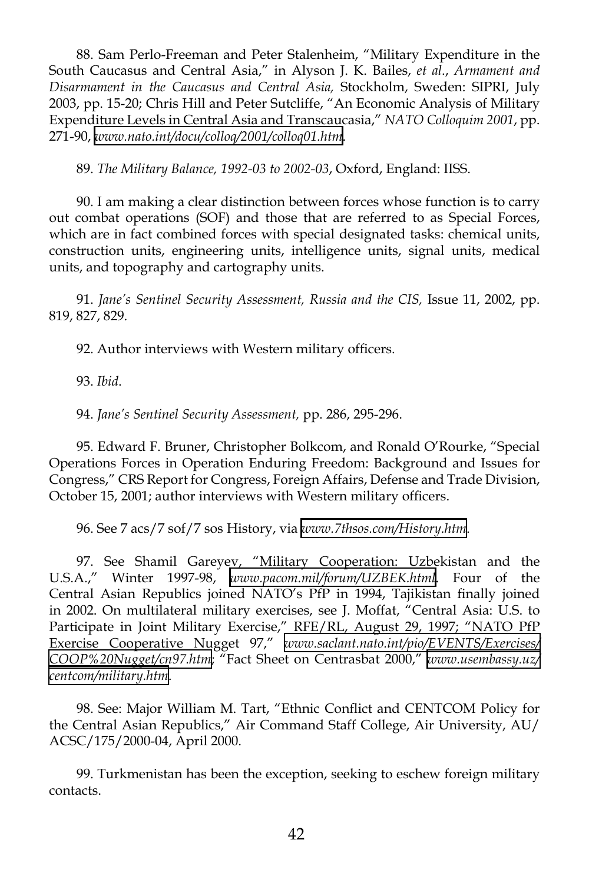88. Sam Perlo-Freeman and Peter Stalenheim, "Military Expenditure in the South Caucasus and Central Asia," in Alyson J. K. Bailes, *et al*., *Armament and Disarmament in the Caucasus and Central Asia,* Stockholm, Sweden: SIPRI, July 2003, pp. 15-20; Chris Hill and Peter Sutcliffe, "An Economic Analysis of Military Expenditure Levels in Central Asia and Transcaucasia," *NATO Colloquim 2001*, pp. 271-90, *www.nato.int/docu/colloq/2001/colloq01.htm*.

89. *The Military Balance, 1992-03 to 2002-03*, Oxford, England: IISS.

90. I am making a clear distinction between forces whose function is to carry out combat operations (SOF) and those that are referred to as Special Forces, which are in fact combined forces with special designated tasks: chemical units, construction units, engineering units, intelligence units, signal units, medical units, and topography and cartography units.

91. *Jane's Sentinel Security Assessment, Russia and the CIS,* Issue 11, 2002, pp. 819, 827, 829.

92. Author interviews with Western military officers.

93. *Ibid*.

94. *Jane's Sentinel Security Assessment,* pp. 286, 295-296.

95. Edward F. Bruner, Christopher Bolkcom, and Ronald O'Rourke, "Special Operations Forces in Operation Enduring Freedom: Background and Issues for Congress," CRS Report for Congress, Foreign Affairs, Defense and Trade Division, October 15, 2001; author interviews with Western military officers.

96. See 7 acs/7 sof/7 sos History, via *www.7thsos.com/History.htm*.

97. See Shamil Gareyev, "Military Cooperation: Uzbekistan and the U.S.A.," Winter 1997-98, *www.pacom.mil/forum/UZBEK.html*. Four of the Central Asian Republics joined NATO's PfP in 1994, Tajikistan finally joined in 2002. On multilateral military exercises, see J. Moffat, "Central Asia: U.S. to Participate in Joint Military Exercise," RFE/RL, August 29, 1997; "NATO PfP Exercise Cooperative Nugget 97," *www.saclant.nato.int/pio/EVENTS/Exercises/COOP%20Nugget/cn97.htm*; "Fact Sheet on Centrasbat 2000," *www.usembassy.uz/centcom/military.htm*.

98. See: Major William M. Tart, "Ethnic Conflict and CENTCOM Policy for the Central Asian Republics," Air Command Staff College, Air University, AU/ACSC/175/2000-04, April 2000.

99. Turkmenistan has been the exception, seeking to eschew foreign military contacts.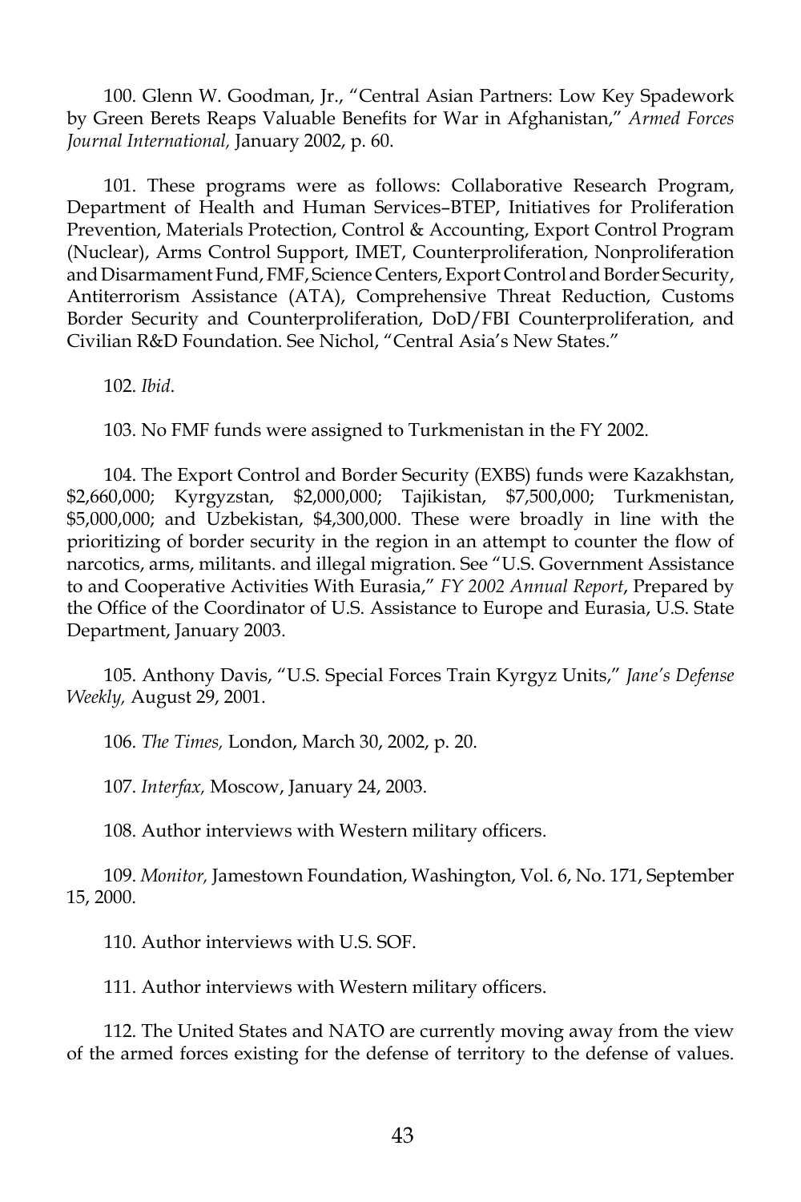100. Glenn W. Goodman, Jr., "Central Asian Partners: Low Key Spadework by Green Berets Reaps Valuable Benefits for War in Afghanistan," *Armed Forces Journal International,* January 2002, p. 60.

101. These programs were as follows: Collaborative Research Program, Department of Health and Human Services–BTEP, Initiatives for Proliferation Prevention, Materials Protection, Control & Accounting, Export Control Program (Nuclear), Arms Control Support, IMET, Counterproliferation, Nonproliferation and Disarmament Fund, FMF, Science Centers, Export Control and Border Security, Antiterrorism Assistance (ATA), Comprehensive Threat Reduction, Customs Border Security and Counterproliferation, DoD/FBI Counterproliferation, and Civilian R&D Foundation. See Nichol, "Central Asia's New States."

102. *Ibid*.

103. No FMF funds were assigned to Turkmenistan in the FY 2002.

104. The Export Control and Border Security (EXBS) funds were Kazakhstan, $2,660,000; Kyrgyzstan, $2,000,000; Tajikistan, $7,500,000; Turkmenistan, $5,000,000; and Uzbekistan, $4,300,000. These were broadly in line with the prioritizing of border security in the region in an attempt to counter the flow of narcotics, arms, militants. and illegal migration. See "U.S. Government Assistance to and Cooperative Activities With Eurasia," *FY 2002 Annual Report*, Prepared by the Office of the Coordinator of U.S. Assistance to Europe and Eurasia, U.S. State Department, January 2003.

105. Anthony Davis, "U.S. Special Forces Train Kyrgyz Units," *Jane's Defense Weekly,* August 29, 2001.

106. *The Times,* London, March 30, 2002, p. 20.

107. *Interfax,* Moscow, January 24, 2003.

108. Author interviews with Western military officers.

109. *Monitor,* Jamestown Foundation, Washington, Vol. 6, No. 171, September 15, 2000.

110. Author interviews with U.S. SOF.

111. Author interviews with Western military officers.

112. The United States and NATO are currently moving away from the view of the armed forces existing for the defense of territory to the defense of values.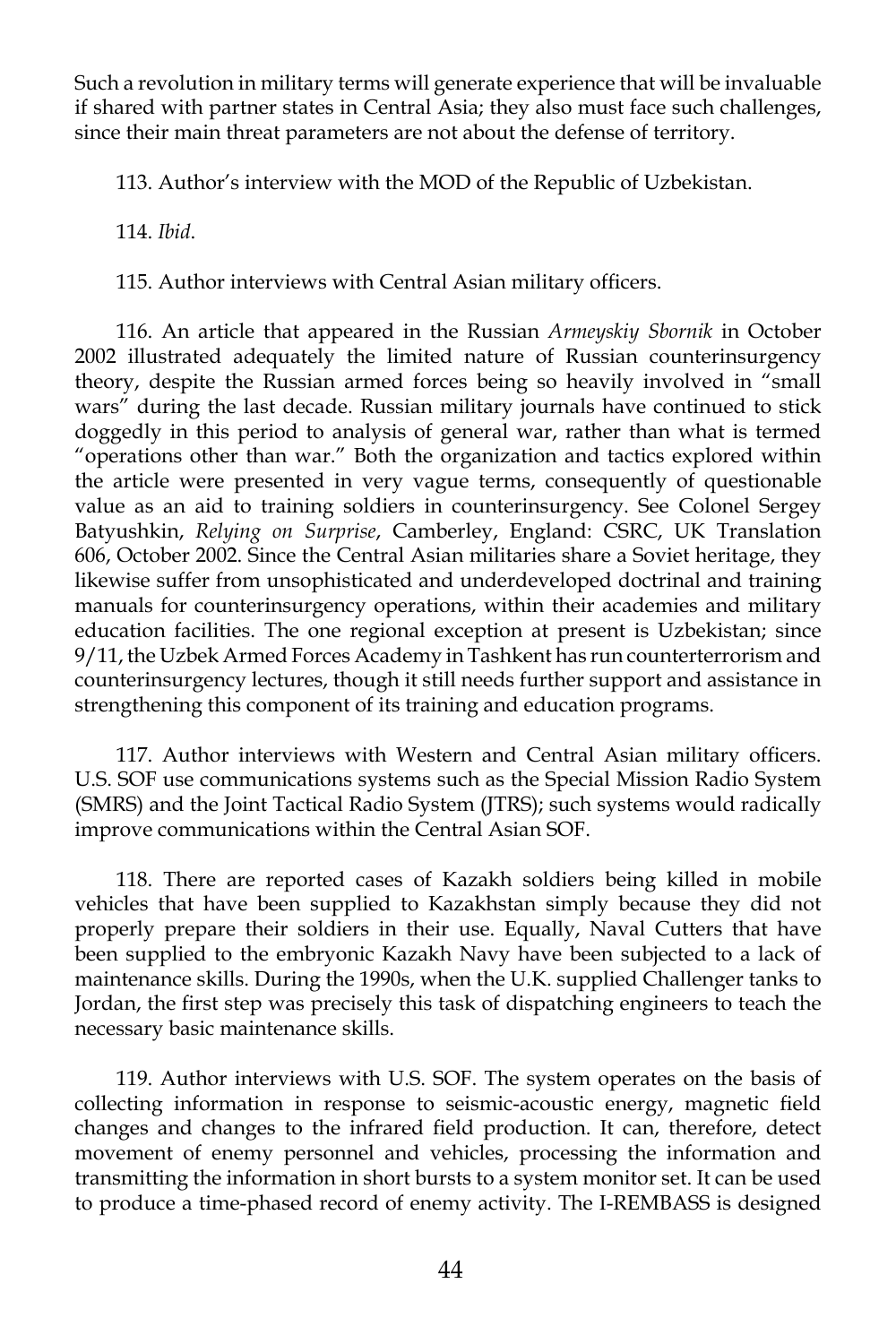Such a revolution in military terms will generate experience that will be invaluable if shared with partner states in Central Asia; they also must face such challenges, since their main threat parameters are not about the defense of territory.

113. Author's interview with the MOD of the Republic of Uzbekistan.

114. *Ibid*.

115. Author interviews with Central Asian military officers.

116. An article that appeared in the Russian *Armeyskiy Sbornik* in October 2002 illustrated adequately the limited nature of Russian counterinsurgency theory, despite the Russian armed forces being so heavily involved in "small wars" during the last decade. Russian military journals have continued to stick doggedly in this period to analysis of general war, rather than what is termed "operations other than war." Both the organization and tactics explored within the article were presented in very vague terms, consequently of questionable value as an aid to training soldiers in counterinsurgency. See Colonel Sergey Batyushkin, *Relying on Surprise*, Camberley, England: CSRC, UK Translation 606, October 2002. Since the Central Asian militaries share a Soviet heritage, they likewise suffer from unsophisticated and underdeveloped doctrinal and training manuals for counterinsurgency operations, within their academies and military education facilities. The one regional exception at present is Uzbekistan; since 9/11, the Uzbek Armed Forces Academy in Tashkent has run counterterrorism and counterinsurgency lectures, though it still needs further support and assistance in strengthening this component of its training and education programs.

117. Author interviews with Western and Central Asian military officers. U.S. SOF use communications systems such as the Special Mission Radio System (SMRS) and the Joint Tactical Radio System (JTRS); such systems would radically improve communications within the Central Asian SOF.

118. There are reported cases of Kazakh soldiers being killed in mobile vehicles that have been supplied to Kazakhstan simply because they did not properly prepare their soldiers in their use. Equally, Naval Cutters that have been supplied to the embryonic Kazakh Navy have been subjected to a lack of maintenance skills. During the 1990s, when the U.K. supplied Challenger tanks to Jordan, the first step was precisely this task of dispatching engineers to teach the necessary basic maintenance skills.

119. Author interviews with U.S. SOF. The system operates on the basis of collecting information in response to seismic-acoustic energy, magnetic field changes and changes to the infrared field production. It can, therefore, detect movement of enemy personnel and vehicles, processing the information and transmitting the information in short bursts to a system monitor set. It can be used to produce a time-phased record of enemy activity. The I-REMBASS is designed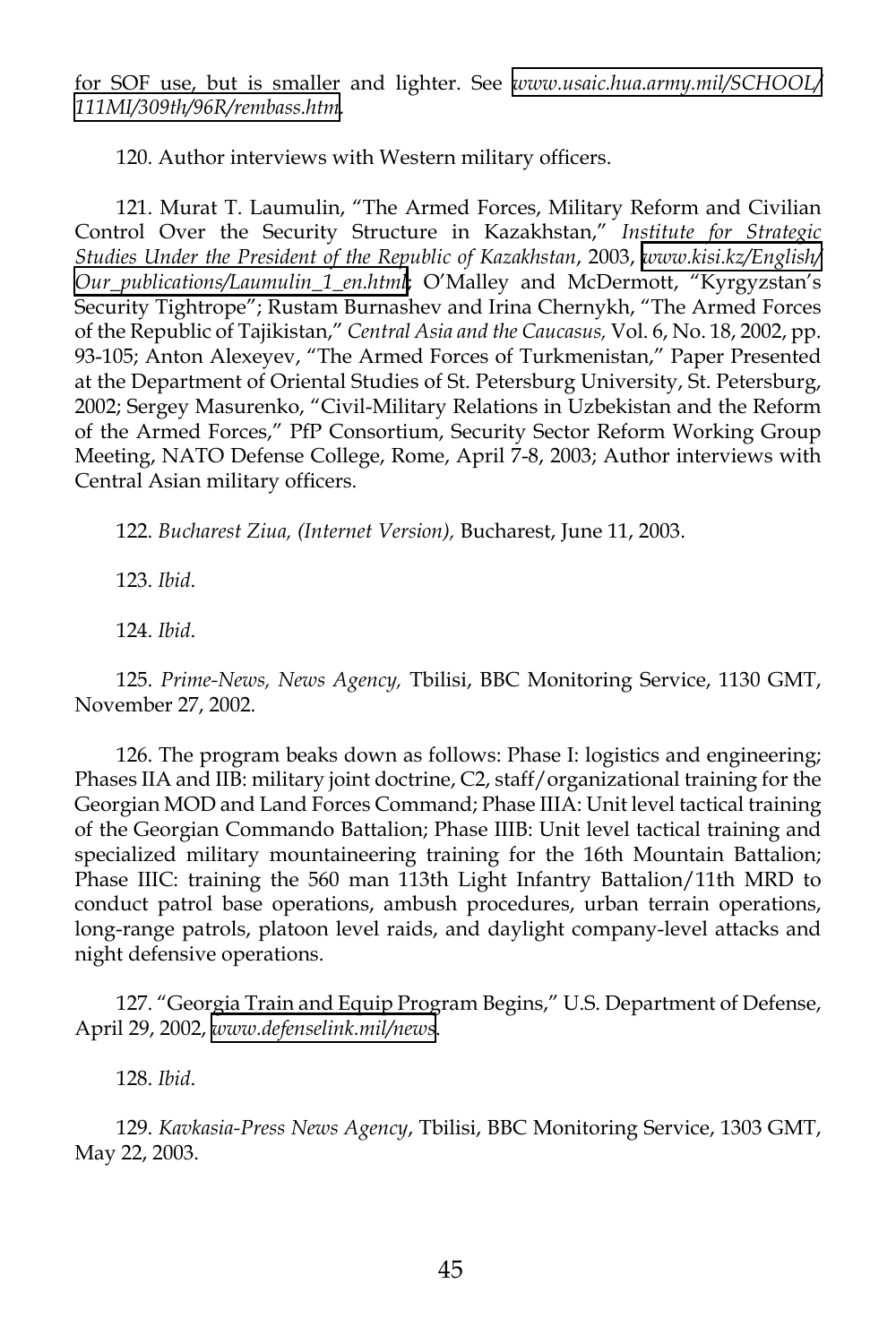for SOF use, but is smaller and lighter. See *www.usaic.hua.army.mil/SCHOOL/111MI/309th/96R/rembass.htm*.

120. Author interviews with Western military officers.

121. Murat T. Laumulin, "The Armed Forces, Military Reform and Civilian Control Over the Security Structure in Kazakhstan," *Institute for Strategic Studies Under the President of the Republic of Kazakhstan*, 2003, *www.kisi.kz/English/Our_publications/Laumulin_1_en.html*; O'Malley and McDermott, "Kyrgyzstan's Security Tightrope"; Rustam Burnashev and Irina Chernykh, "The Armed Forces of the Republic of Tajikistan," *Central Asia and the Caucasus,* Vol. 6, No. 18, 2002, pp. 93-105; Anton Alexeyev, "The Armed Forces of Turkmenistan," Paper Presented at the Department of Oriental Studies of St. Petersburg University, St. Petersburg, 2002; Sergey Masurenko, "Civil-Military Relations in Uzbekistan and the Reform of the Armed Forces," PfP Consortium, Security Sector Reform Working Group Meeting, NATO Defense College, Rome, April 7-8, 2003; Author interviews with Central Asian military officers.

122. *Bucharest Ziua, (Internet Version),* Bucharest, June 11, 2003.

123. *Ibid*.

124. *Ibid*.

125. *Prime-News, News Agency,* Tbilisi, BBC Monitoring Service, 1130 GMT, November 27, 2002.

126. The program beaks down as follows: Phase I: logistics and engineering; Phases IIA and IIB: military joint doctrine, C2, staff/organizational training for the Georgian MOD and Land Forces Command; Phase IIIA: Unit level tactical training of the Georgian Commando Battalion; Phase IIIB: Unit level tactical training and specialized military mountaineering training for the 16th Mountain Battalion; Phase IIIC: training the 560 man 113th Light Infantry Battalion/11th MRD to conduct patrol base operations, ambush procedures, urban terrain operations, long-range patrols, platoon level raids, and daylight company-level attacks and night defensive operations.

127. "Georgia Train and Equip Program Begins," U.S. Department of Defense, April 29, 2002, *www.defenselink.mil/news*.

128. *Ibid*.

129. *Kavkasia-Press News Agency*, Tbilisi, BBC Monitoring Service, 1303 GMT, May 22, 2003.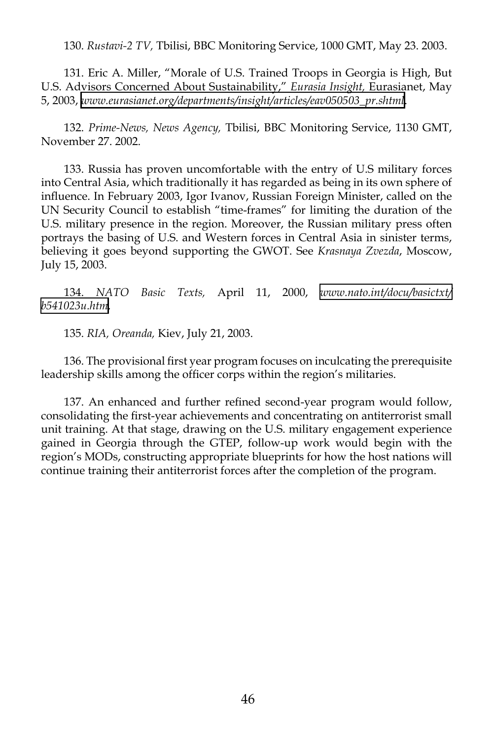130. *Rustavi-2 TV,* Tbilisi, BBC Monitoring Service, 1000 GMT, May 23. 2003.

131. Eric A. Miller, "Morale of U.S. Trained Troops in Georgia is High, But U.S. Advisors Concerned About Sustainability," *Eurasia Insight,* Eurasianet, May 5, 2003, *www.eurasianet.org/departments/insight/articles/eav050503_pr.shtml*.

132. *Prime-News, News Agency,* Tbilisi, BBC Monitoring Service, 1130 GMT, November 27. 2002.

133. Russia has proven uncomfortable with the entry of U.S military forces into Central Asia, which traditionally it has regarded as being in its own sphere of influence. In February 2003, Igor Ivanov, Russian Foreign Minister, called on the UN Security Council to establish "time-frames" for limiting the duration of the U.S. military presence in the region. Moreover, the Russian military press often portrays the basing of U.S. and Western forces in Central Asia in sinister terms, believing it goes beyond supporting the GWOT. See *Krasnaya Zvezda*, Moscow, July 15, 2003.

134. *NATO Basic Texts,* April 11, 2000, *www.nato.int/docu/basictxt/b541023u.htm*.

135. *RIA, Oreanda,* Kiev, July 21, 2003.

136. The provisional first year program focuses on inculcating the prerequisite leadership skills among the officer corps within the region's militaries.

137. An enhanced and further refined second-year program would follow, consolidating the first-year achievements and concentrating on antiterrorist small unit training. At that stage, drawing on the U.S. military engagement experience gained in Georgia through the GTEP, follow-up work would begin with the region's MODs, constructing appropriate blueprints for how the host nations will continue training their antiterrorist forces after the completion of the program.